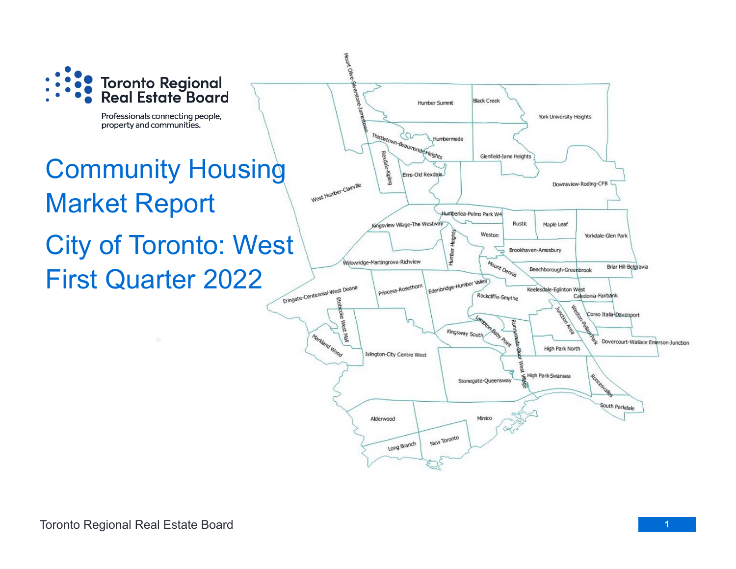Toronto Regional Real Estate Board

Professionals connecting people, property and communities.

# Community Housing Market Report

# City of Toronto: West First Quarter 2022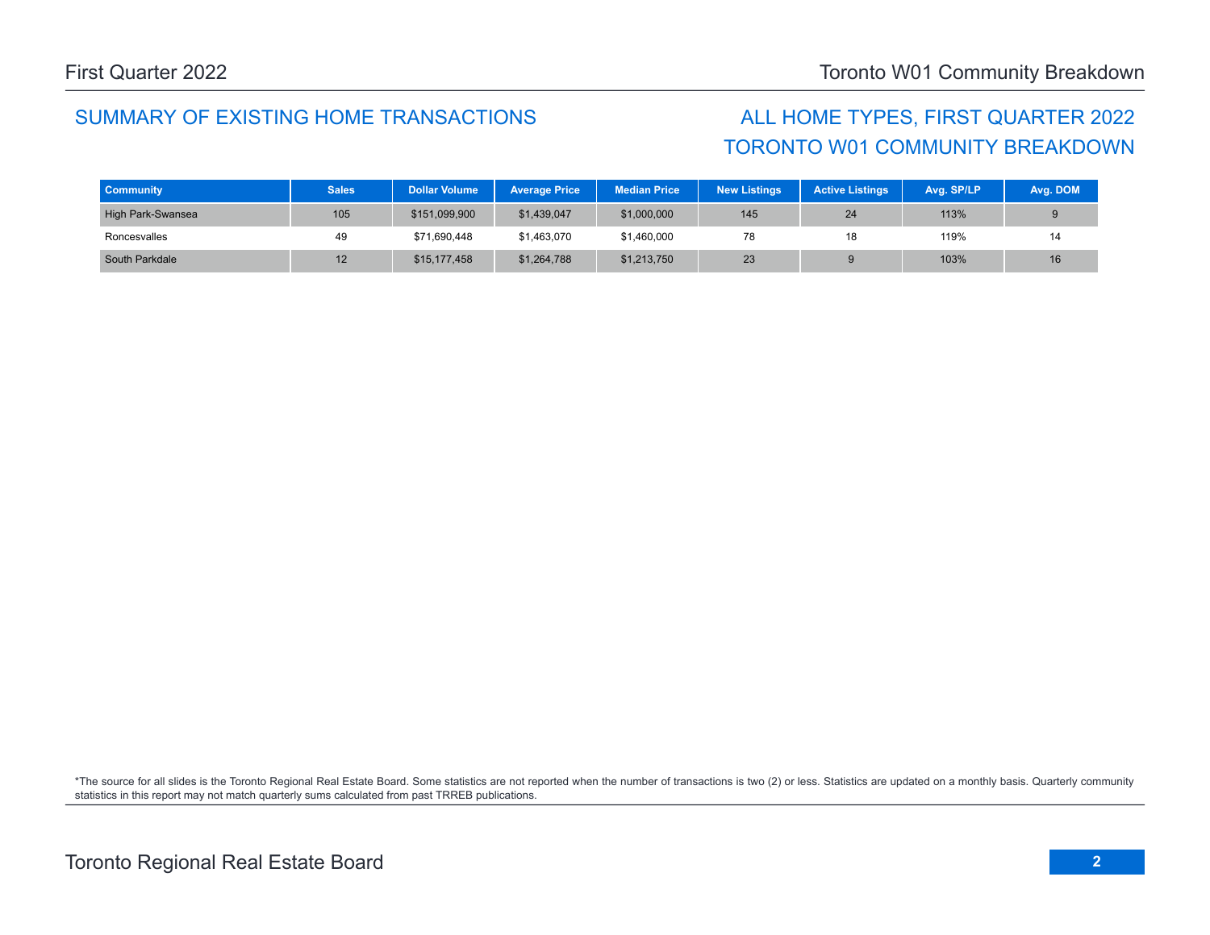## SUMMARY OF EXISTING HOME TRANSACTIONS

## ALL HOME TYPES, FIRST QUARTER 2022
## TORONTO W01 COMMUNITY BREAKDOWN

| Community | Sales | Dollar Volume | Average Price | Median Price | New Listings | Active Listings | Avg. SP/LP | Avg. DOM |
|---|---|---|---|---|---|---|---|---|
| High Park-Swansea | 105 | $151,099,900 | $1,439,047 | $1,000,000 | 145 | 24 | 113% | 9 |
| Roncesvalles | 49 | $71,690,448 | $1,463,070 | $1,460,000 | 78 | 18 | 119% | 14 |
| South Parkdale | 12 | $15,177,458 | $1,264,788 | $1,213,750 | 23 | 9 | 103% | 16 |

*The source for all slides is the Toronto Regional Real Estate Board. Some statistics are not reported when the number of transactions is two (2) or less. Statistics are updated on a monthly basis. Quarterly community statistics in this report may not match quarterly sums calculated from past TRREB publications.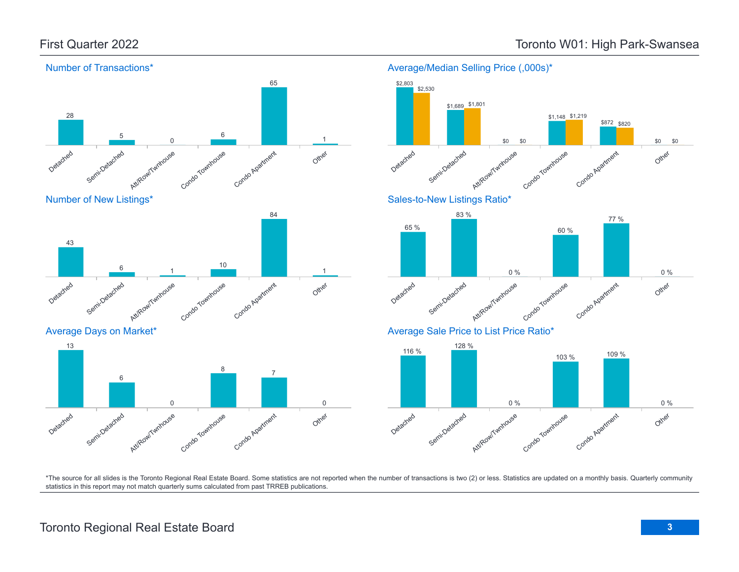# First Quarter 2022

# Toronto W01: High Park-Swansea

## Number of Transactions*

| Detached | Semi-Detached | Att/Row/Twnhouse | Condo Townhouse | Condo Apartment | Other |
|---|---|---|---|---|---|
| 28 | 5 | 0 | 6 | 65 | 1 |

## Average/Median Selling Price (,000s)*

| | Detached | Semi-Detached | Att/Row/Twnhouse | Condo Townhouse | Condo Apartment | Other |
|---|---|---|---|---|---|---|
| Average | $2,803 | $1,689 | $0 | $1,148 | $872 | $0 |
| Median | $2,530 | $1,801 | $0 | $1,219 | $820 | $0 |

## Number of New Listings*

| Detached | Semi-Detached | Att/Row/Twnhouse | Condo Townhouse | Condo Apartment | Other |
|---|---|---|---|---|---|
| 43 | 6 | 1 | 10 | 84 | 1 |

## Sales-to-New Listings Ratio*

| Detached | Semi-Detached | Att/Row/Twnhouse | Condo Townhouse | Condo Apartment | Other |
|---|---|---|---|---|---|
| 65 % | 83 % | 0 % | 60 % | 77 % | 0 % |

## Average Days on Market*

| Detached | Semi-Detached | Att/Row/Twnhouse | Condo Townhouse | Condo Apartment | Other |
|---|---|---|---|---|---|
| 13 | 6 | 0 | 8 | 7 | 0 |

## Average Sale Price to List Price Ratio*

| Detached | Semi-Detached | Att/Row/Twnhouse | Condo Townhouse | Condo Apartment | Other |
|---|---|---|---|---|---|
| 116 % | 128 % | 0 % | 103 % | 109 % | 0 % |

*The source for all slides is the Toronto Regional Real Estate Board. Some statistics are not reported when the number of transactions is two (2) or less. Statistics are updated on a monthly basis. Quarterly community statistics in this report may not match quarterly sums calculated from past TRREB publications.

Toronto Regional Real Estate Board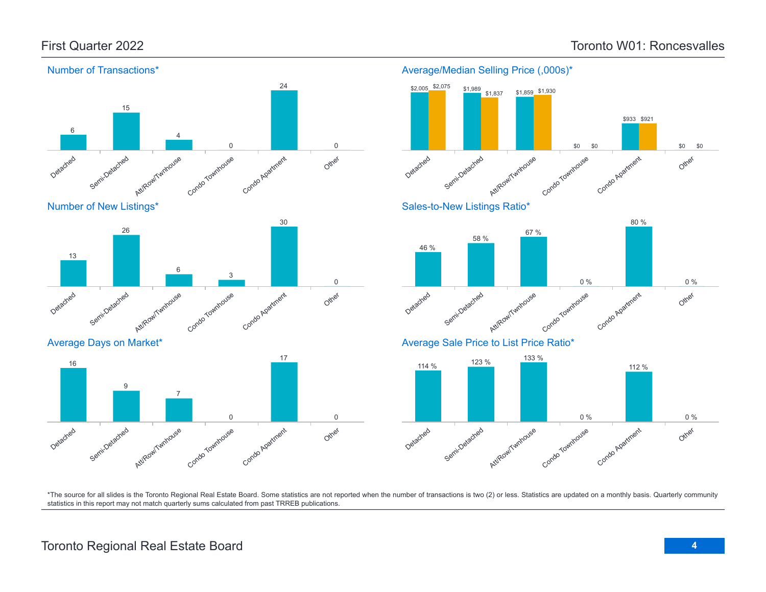# First Quarter 2022 — Toronto W01: Roncesvalles

## Number of Transactions*

| Detached | Semi-Detached | Att/Row/Twnhouse | Condo Townhouse | Condo Apartment | Other |
|---|---|---|---|---|---|
| 6 | 15 | 4 | 0 | 24 | 0 |

## Average/Median Selling Price (,000s)*

| | Detached | Semi-Detached | Att/Row/Twnhouse | Condo Townhouse | Condo Apartment | Other |
|---|---|---|---|---|---|---|
| Average | $2,005 | $1,989 | $1,859 | $0 | $933 | $0 |
| Median | $2,075 | $1,837 | $1,930 | $0 | $921 | $0 |

## Number of New Listings*

| Detached | Semi-Detached | Att/Row/Twnhouse | Condo Townhouse | Condo Apartment | Other |
|---|---|---|---|---|---|
| 13 | 26 | 6 | 3 | 30 | 0 |

## Sales-to-New Listings Ratio*

| Detached | Semi-Detached | Att/Row/Twnhouse | Condo Townhouse | Condo Apartment | Other |
|---|---|---|---|---|---|
| 46 % | 58 % | 67 % | 0 % | 80 % | 0 % |

## Average Days on Market*

| Detached | Semi-Detached | Att/Row/Twnhouse | Condo Townhouse | Condo Apartment | Other |
|---|---|---|---|---|---|
| 16 | 9 | 7 | 0 | 17 | 0 |

## Average Sale Price to List Price Ratio*

| Detached | Semi-Detached | Att/Row/Twnhouse | Condo Townhouse | Condo Apartment | Other |
|---|---|---|---|---|---|
| 114 % | 123 % | 133 % | 0 % | 112 % | 0 % |

*The source for all slides is the Toronto Regional Real Estate Board. Some statistics are not reported when the number of transactions is two (2) or less. Statistics are updated on a monthly basis. Quarterly community statistics in this report may not match quarterly sums calculated from past TRREB publications.

Toronto Regional Real Estate Board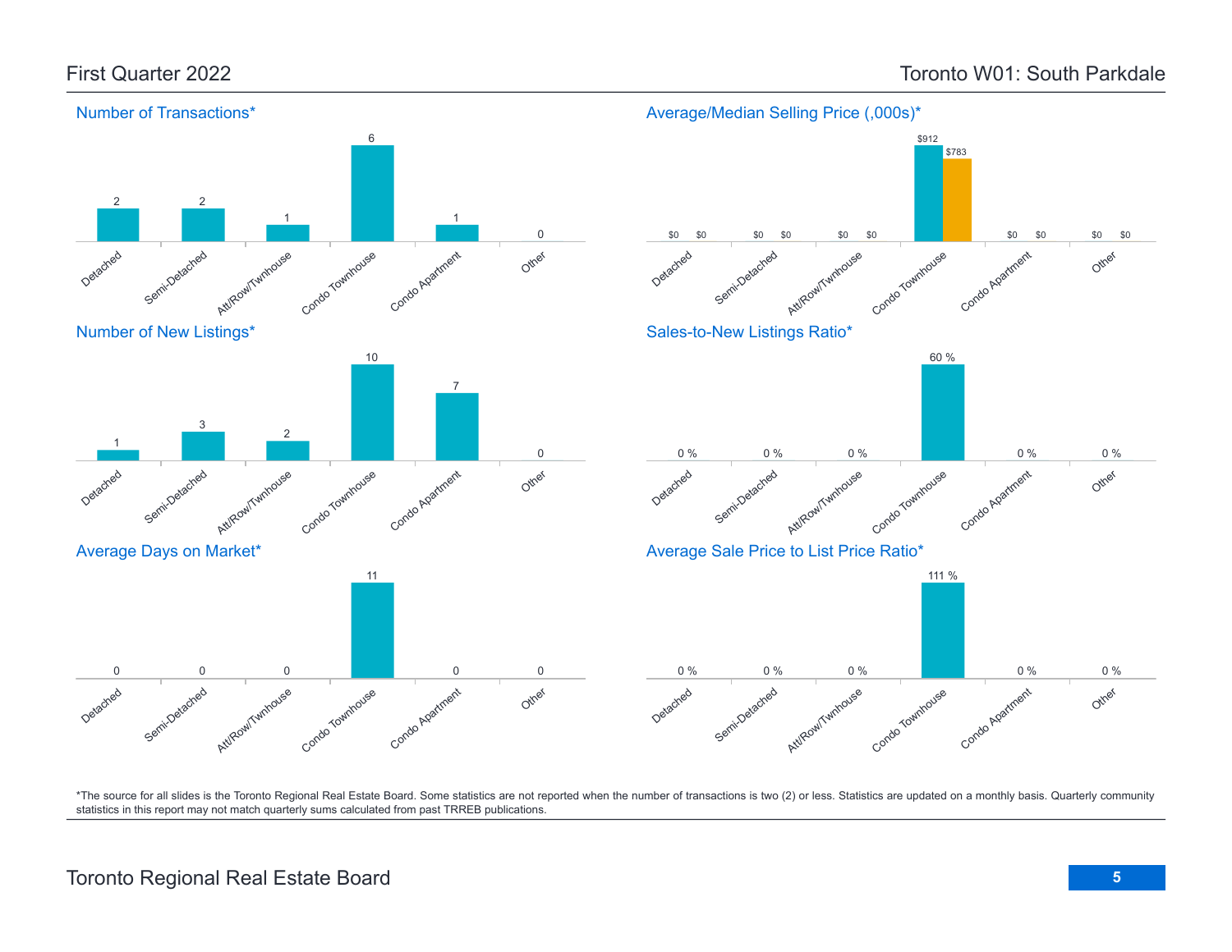# First Quarter 2022

# Toronto W01: South Parkdale

## Number of Transactions*

| Detached | Semi-Detached | Att/Row/Twnhouse | Condo Townhouse | Condo Apartment | Other |
|---|---|---|---|---|---|
| 2 | 2 | 1 | 6 | 1 | 0 |

## Average/Median Selling Price (,000s)*

| | Detached | Semi-Detached | Att/Row/Twnhouse | Condo Townhouse | Condo Apartment | Other |
|---|---|---|---|---|---|---|
| Average | $0 | $0 | $0 | $912 | $0 | $0 |
| Median | $0 | $0 | $0 | $783 | $0 | $0 |

## Number of New Listings*

| Detached | Semi-Detached | Att/Row/Twnhouse | Condo Townhouse | Condo Apartment | Other |
|---|---|---|---|---|---|
| 1 | 3 | 2 | 10 | 7 | 0 |

## Sales-to-New Listings Ratio*

| Detached | Semi-Detached | Att/Row/Twnhouse | Condo Townhouse | Condo Apartment | Other |
|---|---|---|---|---|---|
| 0 % | 0 % | 0 % | 60 % | 0 % | 0 % |

## Average Days on Market*

| Detached | Semi-Detached | Att/Row/Twnhouse | Condo Townhouse | Condo Apartment | Other |
|---|---|---|---|---|---|
| 0 | 0 | 0 | 11 | 0 | 0 |

## Average Sale Price to List Price Ratio*

| Detached | Semi-Detached | Att/Row/Twnhouse | Condo Townhouse | Condo Apartment | Other |
|---|---|---|---|---|---|
| 0 % | 0 % | 0 % | 111 % | 0 % | 0 % |

*The source for all slides is the Toronto Regional Real Estate Board. Some statistics are not reported when the number of transactions is two (2) or less. Statistics are updated on a monthly basis. Quarterly community statistics in this report may not match quarterly sums calculated from past TRREB publications.

Toronto Regional Real Estate Board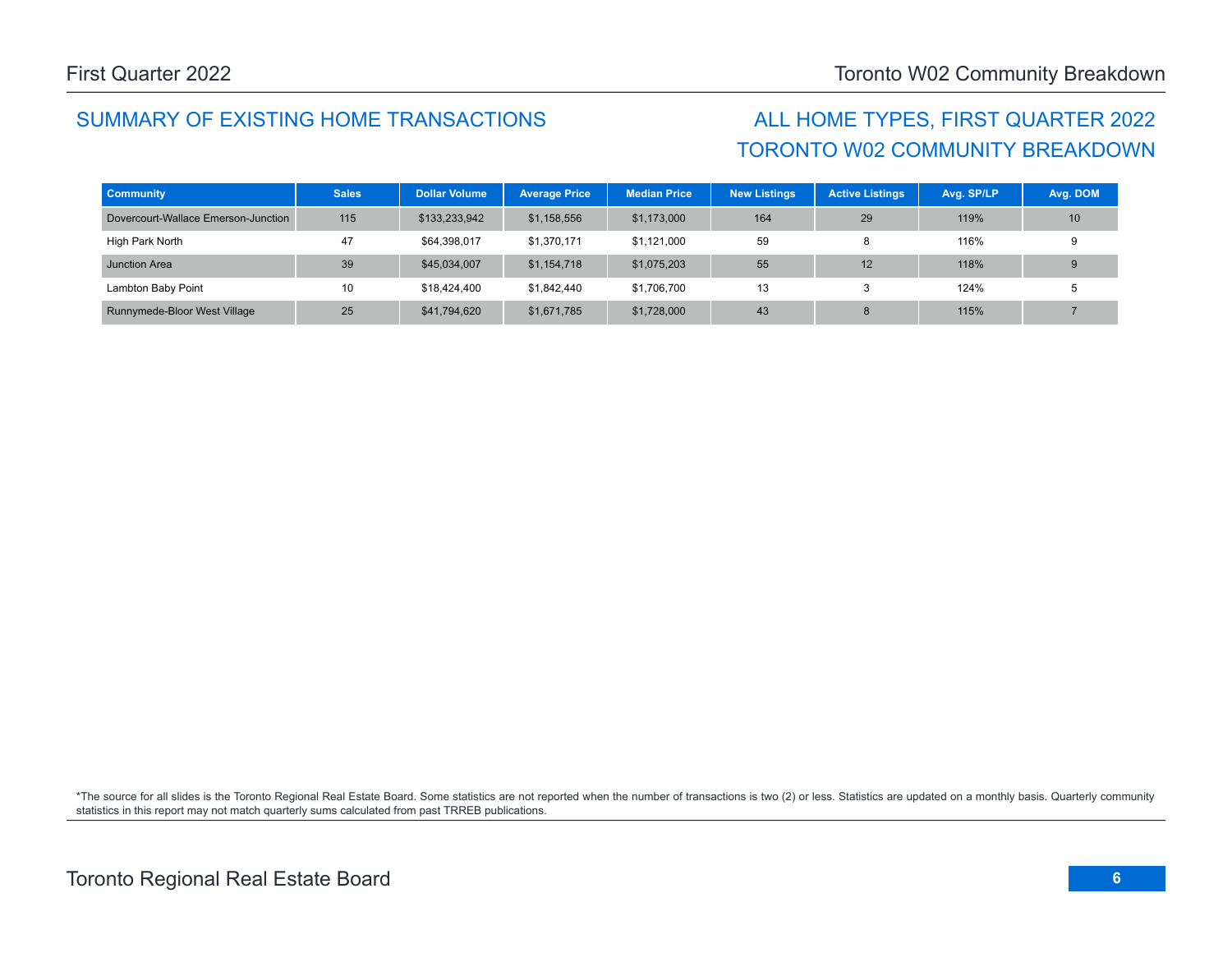## SUMMARY OF EXISTING HOME TRANSACTIONS

## ALL HOME TYPES, FIRST QUARTER 2022
## TORONTO W02 COMMUNITY BREAKDOWN

| Community | Sales | Dollar Volume | Average Price | Median Price | New Listings | Active Listings | Avg. SP/LP | Avg. DOM |
|---|---|---|---|---|---|---|---|---|
| Dovercourt-Wallace Emerson-Junction | 115 | $133,233,942 | $1,158,556 | $1,173,000 | 164 | 29 | 119% | 10 |
| High Park North | 47 | $64,398,017 | $1,370,171 | $1,121,000 | 59 | 8 | 116% | 9 |
| Junction Area | 39 | $45,034,007 | $1,154,718 | $1,075,203 | 55 | 12 | 118% | 9 |
| Lambton Baby Point | 10 | $18,424,400 | $1,842,440 | $1,706,700 | 13 | 3 | 124% | 5 |
| Runnymede-Bloor West Village | 25 | $41,794,620 | $1,671,785 | $1,728,000 | 43 | 8 | 115% | 7 |

*The source for all slides is the Toronto Regional Real Estate Board. Some statistics are not reported when the number of transactions is two (2) or less. Statistics are updated on a monthly basis. Quarterly community statistics in this report may not match quarterly sums calculated from past TRREB publications.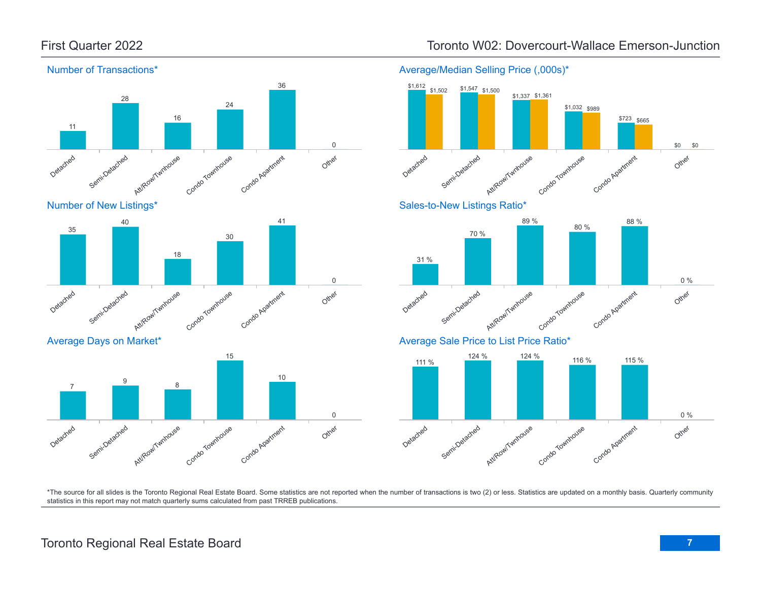# First Quarter 2022

## Toronto W02: Dovercourt-Wallace Emerson-Junction

### Number of Transactions*

| Detached | Semi-Detached | Att/Row/Twnhouse | Condo Townhouse | Condo Apartment | Other |
|---|---|---|---|---|---|
| 11 | 28 | 16 | 24 | 36 | 0 |

### Average/Median Selling Price (,000s)*

| | Detached | Semi-Detached | Att/Row/Twnhouse | Condo Townhouse | Condo Apartment | Other |
|---|---|---|---|---|---|---|
| Average | $1,612 | $1,547 | $1,337 | $1,032 | $723 | $0 |
| Median | $1,502 | $1,500 | $1,361 | $989 | $665 | $0 |

### Number of New Listings*

| Detached | Semi-Detached | Att/Row/Twnhouse | Condo Townhouse | Condo Apartment | Other |
|---|---|---|---|---|---|
| 35 | 40 | 18 | 30 | 41 | 0 |

### Sales-to-New Listings Ratio*

| Detached | Semi-Detached | Att/Row/Twnhouse | Condo Townhouse | Condo Apartment | Other |
|---|---|---|---|---|---|
| 31 % | 70 % | 89 % | 80 % | 88 % | 0 % |

### Average Days on Market*

| Detached | Semi-Detached | Att/Row/Twnhouse | Condo Townhouse | Condo Apartment | Other |
|---|---|---|---|---|---|
| 7 | 9 | 8 | 15 | 10 | 0 |

### Average Sale Price to List Price Ratio*

| Detached | Semi-Detached | Att/Row/Twnhouse | Condo Townhouse | Condo Apartment | Other |
|---|---|---|---|---|---|
| 111 % | 124 % | 124 % | 116 % | 115 % | 0 % |

*The source for all slides is the Toronto Regional Real Estate Board. Some statistics are not reported when the number of transactions is two (2) or less. Statistics are updated on a monthly basis. Quarterly community statistics in this report may not match quarterly sums calculated from past TRREB publications.

Toronto Regional Real Estate Board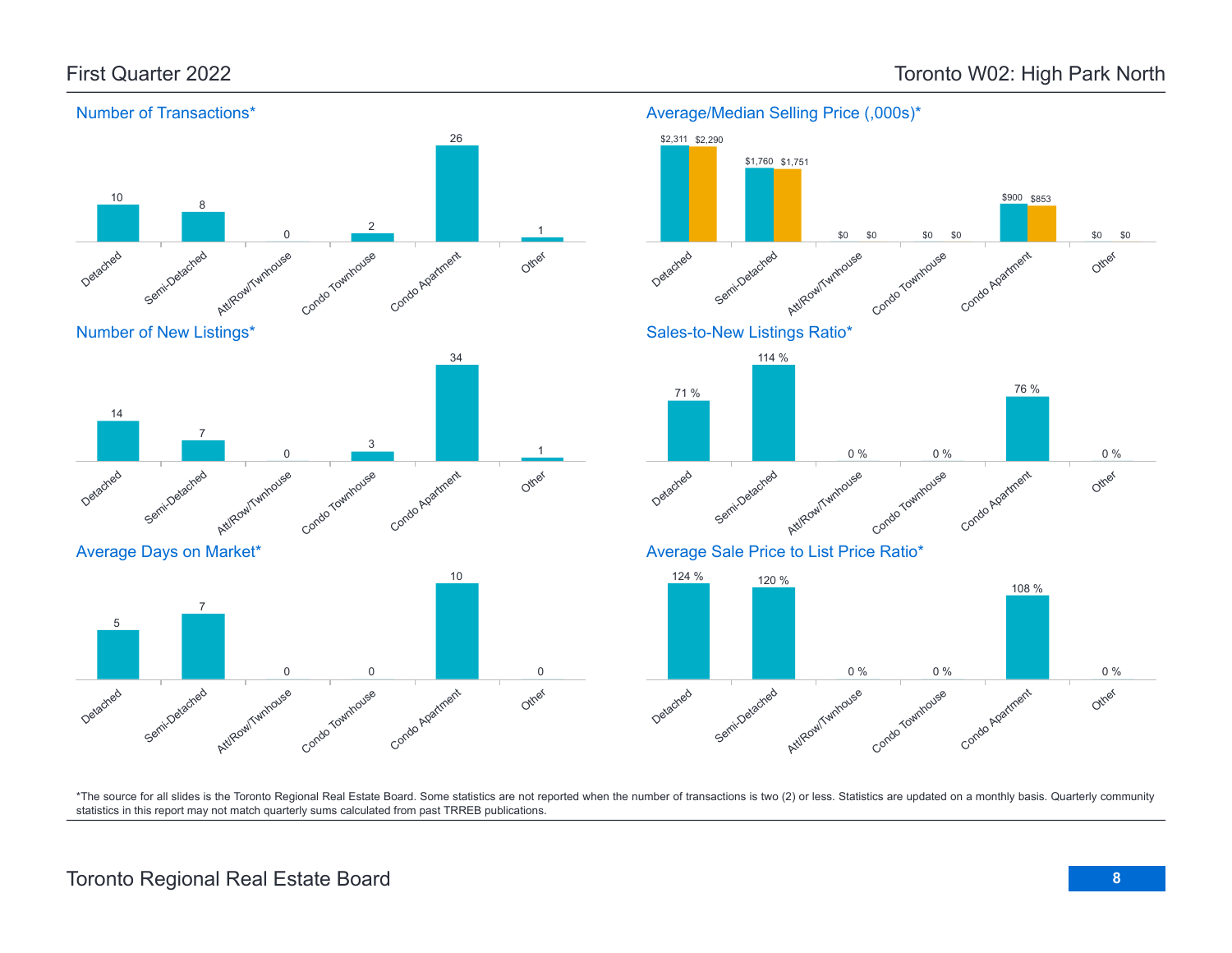## First Quarter 2022

## Toronto W02: High Park North

### Number of Transactions*

| Detached | Semi-Detached | Att/Row/Twnhouse | Condo Townhouse | Condo Apartment | Other |
|---|---|---|---|---|---|
| 10 | 8 | 0 | 2 | 26 | 1 |

### Average/Median Selling Price (,000s)*

| | Detached | Semi-Detached | Att/Row/Twnhouse | Condo Townhouse | Condo Apartment | Other |
|---|---|---|---|---|---|---|
| Average | $2,311 | $1,760 | $0 | $0 | $900 | $0 |
| Median | $2,290 | $1,751 | $0 | $0 | $853 | $0 |

### Number of New Listings*

| Detached | Semi-Detached | Att/Row/Twnhouse | Condo Townhouse | Condo Apartment | Other |
|---|---|---|---|---|---|
| 14 | 7 | 0 | 3 | 34 | 1 |

### Sales-to-New Listings Ratio*

| Detached | Semi-Detached | Att/Row/Twnhouse | Condo Townhouse | Condo Apartment | Other |
|---|---|---|---|---|---|
| 71 % | 114 % | 0 % | 0 % | 76 % | 0 % |

### Average Days on Market*

| Detached | Semi-Detached | Att/Row/Twnhouse | Condo Townhouse | Condo Apartment | Other |
|---|---|---|---|---|---|
| 5 | 7 | 0 | 0 | 10 | 0 |

### Average Sale Price to List Price Ratio*

| Detached | Semi-Detached | Att/Row/Twnhouse | Condo Townhouse | Condo Apartment | Other |
|---|---|---|---|---|---|
| 124 % | 120 % | 0 % | 0 % | 108 % | 0 % |

*The source for all slides is the Toronto Regional Real Estate Board. Some statistics are not reported when the number of transactions is two (2) or less. Statistics are updated on a monthly basis. Quarterly community statistics in this report may not match quarterly sums calculated from past TRREB publications.

Toronto Regional Real Estate Board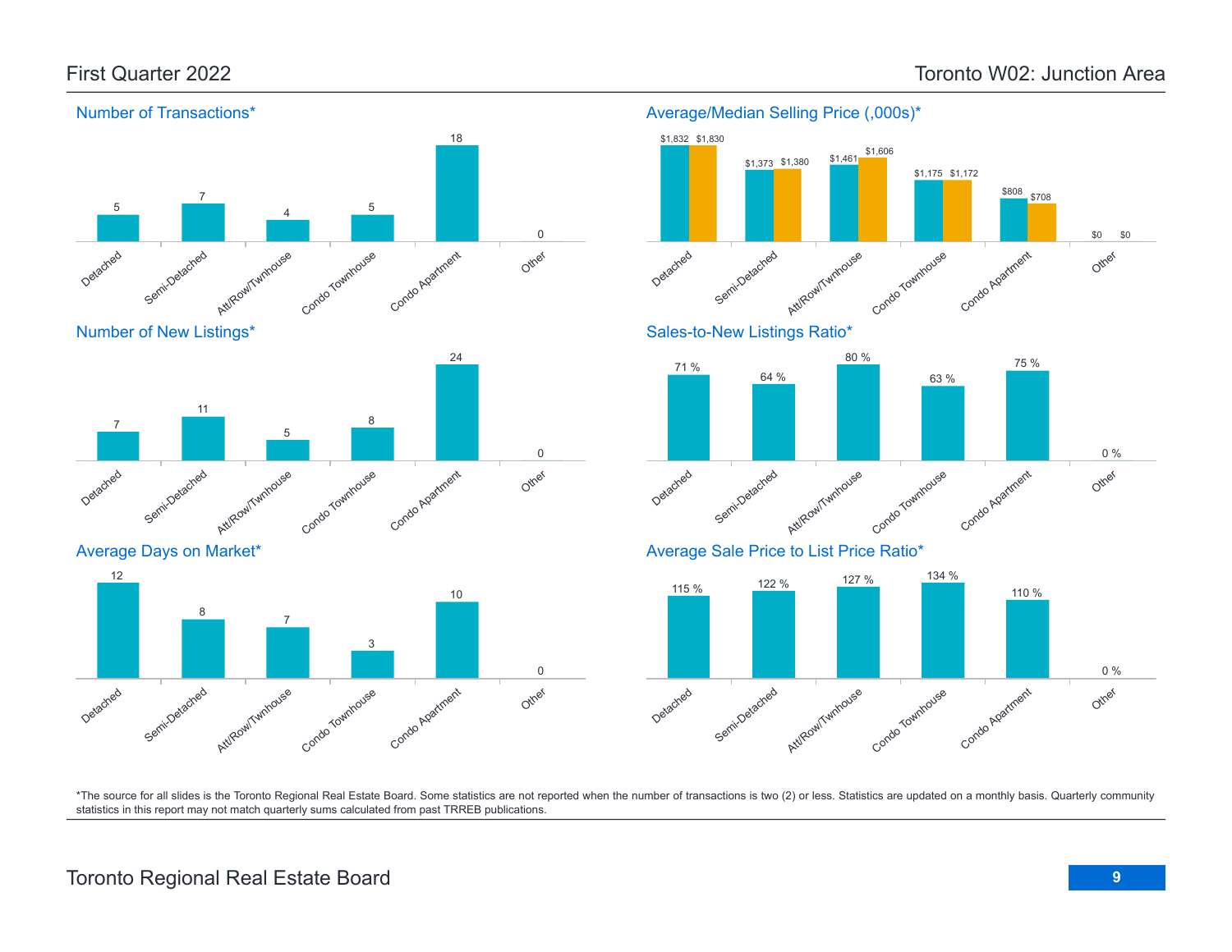## First Quarter 2022

## Toronto W02: Junction Area

### Number of Transactions*

| Detached | Semi-Detached | Att/Row/Twnhouse | Condo Townhouse | Condo Apartment | Other |
|---|---|---|---|---|---|
| 5 | 7 | 4 | 5 | 18 | 0 |

### Average/Median Selling Price (,000s)*

| | Detached | Semi-Detached | Att/Row/Twnhouse | Condo Townhouse | Condo Apartment | Other |
|---|---|---|---|---|---|---|
| Average | $1,832 | $1,373 | $1,461 | $1,175 | $808 | $0 |
| Median | $1,830 | $1,380 | $1,606 | $1,172 | $708 | $0 |

### Number of New Listings*

| Detached | Semi-Detached | Att/Row/Twnhouse | Condo Townhouse | Condo Apartment | Other |
|---|---|---|---|---|---|
| 7 | 11 | 5 | 8 | 24 | 0 |

### Sales-to-New Listings Ratio*

| Detached | Semi-Detached | Att/Row/Twnhouse | Condo Townhouse | Condo Apartment | Other |
|---|---|---|---|---|---|
| 71 % | 64 % | 80 % | 63 % | 75 % | 0 % |

### Average Days on Market*

| Detached | Semi-Detached | Att/Row/Twnhouse | Condo Townhouse | Condo Apartment | Other |
|---|---|---|---|---|---|
| 12 | 8 | 7 | 3 | 10 | 0 |

### Average Sale Price to List Price Ratio*

| Detached | Semi-Detached | Att/Row/Twnhouse | Condo Townhouse | Condo Apartment | Other |
|---|---|---|---|---|---|
| 115 % | 122 % | 127 % | 134 % | 110 % | 0 % |

*The source for all slides is the Toronto Regional Real Estate Board. Some statistics are not reported when the number of transactions is two (2) or less. Statistics are updated on a monthly basis. Quarterly community statistics in this report may not match quarterly sums calculated from past TRREB publications.

Toronto Regional Real Estate Board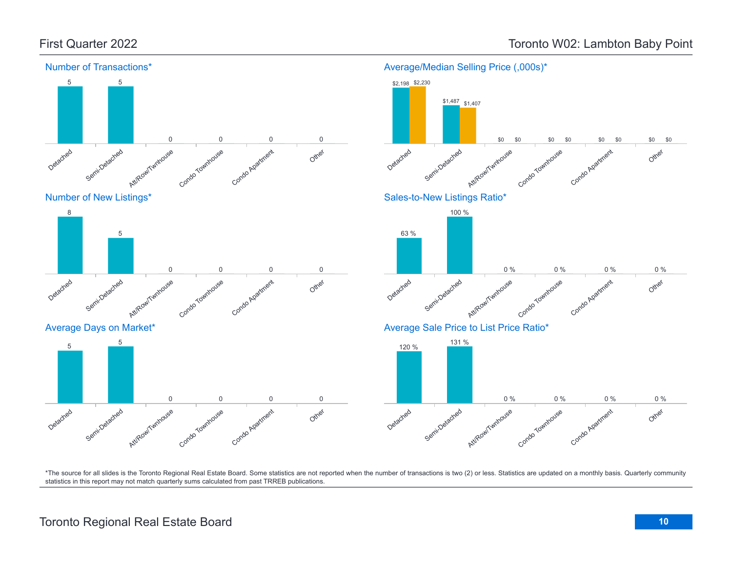# First Quarter 2022

# Toronto W02: Lambton Baby Point

## Number of Transactions*

| Detached | Semi-Detached | Att/Row/Twnhouse | Condo Townhouse | Condo Apartment | Other |
|---|---|---|---|---|---|
| 5 | 5 | 0 | 0 | 0 | 0 |

## Average/Median Selling Price (,000s)*

| | Detached | Semi-Detached | Att/Row/Twnhouse | Condo Townhouse | Condo Apartment | Other |
|---|---|---|---|---|---|---|
| Average | $2,198 | $1,487 | $0 | $0 | $0 | $0 |
| Median | $2,230 | $1,407 | $0 | $0 | $0 | $0 |

## Number of New Listings*

| Detached | Semi-Detached | Att/Row/Twnhouse | Condo Townhouse | Condo Apartment | Other |
|---|---|---|---|---|---|
| 8 | 5 | 0 | 0 | 0 | 0 |

## Sales-to-New Listings Ratio*

| Detached | Semi-Detached | Att/Row/Twnhouse | Condo Townhouse | Condo Apartment | Other |
|---|---|---|---|---|---|
| 63 % | 100 % | 0 % | 0 % | 0 % | 0 % |

## Average Days on Market*

| Detached | Semi-Detached | Att/Row/Twnhouse | Condo Townhouse | Condo Apartment | Other |
|---|---|---|---|---|---|
| 5 | 5 | 0 | 0 | 0 | 0 |

## Average Sale Price to List Price Ratio*

| Detached | Semi-Detached | Att/Row/Twnhouse | Condo Townhouse | Condo Apartment | Other |
|---|---|---|---|---|---|
| 120 % | 131 % | 0 % | 0 % | 0 % | 0 % |

*The source for all slides is the Toronto Regional Real Estate Board. Some statistics are not reported when the number of transactions is two (2) or less. Statistics are updated on a monthly basis. Quarterly community statistics in this report may not match quarterly sums calculated from past TRREB publications.

Toronto Regional Real Estate Board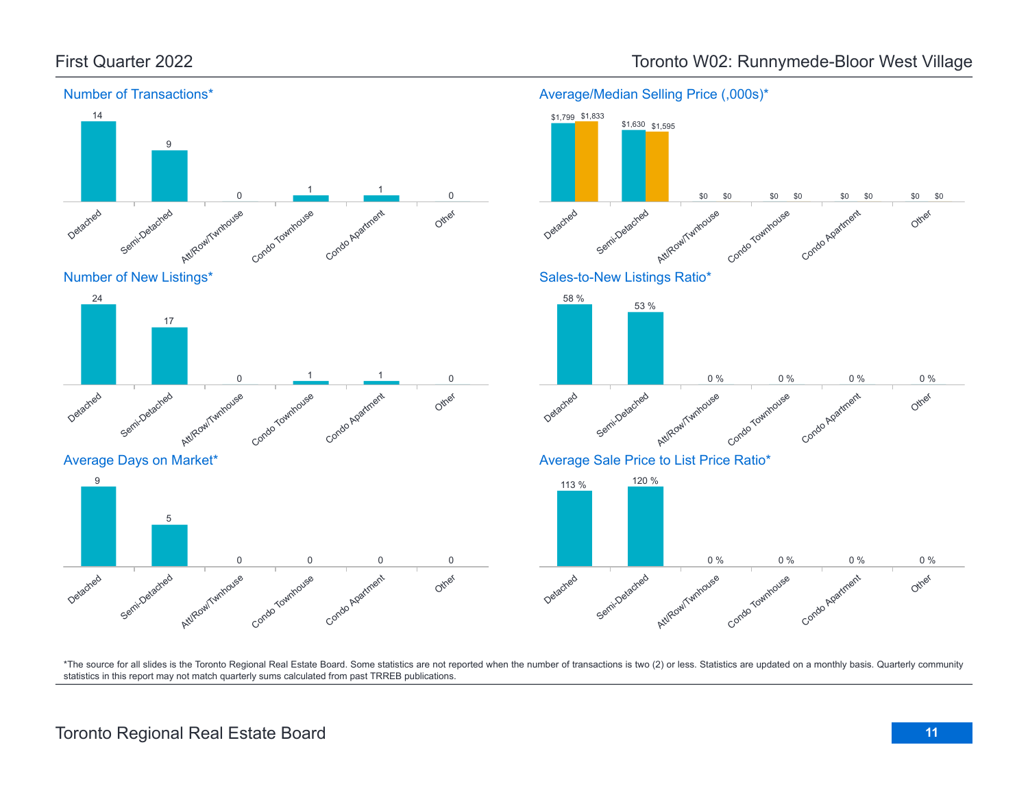## First Quarter 2022

## Toronto W02: Runnymede-Bloor West Village

### Number of Transactions*

| Detached | Semi-Detached | Att/Row/Twnhouse | Condo Townhouse | Condo Apartment | Other |
|---|---|---|---|---|---|
| 14 | 9 | 0 | 1 | 1 | 0 |

### Average/Median Selling Price (,000s)*

| | Detached | Semi-Detached | Att/Row/Twnhouse | Condo Townhouse | Condo Apartment | Other |
|---|---|---|---|---|---|---|
| Average | $1,799 | $1,630 | $0 | $0 | $0 | $0 |
| Median | $1,833 | $1,595 | $0 | $0 | $0 | $0 |

### Number of New Listings*

| Detached | Semi-Detached | Att/Row/Twnhouse | Condo Townhouse | Condo Apartment | Other |
|---|---|---|---|---|---|
| 24 | 17 | 0 | 1 | 1 | 0 |

### Sales-to-New Listings Ratio*

| Detached | Semi-Detached | Att/Row/Twnhouse | Condo Townhouse | Condo Apartment | Other |
|---|---|---|---|---|---|
| 58 % | 53 % | 0 % | 0 % | 0 % | 0 % |

### Average Days on Market*

| Detached | Semi-Detached | Att/Row/Twnhouse | Condo Townhouse | Condo Apartment | Other |
|---|---|---|---|---|---|
| 9 | 5 | 0 | 0 | 0 | 0 |

### Average Sale Price to List Price Ratio*

| Detached | Semi-Detached | Att/Row/Twnhouse | Condo Townhouse | Condo Apartment | Other |
|---|---|---|---|---|---|
| 113 % | 120 % | 0 % | 0 % | 0 % | 0 % |

*The source for all slides is the Toronto Regional Real Estate Board. Some statistics are not reported when the number of transactions is two (2) or less. Statistics are updated on a monthly basis. Quarterly community statistics in this report may not match quarterly sums calculated from past TRREB publications.

Toronto Regional Real Estate Board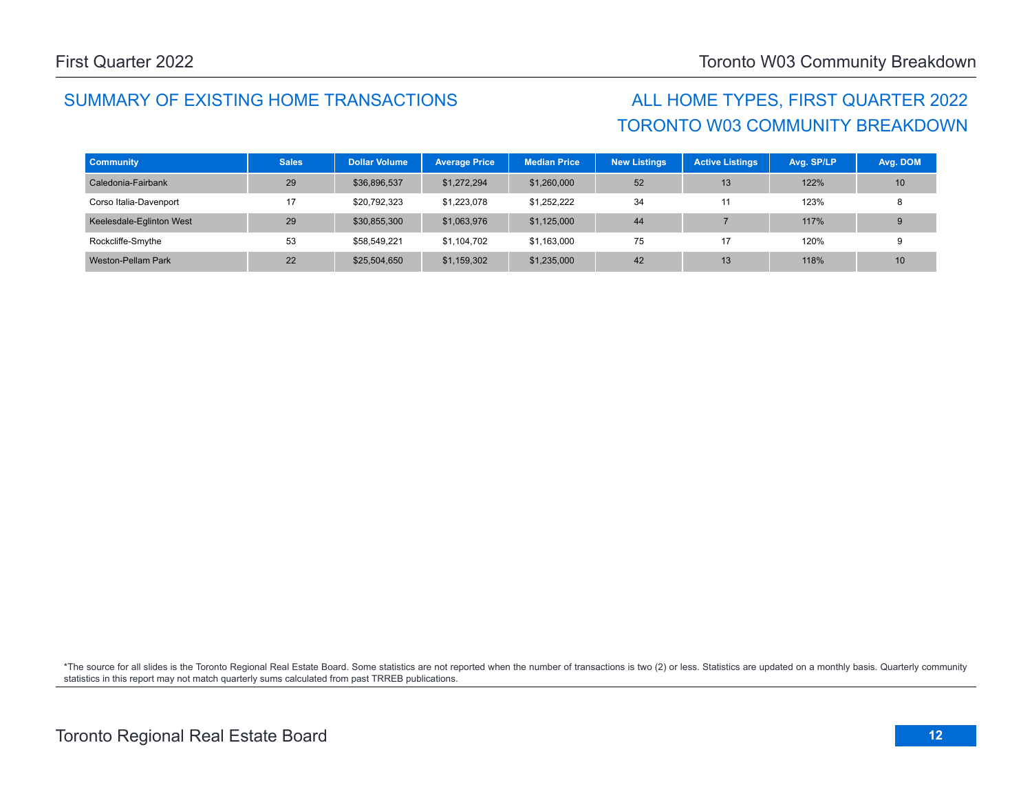## SUMMARY OF EXISTING HOME TRANSACTIONS

## ALL HOME TYPES, FIRST QUARTER 2022
## TORONTO W03 COMMUNITY BREAKDOWN

| Community | Sales | Dollar Volume | Average Price | Median Price | New Listings | Active Listings | Avg. SP/LP | Avg. DOM |
|---|---|---|---|---|---|---|---|---|
| Caledonia-Fairbank | 29 | $36,896,537 | $1,272,294 | $1,260,000 | 52 | 13 | 122% | 10 |
| Corso Italia-Davenport | 17 | $20,792,323 | $1,223,078 | $1,252,222 | 34 | 11 | 123% | 8 |
| Keelesdale-Eglinton West | 29 | $30,855,300 | $1,063,976 | $1,125,000 | 44 | 7 | 117% | 9 |
| Rockcliffe-Smythe | 53 | $58,549,221 | $1,104,702 | $1,163,000 | 75 | 17 | 120% | 9 |
| Weston-Pellam Park | 22 | $25,504,650 | $1,159,302 | $1,235,000 | 42 | 13 | 118% | 10 |

*The source for all slides is the Toronto Regional Real Estate Board. Some statistics are not reported when the number of transactions is two (2) or less. Statistics are updated on a monthly basis. Quarterly community statistics in this report may not match quarterly sums calculated from past TRREB publications.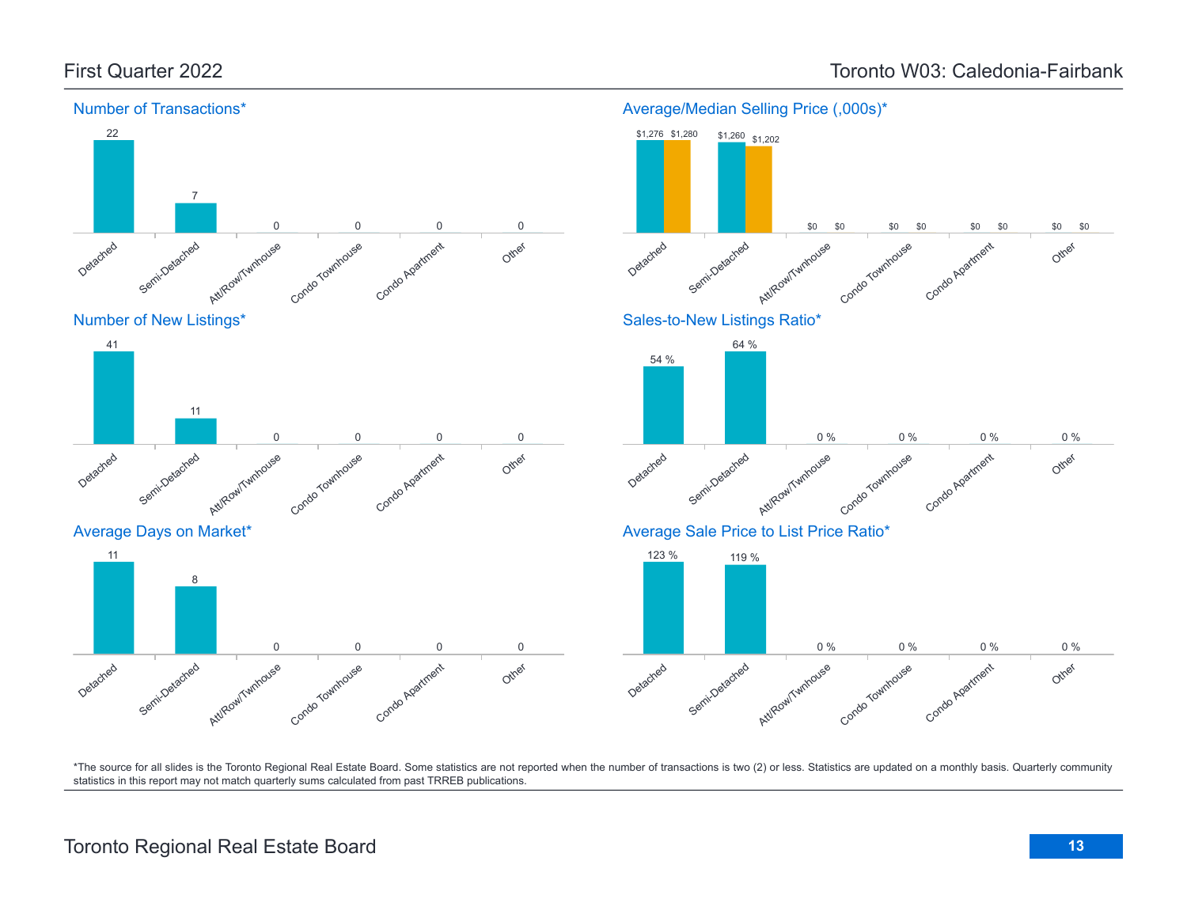# First Quarter 2022 — Toronto W03: Caledonia-Fairbank

## Number of Transactions*

| Detached | Semi-Detached | Att/Row/Twnhouse | Condo Townhouse | Condo Apartment | Other |
|---|---|---|---|---|---|
| 22 | 7 | 0 | 0 | 0 | 0 |

## Average/Median Selling Price (,000s)*

| | Detached | Semi-Detached | Att/Row/Twnhouse | Condo Townhouse | Condo Apartment | Other |
|---|---|---|---|---|---|---|
| Average | $1,276 | $1,260 | $0 | $0 | $0 | $0 |
| Median | $1,280 | $1,202 | $0 | $0 | $0 | $0 |

## Number of New Listings*

| Detached | Semi-Detached | Att/Row/Twnhouse | Condo Townhouse | Condo Apartment | Other |
|---|---|---|---|---|---|
| 41 | 11 | 0 | 0 | 0 | 0 |

## Sales-to-New Listings Ratio*

| Detached | Semi-Detached | Att/Row/Twnhouse | Condo Townhouse | Condo Apartment | Other |
|---|---|---|---|---|---|
| 54 % | 64 % | 0 % | 0 % | 0 % | 0 % |

## Average Days on Market*

| Detached | Semi-Detached | Att/Row/Twnhouse | Condo Townhouse | Condo Apartment | Other |
|---|---|---|---|---|---|
| 11 | 8 | 0 | 0 | 0 | 0 |

## Average Sale Price to List Price Ratio*

| Detached | Semi-Detached | Att/Row/Twnhouse | Condo Townhouse | Condo Apartment | Other |
|---|---|---|---|---|---|
| 123 % | 119 % | 0 % | 0 % | 0 % | 0 % |

*The source for all slides is the Toronto Regional Real Estate Board. Some statistics are not reported when the number of transactions is two (2) or less. Statistics are updated on a monthly basis. Quarterly community statistics in this report may not match quarterly sums calculated from past TRREB publications.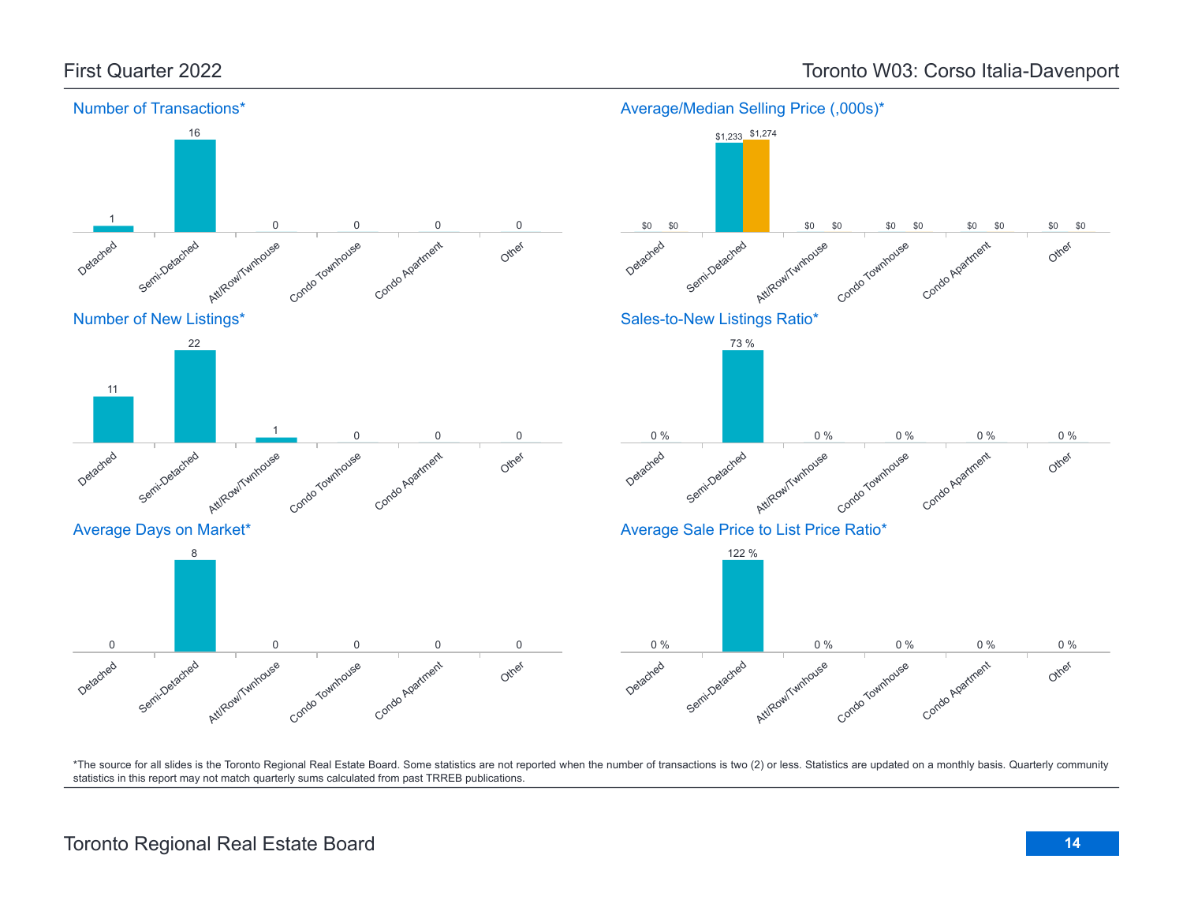## First Quarter 2022

## Toronto W03: Corso Italia-Davenport

### Number of Transactions*

| Detached | Semi-Detached | Att/Row/Twnhouse | Condo Townhouse | Condo Apartment | Other |
|---|---|---|---|---|---|
| 1 | 16 | 0 | 0 | 0 | 0 |

### Average/Median Selling Price (,000s)*

| | Detached | Semi-Detached | Att/Row/Twnhouse | Condo Townhouse | Condo Apartment | Other |
|---|---|---|---|---|---|---|
| Average | $0 | $1,233 | $0 | $0 | $0 | $0 |
| Median | $0 | $1,274 | $0 | $0 | $0 | $0 |

### Number of New Listings*

| Detached | Semi-Detached | Att/Row/Twnhouse | Condo Townhouse | Condo Apartment | Other |
|---|---|---|---|---|---|
| 11 | 22 | 1 | 0 | 0 | 0 |

### Sales-to-New Listings Ratio*

| Detached | Semi-Detached | Att/Row/Twnhouse | Condo Townhouse | Condo Apartment | Other |
|---|---|---|---|---|---|
| 0 % | 73 % | 0 % | 0 % | 0 % | 0 % |

### Average Days on Market*

| Detached | Semi-Detached | Att/Row/Twnhouse | Condo Townhouse | Condo Apartment | Other |
|---|---|---|---|---|---|
| 0 | 8 | 0 | 0 | 0 | 0 |

### Average Sale Price to List Price Ratio*

| Detached | Semi-Detached | Att/Row/Twnhouse | Condo Townhouse | Condo Apartment | Other |
|---|---|---|---|---|---|
| 0 % | 122 % | 0 % | 0 % | 0 % | 0 % |

*The source for all slides is the Toronto Regional Real Estate Board. Some statistics are not reported when the number of transactions is two (2) or less. Statistics are updated on a monthly basis. Quarterly community statistics in this report may not match quarterly sums calculated from past TRREB publications.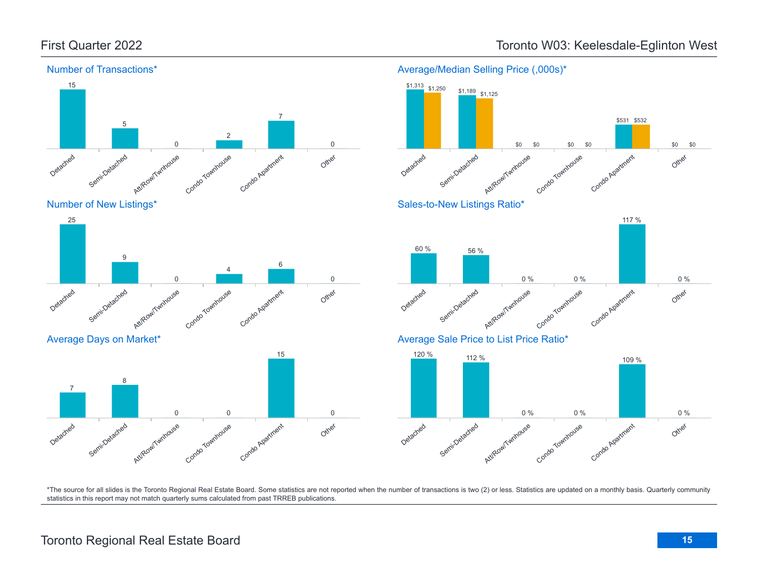# First Quarter 2022

# Toronto W03: Keelesdale-Eglinton West

## Number of Transactions*

| Detached | Semi-Detached | Att/Row/Twnhouse | Condo Townhouse | Condo Apartment | Other |
|---|---|---|---|---|---|
| 15 | 5 | 0 | 2 | 7 | 0 |

## Average/Median Selling Price (,000s)*

| | Detached | Semi-Detached | Att/Row/Twnhouse | Condo Townhouse | Condo Apartment | Other |
|---|---|---|---|---|---|---|
| Average | $1,313 | $1,189 | $0 | $0 | $531 | $0 |
| Median | $1,250 | $1,125 | $0 | $0 | $532 | $0 |

## Number of New Listings*

| Detached | Semi-Detached | Att/Row/Twnhouse | Condo Townhouse | Condo Apartment | Other |
|---|---|---|---|---|---|
| 25 | 9 | 0 | 4 | 6 | 0 |

## Sales-to-New Listings Ratio*

| Detached | Semi-Detached | Att/Row/Twnhouse | Condo Townhouse | Condo Apartment | Other |
|---|---|---|---|---|---|
| 60 % | 56 % | 0 % | 0 % | 117 % | 0 % |

## Average Days on Market*

| Detached | Semi-Detached | Att/Row/Twnhouse | Condo Townhouse | Condo Apartment | Other |
|---|---|---|---|---|---|
| 7 | 8 | 0 | 0 | 15 | 0 |

## Average Sale Price to List Price Ratio*

| Detached | Semi-Detached | Att/Row/Twnhouse | Condo Townhouse | Condo Apartment | Other |
|---|---|---|---|---|---|
| 120 % | 112 % | 0 % | 0 % | 109 % | 0 % |

*The source for all slides is the Toronto Regional Real Estate Board. Some statistics are not reported when the number of transactions is two (2) or less. Statistics are updated on a monthly basis. Quarterly community statistics in this report may not match quarterly sums calculated from past TRREB publications.

Toronto Regional Real Estate Board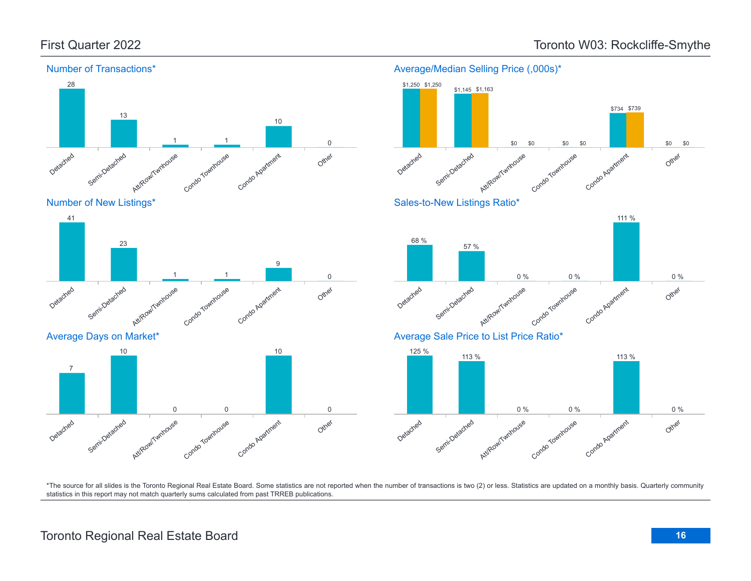# Toronto W03: Rockcliffe-Smythe

First Quarter 2022

## Number of Transactions*

| Detached | Semi-Detached | Att/Row/Twnhouse | Condo Townhouse | Condo Apartment | Other |
|---|---|---|---|---|---|
| 28 | 13 | 1 | 1 | 10 | 0 |

## Average/Median Selling Price (,000s)*

| | Detached | Semi-Detached | Att/Row/Twnhouse | Condo Townhouse | Condo Apartment | Other |
|---|---|---|---|---|---|---|
| Average | $1,250 | $1,145 | $0 | $0 | $734 | $0 |
| Median | $1,250 | $1,163 | $0 | $0 | $739 | $0 |

## Number of New Listings*

| Detached | Semi-Detached | Att/Row/Twnhouse | Condo Townhouse | Condo Apartment | Other |
|---|---|---|---|---|---|
| 41 | 23 | 1 | 1 | 9 | 0 |

## Sales-to-New Listings Ratio*

| Detached | Semi-Detached | Att/Row/Twnhouse | Condo Townhouse | Condo Apartment | Other |
|---|---|---|---|---|---|
| 68 % | 57 % | 0 % | 0 % | 111 % | 0 % |

## Average Days on Market*

| Detached | Semi-Detached | Att/Row/Twnhouse | Condo Townhouse | Condo Apartment | Other |
|---|---|---|---|---|---|
| 7 | 10 | 0 | 0 | 10 | 0 |

## Average Sale Price to List Price Ratio*

| Detached | Semi-Detached | Att/Row/Twnhouse | Condo Townhouse | Condo Apartment | Other |
|---|---|---|---|---|---|
| 125 % | 113 % | 0 % | 0 % | 113 % | 0 % |

*The source for all slides is the Toronto Regional Real Estate Board. Some statistics are not reported when the number of transactions is two (2) or less. Statistics are updated on a monthly basis. Quarterly community statistics in this report may not match quarterly sums calculated from past TRREB publications.

Toronto Regional Real Estate Board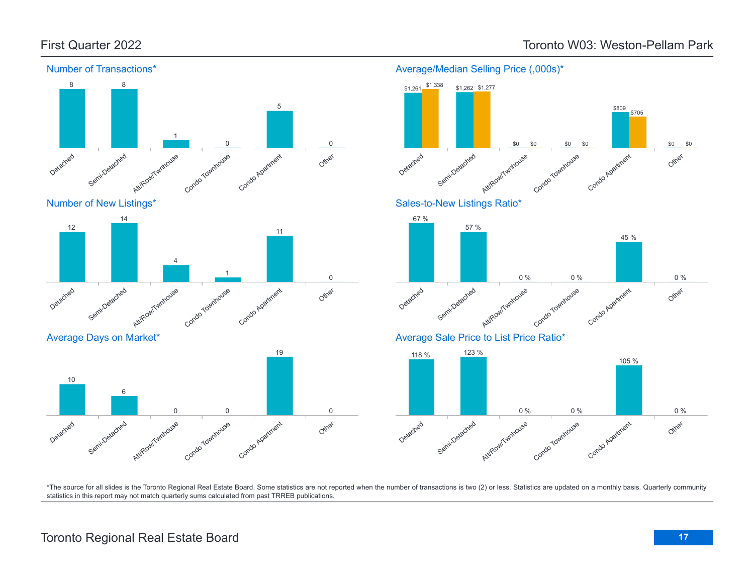## First Quarter 2022

## Toronto W03: Weston-Pellam Park

### Number of Transactions*

| Detached | Semi-Detached | Att/Row/Twnhouse | Condo Townhouse | Condo Apartment | Other |
|---|---|---|---|---|---|
| 8 | 8 | 1 | 0 | 5 | 0 |

### Average/Median Selling Price (,000s)*

| | Detached | Semi-Detached | Att/Row/Twnhouse | Condo Townhouse | Condo Apartment | Other |
|---|---|---|---|---|---|---|
| Average | $1,261 | $1,262 | $0 | $0 | $809 | $0 |
| Median | $1,338 | $1,277 | $0 | $0 | $705 | $0 |

### Number of New Listings*

| Detached | Semi-Detached | Att/Row/Twnhouse | Condo Townhouse | Condo Apartment | Other |
|---|---|---|---|---|---|
| 12 | 14 | 4 | 1 | 11 | 0 |

### Sales-to-New Listings Ratio*

| Detached | Semi-Detached | Att/Row/Twnhouse | Condo Townhouse | Condo Apartment | Other |
|---|---|---|---|---|---|
| 67 % | 57 % | 0 % | 0 % | 45 % | 0 % |

### Average Days on Market*

| Detached | Semi-Detached | Att/Row/Twnhouse | Condo Townhouse | Condo Apartment | Other |
|---|---|---|---|---|---|
| 10 | 6 | 0 | 0 | 19 | 0 |

### Average Sale Price to List Price Ratio*

| Detached | Semi-Detached | Att/Row/Twnhouse | Condo Townhouse | Condo Apartment | Other |
|---|---|---|---|---|---|
| 118 % | 123 % | 0 % | 0 % | 105 % | 0 % |

*The source for all slides is the Toronto Regional Real Estate Board. Some statistics are not reported when the number of transactions is two (2) or less. Statistics are updated on a monthly basis. Quarterly community statistics in this report may not match quarterly sums calculated from past TRREB publications.

Toronto Regional Real Estate Board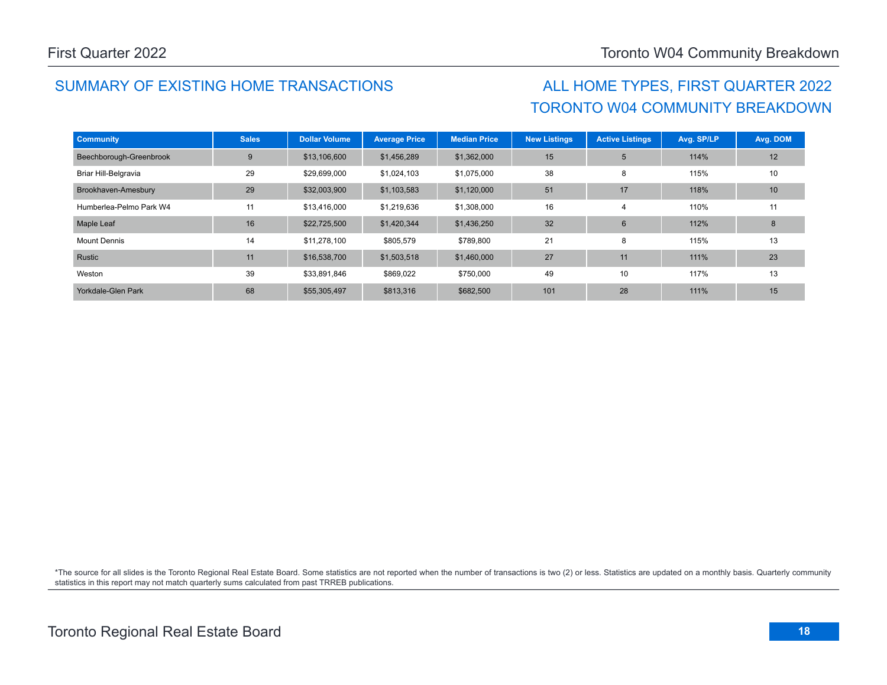## SUMMARY OF EXISTING HOME TRANSACTIONS

## ALL HOME TYPES, FIRST QUARTER 2022
## TORONTO W04 COMMUNITY BREAKDOWN

| Community | Sales | Dollar Volume | Average Price | Median Price | New Listings | Active Listings | Avg. SP/LP | Avg. DOM |
|---|---|---|---|---|---|---|---|---|
| Beechborough-Greenbrook | 9 | $13,106,600 | $1,456,289 | $1,362,000 | 15 | 5 | 114% | 12 |
| Briar Hill-Belgravia | 29 | $29,699,000 | $1,024,103 | $1,075,000 | 38 | 8 | 115% | 10 |
| Brookhaven-Amesbury | 29 | $32,003,900 | $1,103,583 | $1,120,000 | 51 | 17 | 118% | 10 |
| Humberlea-Pelmo Park W4 | 11 | $13,416,000 | $1,219,636 | $1,308,000 | 16 | 4 | 110% | 11 |
| Maple Leaf | 16 | $22,725,500 | $1,420,344 | $1,436,250 | 32 | 6 | 112% | 8 |
| Mount Dennis | 14 | $11,278,100 | $805,579 | $789,800 | 21 | 8 | 115% | 13 |
| Rustic | 11 | $16,538,700 | $1,503,518 | $1,460,000 | 27 | 11 | 111% | 23 |
| Weston | 39 | $33,891,846 | $869,022 | $750,000 | 49 | 10 | 117% | 13 |
| Yorkdale-Glen Park | 68 | $55,305,497 | $813,316 | $682,500 | 101 | 28 | 111% | 15 |

*The source for all slides is the Toronto Regional Real Estate Board. Some statistics are not reported when the number of transactions is two (2) or less. Statistics are updated on a monthly basis. Quarterly community statistics in this report may not match quarterly sums calculated from past TRREB publications.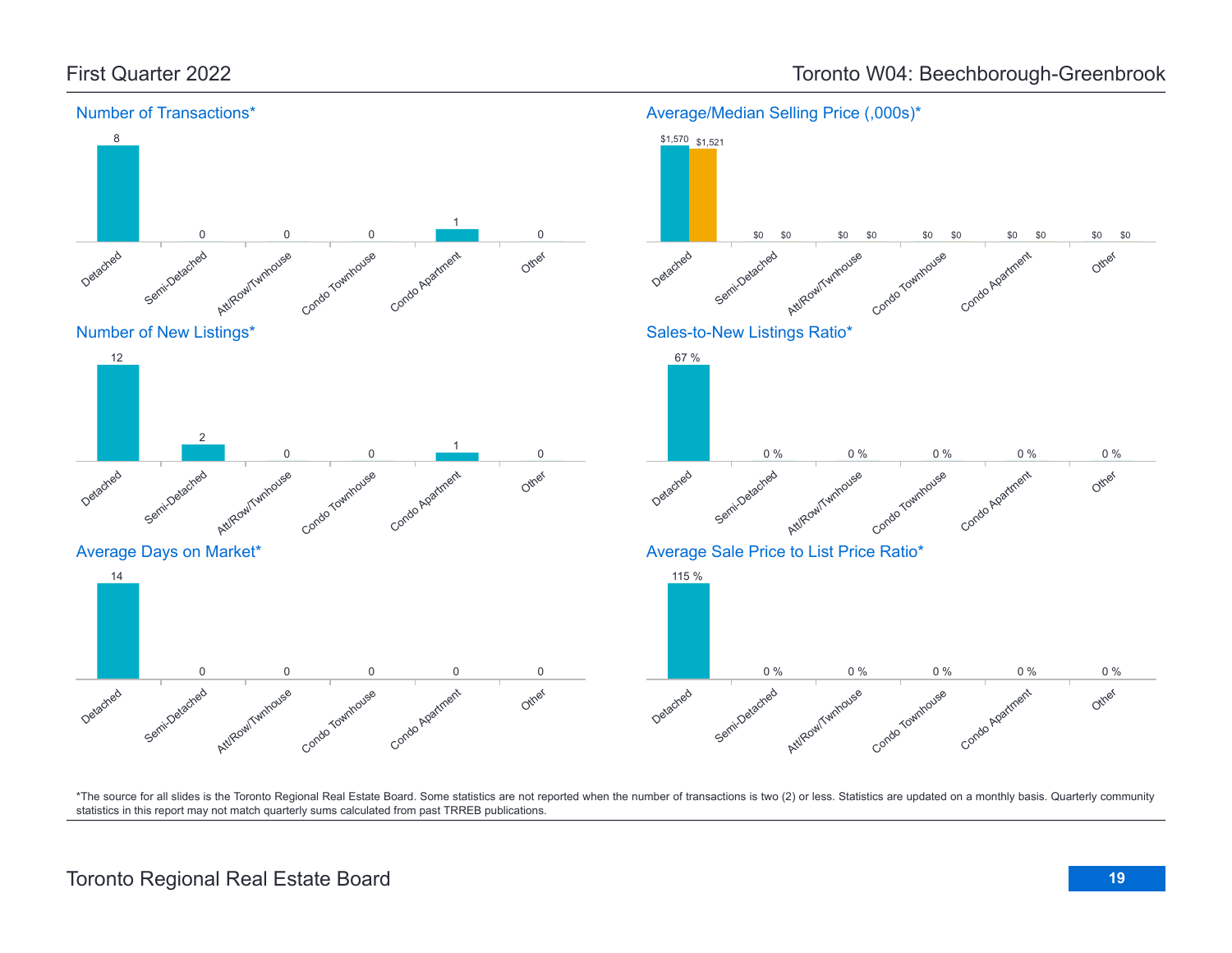# First Quarter 2022 — Toronto W04: Beechborough-Greenbrook

## Number of Transactions*

| Detached | Semi-Detached | Att/Row/Twnhouse | Condo Townhouse | Condo Apartment | Other |
|---|---|---|---|---|---|
| 8 | 0 | 0 | 0 | 1 | 0 |

## Average/Median Selling Price (,000s)*

| | Detached | Semi-Detached | Att/Row/Twnhouse | Condo Townhouse | Condo Apartment | Other |
|---|---|---|---|---|---|---|
| Average | $1,570 | $0 | $0 | $0 | $0 | $0 |
| Median | $1,521 | $0 | $0 | $0 | $0 | $0 |

## Number of New Listings*

| Detached | Semi-Detached | Att/Row/Twnhouse | Condo Townhouse | Condo Apartment | Other |
|---|---|---|---|---|---|
| 12 | 2 | 0 | 0 | 1 | 0 |

## Sales-to-New Listings Ratio*

| Detached | Semi-Detached | Att/Row/Twnhouse | Condo Townhouse | Condo Apartment | Other |
|---|---|---|---|---|---|
| 67 % | 0 % | 0 % | 0 % | 0 % | 0 % |

## Average Days on Market*

| Detached | Semi-Detached | Att/Row/Twnhouse | Condo Townhouse | Condo Apartment | Other |
|---|---|---|---|---|---|
| 14 | 0 | 0 | 0 | 0 | 0 |

## Average Sale Price to List Price Ratio*

| Detached | Semi-Detached | Att/Row/Twnhouse | Condo Townhouse | Condo Apartment | Other |
|---|---|---|---|---|---|
| 115 % | 0 % | 0 % | 0 % | 0 % | 0 % |

*The source for all slides is the Toronto Regional Real Estate Board. Some statistics are not reported when the number of transactions is two (2) or less. Statistics are updated on a monthly basis. Quarterly community statistics in this report may not match quarterly sums calculated from past TRREB publications.

Toronto Regional Real Estate Board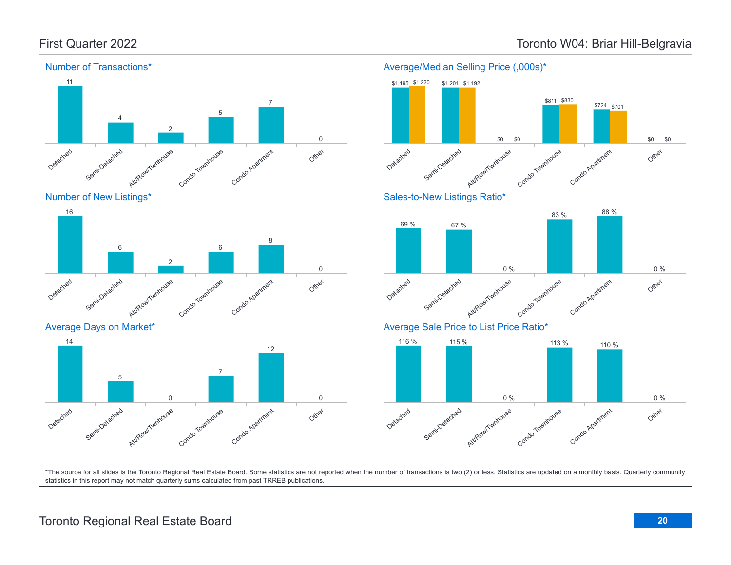# First Quarter 2022

# Toronto W04: Briar Hill-Belgravia

## Number of Transactions*

| Detached | Semi-Detached | Att/Row/Twnhouse | Condo Townhouse | Condo Apartment | Other |
|---|---|---|---|---|---|
| 11 | 4 | 2 | 5 | 7 | 0 |

## Average/Median Selling Price (,000s)*

| | Detached | Semi-Detached | Att/Row/Twnhouse | Condo Townhouse | Condo Apartment | Other |
|---|---|---|---|---|---|---|
| Average | $1,195 | $1,201 | $0 | $811 | $724 | $0 |
| Median | $1,220 | $1,192 | $0 | $830 | $701 | $0 |

## Number of New Listings*

| Detached | Semi-Detached | Att/Row/Twnhouse | Condo Townhouse | Condo Apartment | Other |
|---|---|---|---|---|---|
| 16 | 6 | 2 | 6 | 8 | 0 |

## Sales-to-New Listings Ratio*

| Detached | Semi-Detached | Att/Row/Twnhouse | Condo Townhouse | Condo Apartment | Other |
|---|---|---|---|---|---|
| 69 % | 67 % | 0 % | 83 % | 88 % | 0 % |

## Average Days on Market*

| Detached | Semi-Detached | Att/Row/Twnhouse | Condo Townhouse | Condo Apartment | Other |
|---|---|---|---|---|---|
| 14 | 5 | 0 | 7 | 12 | 0 |

## Average Sale Price to List Price Ratio*

| Detached | Semi-Detached | Att/Row/Twnhouse | Condo Townhouse | Condo Apartment | Other |
|---|---|---|---|---|---|
| 116 % | 115 % | 0 % | 113 % | 110 % | 0 % |

*The source for all slides is the Toronto Regional Real Estate Board. Some statistics are not reported when the number of transactions is two (2) or less. Statistics are updated on a monthly basis. Quarterly community statistics in this report may not match quarterly sums calculated from past TRREB publications.

Toronto Regional Real Estate Board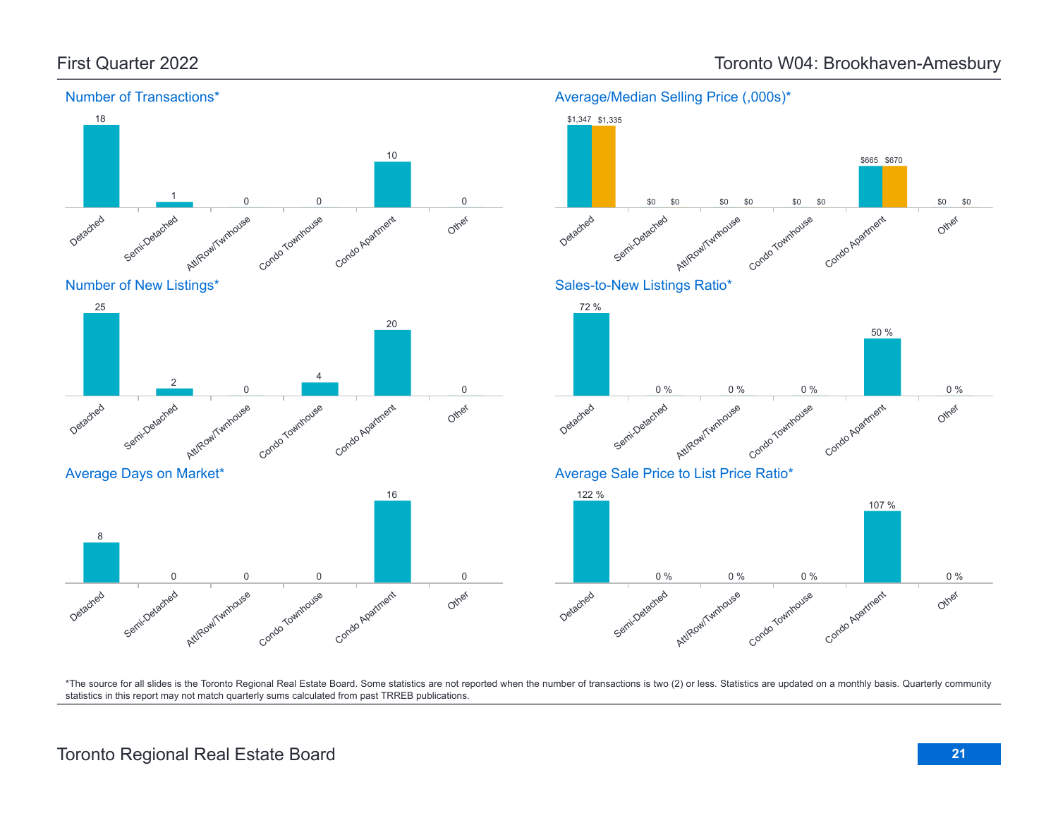First Quarter 2022

Toronto W04: Brookhaven-Amesbury

## Number of Transactions*

| Detached | Semi-Detached | Att/Row/Twnhouse | Condo Townhouse | Condo Apartment | Other |
|---|---|---|---|---|---|
| 18 | 1 | 0 | 0 | 10 | 0 |

## Average/Median Selling Price (,000s)*

| | Detached | Semi-Detached | Att/Row/Twnhouse | Condo Townhouse | Condo Apartment | Other |
|---|---|---|---|---|---|---|
| Average | $1,347 | $0 | $0 | $0 | $665 | $0 |
| Median | $1,335 | $0 | $0 | $0 | $670 | $0 |

## Number of New Listings*

| Detached | Semi-Detached | Att/Row/Twnhouse | Condo Townhouse | Condo Apartment | Other |
|---|---|---|---|---|---|
| 25 | 2 | 0 | 4 | 20 | 0 |

## Sales-to-New Listings Ratio*

| Detached | Semi-Detached | Att/Row/Twnhouse | Condo Townhouse | Condo Apartment | Other |
|---|---|---|---|---|---|
| 72 % | 0 % | 0 % | 0 % | 50 % | 0 % |

## Average Days on Market*

| Detached | Semi-Detached | Att/Row/Twnhouse | Condo Townhouse | Condo Apartment | Other |
|---|---|---|---|---|---|
| 8 | 0 | 0 | 0 | 16 | 0 |

## Average Sale Price to List Price Ratio*

| Detached | Semi-Detached | Att/Row/Twnhouse | Condo Townhouse | Condo Apartment | Other |
|---|---|---|---|---|---|
| 122 % | 0 % | 0 % | 0 % | 107 % | 0 % |

*The source for all slides is the Toronto Regional Real Estate Board. Some statistics are not reported when the number of transactions is two (2) or less. Statistics are updated on a monthly basis. Quarterly community statistics in this report may not match quarterly sums calculated from past TRREB publications.

Toronto Regional Real Estate Board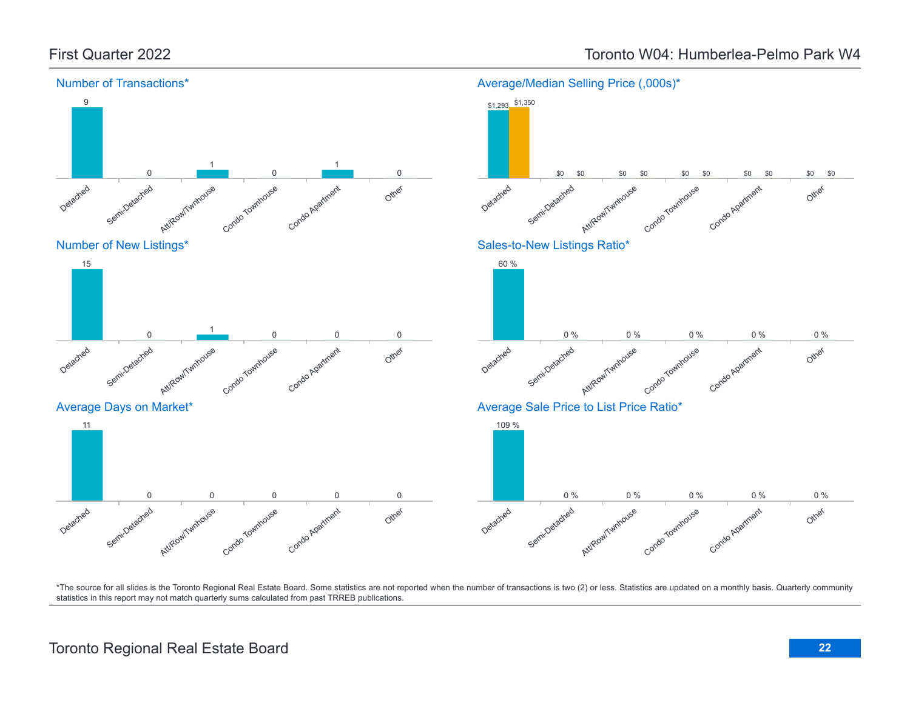# First Quarter 2022 — Toronto W04: Humberlea-Pelmo Park W4

## Number of Transactions*

| Detached | Semi-Detached | Att/Row/Twnhouse | Condo Townhouse | Condo Apartment | Other |
|---|---|---|---|---|---|
| 9 | 0 | 1 | 0 | 1 | 0 |

## Average/Median Selling Price (,000s)*

| | Detached | Semi-Detached | Att/Row/Twnhouse | Condo Townhouse | Condo Apartment | Other |
|---|---|---|---|---|---|---|
| Average | $1,293 | $0 | $0 | $0 | $0 | $0 |
| Median | $1,350 | $0 | $0 | $0 | $0 | $0 |

## Number of New Listings*

| Detached | Semi-Detached | Att/Row/Twnhouse | Condo Townhouse | Condo Apartment | Other |
|---|---|---|---|---|---|
| 15 | 0 | 1 | 0 | 0 | 0 |

## Sales-to-New Listings Ratio*

| Detached | Semi-Detached | Att/Row/Twnhouse | Condo Townhouse | Condo Apartment | Other |
|---|---|---|---|---|---|
| 60 % | 0 % | 0 % | 0 % | 0 % | 0 % |

## Average Days on Market*

| Detached | Semi-Detached | Att/Row/Twnhouse | Condo Townhouse | Condo Apartment | Other |
|---|---|---|---|---|---|
| 11 | 0 | 0 | 0 | 0 | 0 |

## Average Sale Price to List Price Ratio*

| Detached | Semi-Detached | Att/Row/Twnhouse | Condo Townhouse | Condo Apartment | Other |
|---|---|---|---|---|---|
| 109 % | 0 % | 0 % | 0 % | 0 % | 0 % |

*The source for all slides is the Toronto Regional Real Estate Board. Some statistics are not reported when the number of transactions is two (2) or less. Statistics are updated on a monthly basis. Quarterly community statistics in this report may not match quarterly sums calculated from past TRREB publications.

Toronto Regional Real Estate Board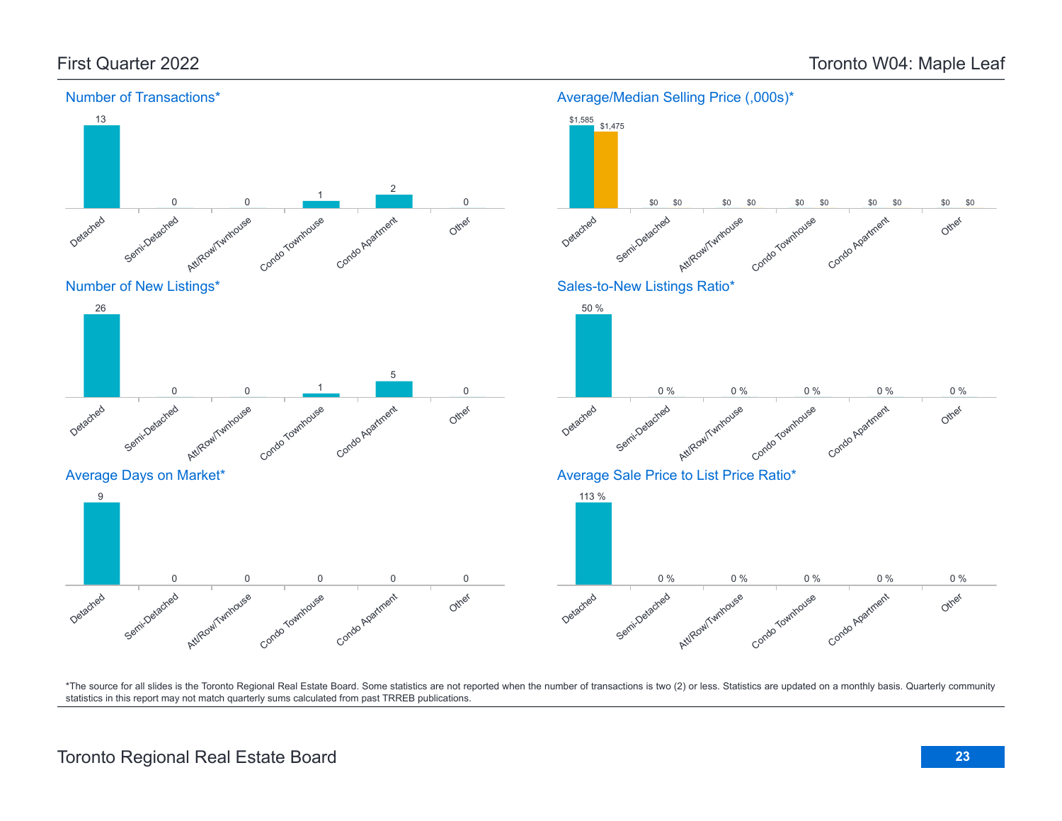# First Quarter 2022 — Toronto W04: Maple Leaf

## Number of Transactions*

| Detached | Semi-Detached | Att/Row/Twnhouse | Condo Townhouse | Condo Apartment | Other |
|---|---|---|---|---|---|
| 13 | 0 | 0 | 1 | 2 | 0 |

## Average/Median Selling Price (,000s)*

| | Detached | Semi-Detached | Att/Row/Twnhouse | Condo Townhouse | Condo Apartment | Other |
|---|---|---|---|---|---|---|
| Average | $1,585 | $0 | $0 | $0 | $0 | $0 |
| Median | $1,475 | $0 | $0 | $0 | $0 | $0 |

## Number of New Listings*

| Detached | Semi-Detached | Att/Row/Twnhouse | Condo Townhouse | Condo Apartment | Other |
|---|---|---|---|---|---|
| 26 | 0 | 0 | 1 | 5 | 0 |

## Sales-to-New Listings Ratio*

| Detached | Semi-Detached | Att/Row/Twnhouse | Condo Townhouse | Condo Apartment | Other |
|---|---|---|---|---|---|
| 50 % | 0 % | 0 % | 0 % | 0 % | 0 % |

## Average Days on Market*

| Detached | Semi-Detached | Att/Row/Twnhouse | Condo Townhouse | Condo Apartment | Other |
|---|---|---|---|---|---|
| 9 | 0 | 0 | 0 | 0 | 0 |

## Average Sale Price to List Price Ratio*

| Detached | Semi-Detached | Att/Row/Twnhouse | Condo Townhouse | Condo Apartment | Other |
|---|---|---|---|---|---|
| 113 % | 0 % | 0 % | 0 % | 0 % | 0 % |

*The source for all slides is the Toronto Regional Real Estate Board. Some statistics are not reported when the number of transactions is two (2) or less. Statistics are updated on a monthly basis. Quarterly community statistics in this report may not match quarterly sums calculated from past TRREB publications.

Toronto Regional Real Estate Board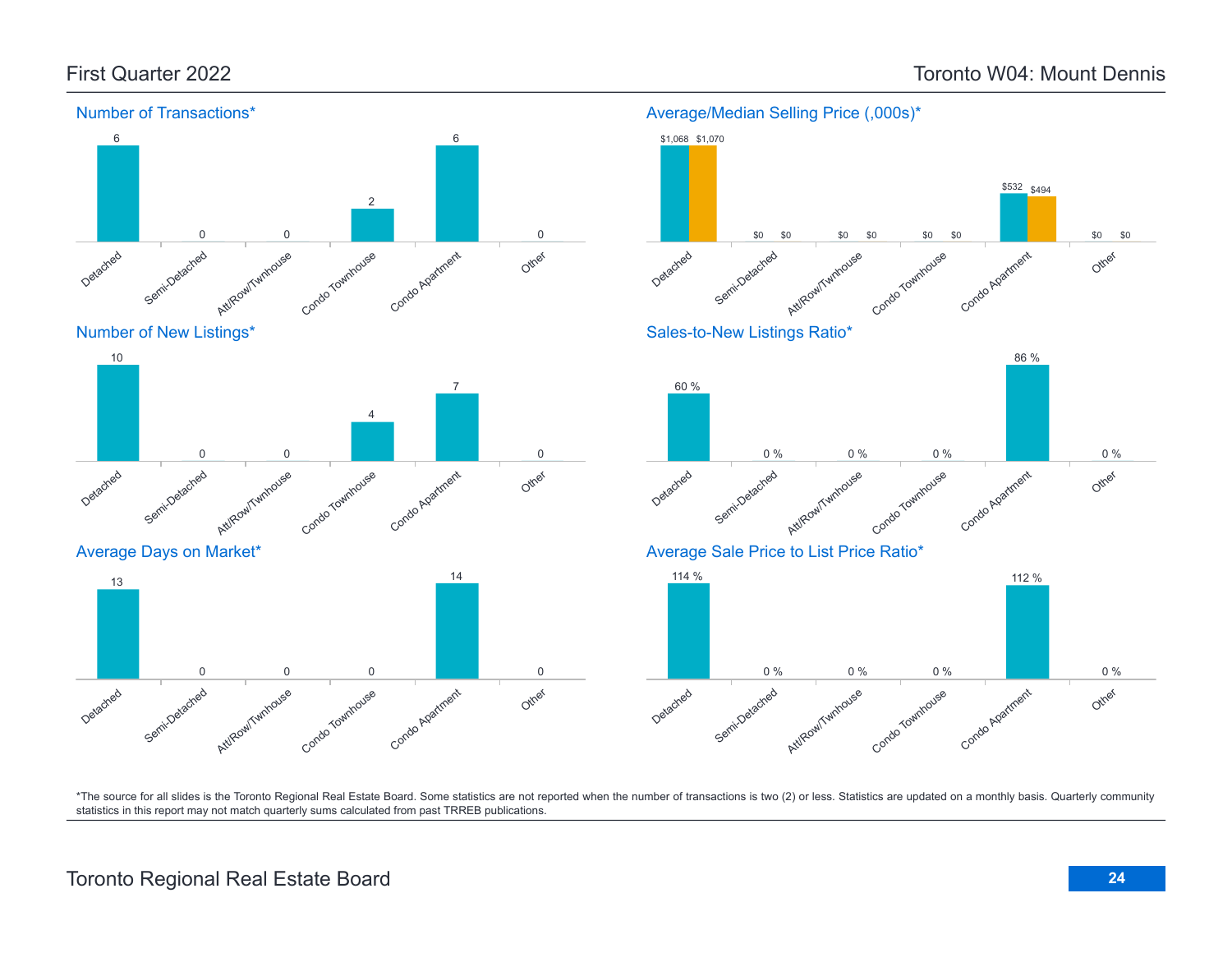# First Quarter 2022

# Toronto W04: Mount Dennis

## Number of Transactions*

| Detached | Semi-Detached | Att/Row/Twnhouse | Condo Townhouse | Condo Apartment | Other |
|---|---|---|---|---|---|
| 6 | 0 | 0 | 2 | 6 | 0 |

## Average/Median Selling Price (,000s)*

| | Detached | Semi-Detached | Att/Row/Twnhouse | Condo Townhouse | Condo Apartment | Other |
|---|---|---|---|---|---|---|
| Average | $1,068 | $0 | $0 | $0 | $532 | $0 |
| Median | $1,070 | $0 | $0 | $0 | $494 | $0 |

## Number of New Listings*

| Detached | Semi-Detached | Att/Row/Twnhouse | Condo Townhouse | Condo Apartment | Other |
|---|---|---|---|---|---|
| 10 | 0 | 0 | 4 | 7 | 0 |

## Sales-to-New Listings Ratio*

| Detached | Semi-Detached | Att/Row/Twnhouse | Condo Townhouse | Condo Apartment | Other |
|---|---|---|---|---|---|
| 60 % | 0 % | 0 % | 0 % | 86 % | 0 % |

## Average Days on Market*

| Detached | Semi-Detached | Att/Row/Twnhouse | Condo Townhouse | Condo Apartment | Other |
|---|---|---|---|---|---|
| 13 | 0 | 0 | 0 | 14 | 0 |

## Average Sale Price to List Price Ratio*

| Detached | Semi-Detached | Att/Row/Twnhouse | Condo Townhouse | Condo Apartment | Other |
|---|---|---|---|---|---|
| 114 % | 0 % | 0 % | 0 % | 112 % | 0 % |

*The source for all slides is the Toronto Regional Real Estate Board. Some statistics are not reported when the number of transactions is two (2) or less. Statistics are updated on a monthly basis. Quarterly community statistics in this report may not match quarterly sums calculated from past TRREB publications.

Toronto Regional Real Estate Board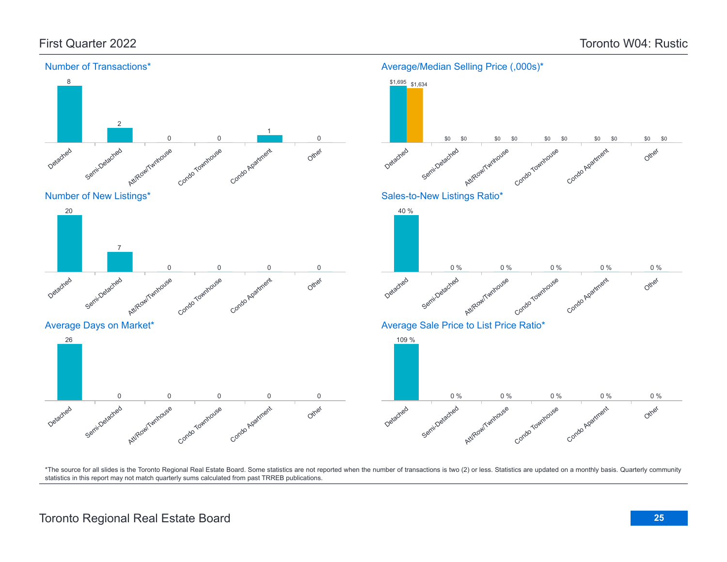# First Quarter 2022 — Toronto W04: Rustic

## Number of Transactions*

| Detached | Semi-Detached | Att/Row/Twnhouse | Condo Townhouse | Condo Apartment | Other |
|---|---|---|---|---|---|
| 8 | 2 | 0 | 0 | 1 | 0 |

## Average/Median Selling Price (,000s)*

| | Detached | Semi-Detached | Att/Row/Twnhouse | Condo Townhouse | Condo Apartment | Other |
|---|---|---|---|---|---|---|
| Average | $1,695 | $0 | $0 | $0 | $0 | $0 |
| Median | $1,634 | $0 | $0 | $0 | $0 | $0 |

## Number of New Listings*

| Detached | Semi-Detached | Att/Row/Twnhouse | Condo Townhouse | Condo Apartment | Other |
|---|---|---|---|---|---|
| 20 | 7 | 0 | 0 | 0 | 0 |

## Sales-to-New Listings Ratio*

| Detached | Semi-Detached | Att/Row/Twnhouse | Condo Townhouse | Condo Apartment | Other |
|---|---|---|---|---|---|
| 40 % | 0 % | 0 % | 0 % | 0 % | 0 % |

## Average Days on Market*

| Detached | Semi-Detached | Att/Row/Twnhouse | Condo Townhouse | Condo Apartment | Other |
|---|---|---|---|---|---|
| 26 | 0 | 0 | 0 | 0 | 0 |

## Average Sale Price to List Price Ratio*

| Detached | Semi-Detached | Att/Row/Twnhouse | Condo Townhouse | Condo Apartment | Other |
|---|---|---|---|---|---|
| 109 % | 0 % | 0 % | 0 % | 0 % | 0 % |

*The source for all slides is the Toronto Regional Real Estate Board. Some statistics are not reported when the number of transactions is two (2) or less. Statistics are updated on a monthly basis. Quarterly community statistics in this report may not match quarterly sums calculated from past TRREB publications.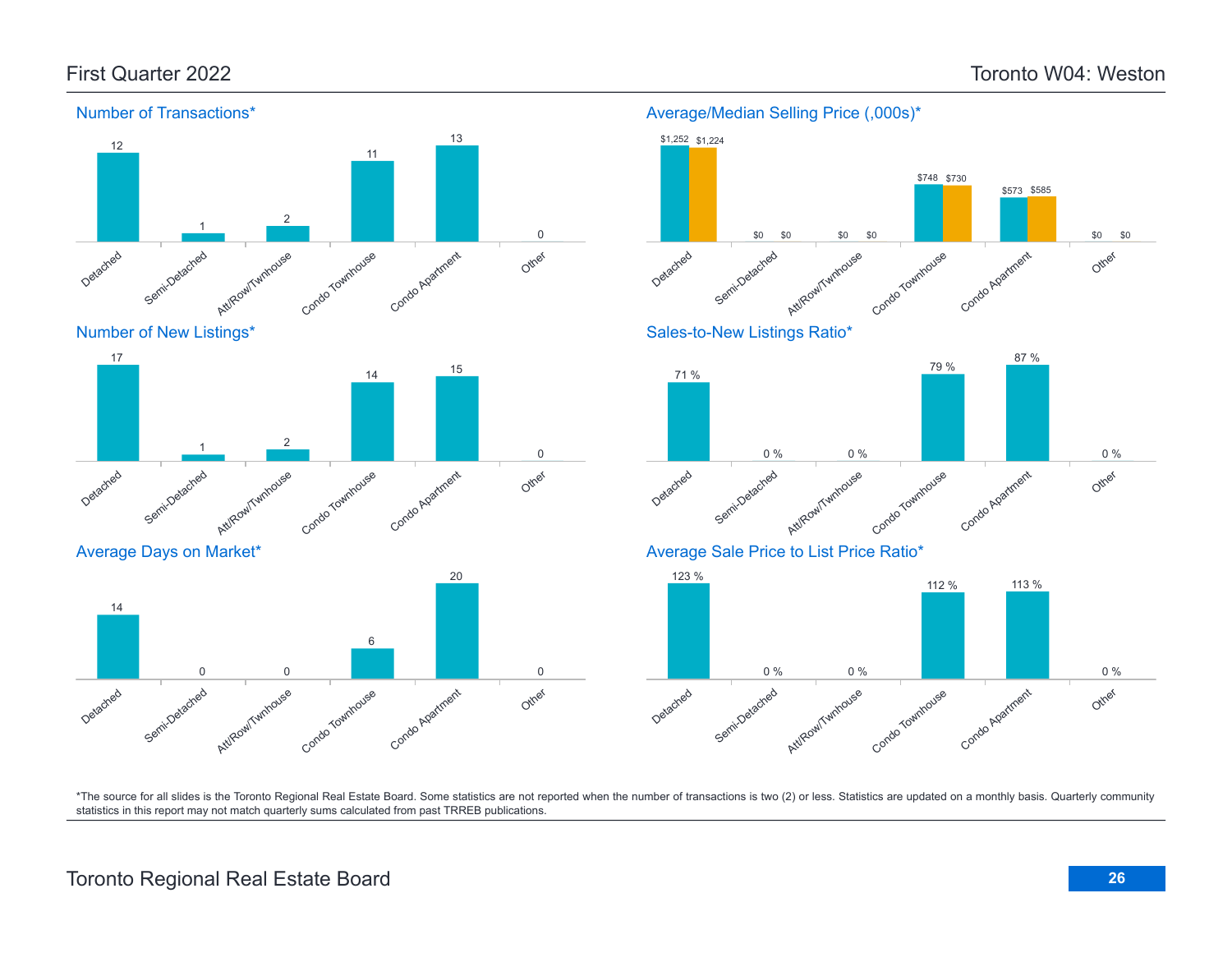# First Quarter 2022

# Toronto W04: Weston

## Number of Transactions*

| Detached | Semi-Detached | Att/Row/Twnhouse | Condo Townhouse | Condo Apartment | Other |
|---|---|---|---|---|---|
| 12 | 1 | 2 | 11 | 13 | 0 |

## Average/Median Selling Price (,000s)*

| | Detached | Semi-Detached | Att/Row/Twnhouse | Condo Townhouse | Condo Apartment | Other |
|---|---|---|---|---|---|---|
| Average | $1,252 | $0 | $0 | $748 | $573 | $0 |
| Median | $1,224 | $0 | $0 | $730 | $585 | $0 |

## Number of New Listings*

| Detached | Semi-Detached | Att/Row/Twnhouse | Condo Townhouse | Condo Apartment | Other |
|---|---|---|---|---|---|
| 17 | 1 | 2 | 14 | 15 | 0 |

## Sales-to-New Listings Ratio*

| Detached | Semi-Detached | Att/Row/Twnhouse | Condo Townhouse | Condo Apartment | Other |
|---|---|---|---|---|---|
| 71 % | 0 % | 0 % | 79 % | 87 % | 0 % |

## Average Days on Market*

| Detached | Semi-Detached | Att/Row/Twnhouse | Condo Townhouse | Condo Apartment | Other |
|---|---|---|---|---|---|
| 14 | 0 | 0 | 6 | 20 | 0 |

## Average Sale Price to List Price Ratio*

| Detached | Semi-Detached | Att/Row/Twnhouse | Condo Townhouse | Condo Apartment | Other |
|---|---|---|---|---|---|
| 123 % | 0 % | 0 % | 112 % | 113 % | 0 % |

*The source for all slides is the Toronto Regional Real Estate Board. Some statistics are not reported when the number of transactions is two (2) or less. Statistics are updated on a monthly basis. Quarterly community statistics in this report may not match quarterly sums calculated from past TRREB publications.

Toronto Regional Real Estate Board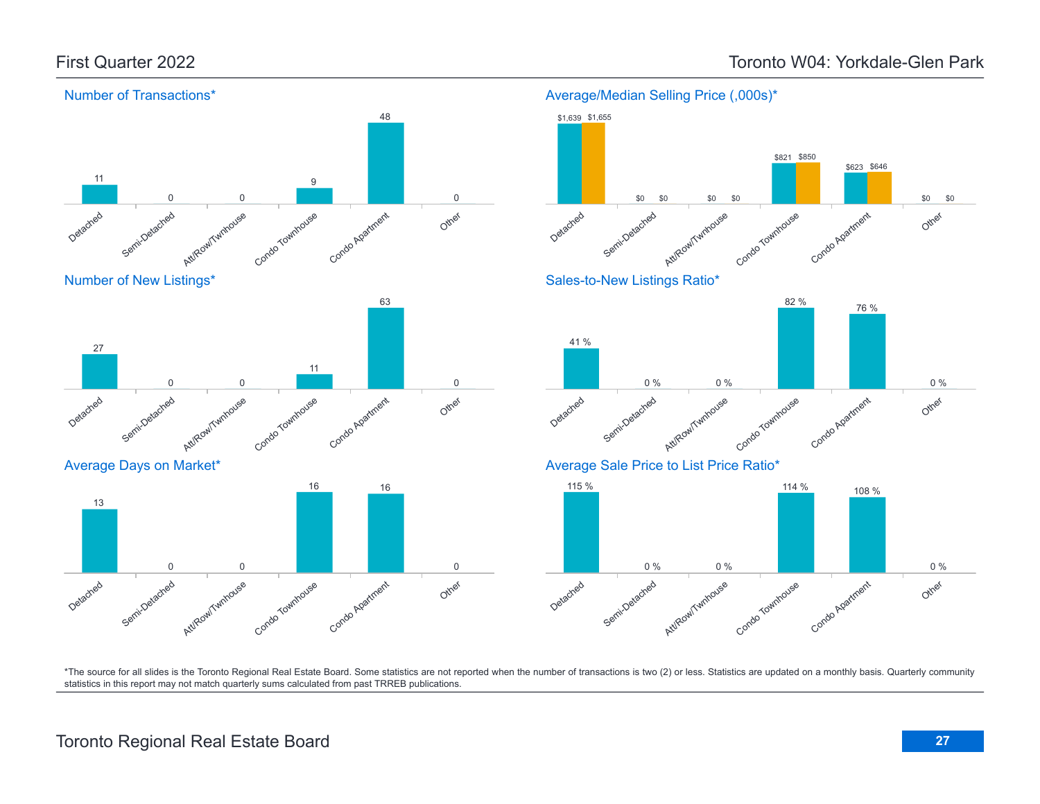# First Quarter 2022

# Toronto W04: Yorkdale-Glen Park

## Number of Transactions*

| Detached | Semi-Detached | Att/Row/Twnhouse | Condo Townhouse | Condo Apartment | Other |
|---|---|---|---|---|---|
| 11 | 0 | 0 | 9 | 48 | 0 |

## Average/Median Selling Price (,000s)*

| | Detached | Semi-Detached | Att/Row/Twnhouse | Condo Townhouse | Condo Apartment | Other |
|---|---|---|---|---|---|---|
| Average | $1,639 | $0 | $0 | $821 | $623 | $0 |
| Median | $1,655 | $0 | $0 | $850 | $646 | $0 |

## Number of New Listings*

| Detached | Semi-Detached | Att/Row/Twnhouse | Condo Townhouse | Condo Apartment | Other |
|---|---|---|---|---|---|
| 27 | 0 | 0 | 11 | 63 | 0 |

## Sales-to-New Listings Ratio*

| Detached | Semi-Detached | Att/Row/Twnhouse | Condo Townhouse | Condo Apartment | Other |
|---|---|---|---|---|---|
| 41 % | 0 % | 0 % | 82 % | 76 % | 0 % |

## Average Days on Market*

| Detached | Semi-Detached | Att/Row/Twnhouse | Condo Townhouse | Condo Apartment | Other |
|---|---|---|---|---|---|
| 13 | 0 | 0 | 16 | 16 | 0 |

## Average Sale Price to List Price Ratio*

| Detached | Semi-Detached | Att/Row/Twnhouse | Condo Townhouse | Condo Apartment | Other |
|---|---|---|---|---|---|
| 115 % | 0 % | 0 % | 114 % | 108 % | 0 % |

*The source for all slides is the Toronto Regional Real Estate Board. Some statistics are not reported when the number of transactions is two (2) or less. Statistics are updated on a monthly basis. Quarterly community statistics in this report may not match quarterly sums calculated from past TRREB publications.

Toronto Regional Real Estate Board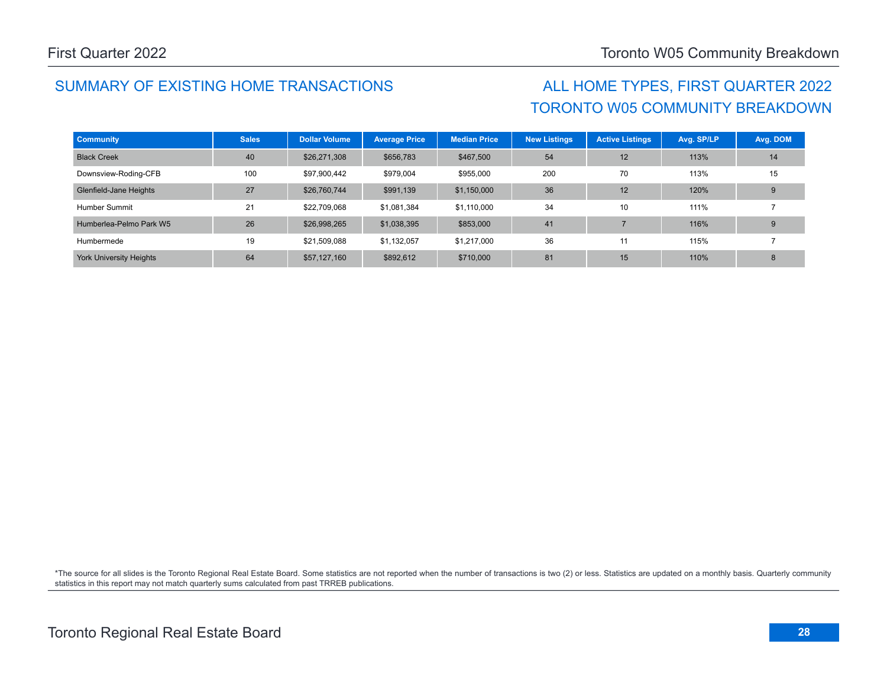## SUMMARY OF EXISTING HOME TRANSACTIONS

## ALL HOME TYPES, FIRST QUARTER 2022
## TORONTO W05 COMMUNITY BREAKDOWN

| Community | Sales | Dollar Volume | Average Price | Median Price | New Listings | Active Listings | Avg. SP/LP | Avg. DOM |
|---|---|---|---|---|---|---|---|---|
| Black Creek | 40 | $26,271,308 | $656,783 | $467,500 | 54 | 12 | 113% | 14 |
| Downsview-Roding-CFB | 100 | $97,900,442 | $979,004 | $955,000 | 200 | 70 | 113% | 15 |
| Glenfield-Jane Heights | 27 | $26,760,744 | $991,139 | $1,150,000 | 36 | 12 | 120% | 9 |
| Humber Summit | 21 | $22,709,068 | $1,081,384 | $1,110,000 | 34 | 10 | 111% | 7 |
| Humberlea-Pelmo Park W5 | 26 | $26,998,265 | $1,038,395 | $853,000 | 41 | 7 | 116% | 9 |
| Humbermede | 19 | $21,509,088 | $1,132,057 | $1,217,000 | 36 | 11 | 115% | 7 |
| York University Heights | 64 | $57,127,160 | $892,612 | $710,000 | 81 | 15 | 110% | 8 |

*The source for all slides is the Toronto Regional Real Estate Board. Some statistics are not reported when the number of transactions is two (2) or less. Statistics are updated on a monthly basis. Quarterly community statistics in this report may not match quarterly sums calculated from past TRREB publications.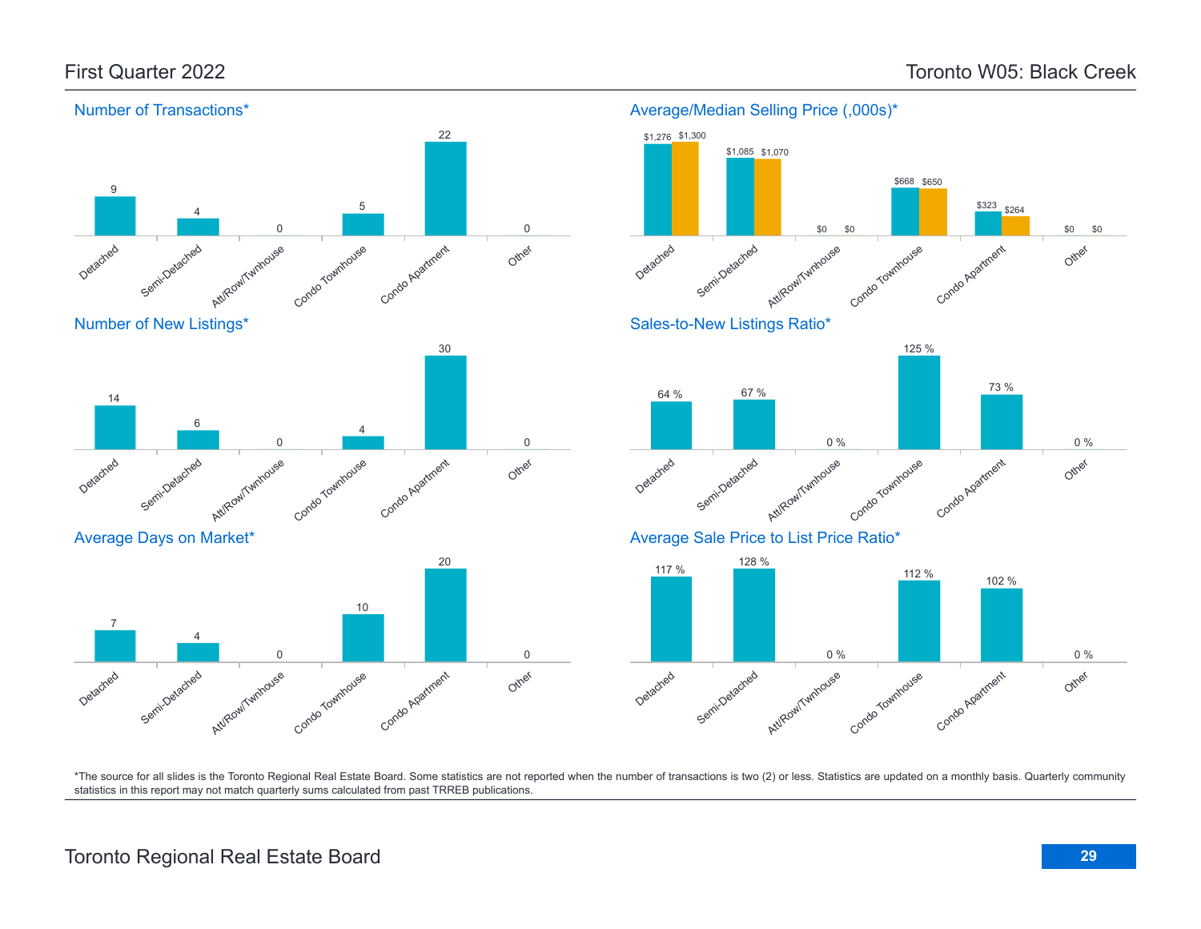## First Quarter 2022

## Toronto W05: Black Creek

### Number of Transactions*

| Detached | Semi-Detached | Att/Row/Twnhouse | Condo Townhouse | Condo Apartment | Other |
|---|---|---|---|---|---|
| 9 | 4 | 0 | 5 | 22 | 0 |

### Average/Median Selling Price (,000s)*

| | Detached | Semi-Detached | Att/Row/Twnhouse | Condo Townhouse | Condo Apartment | Other |
|---|---|---|---|---|---|---|
| Average | $1,276 | $1,085 | $0 | $668 | $323 | $0 |
| Median | $1,300 | $1,070 | $0 | $650 | $264 | $0 |

### Number of New Listings*

| Detached | Semi-Detached | Att/Row/Twnhouse | Condo Townhouse | Condo Apartment | Other |
|---|---|---|---|---|---|
| 14 | 6 | 0 | 4 | 30 | 0 |

### Sales-to-New Listings Ratio*

| Detached | Semi-Detached | Att/Row/Twnhouse | Condo Townhouse | Condo Apartment | Other |
|---|---|---|---|---|---|
| 64 % | 67 % | 0 % | 125 % | 73 % | 0 % |

### Average Days on Market*

| Detached | Semi-Detached | Att/Row/Twnhouse | Condo Townhouse | Condo Apartment | Other |
|---|---|---|---|---|---|
| 7 | 4 | 0 | 10 | 20 | 0 |

### Average Sale Price to List Price Ratio*

| Detached | Semi-Detached | Att/Row/Twnhouse | Condo Townhouse | Condo Apartment | Other |
|---|---|---|---|---|---|
| 117 % | 128 % | 0 % | 112 % | 102 % | 0 % |

*The source for all slides is the Toronto Regional Real Estate Board. Some statistics are not reported when the number of transactions is two (2) or less. Statistics are updated on a monthly basis. Quarterly community statistics in this report may not match quarterly sums calculated from past TRREB publications.

Toronto Regional Real Estate Board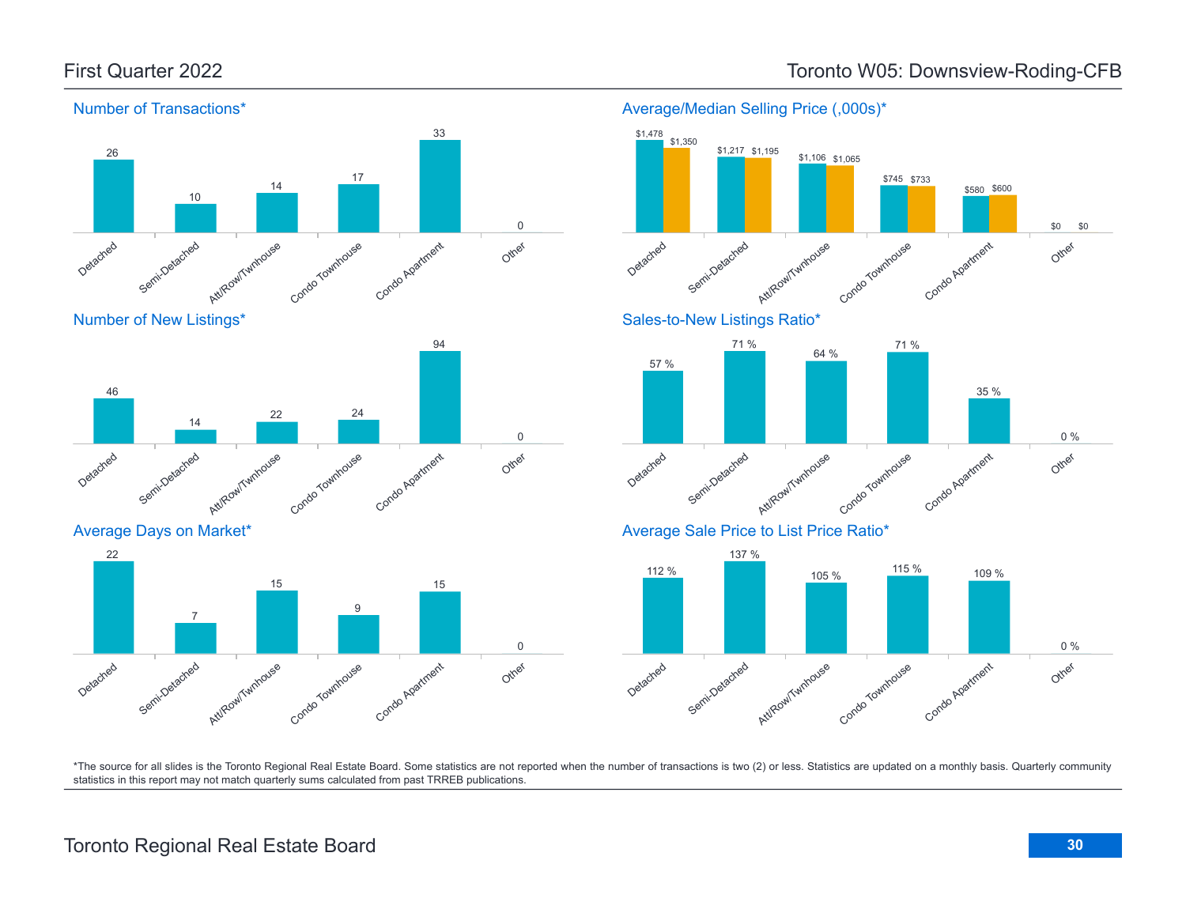First Quarter 2022

Toronto W05: Downsview-Roding-CFB

## Number of Transactions*

| Detached | Semi-Detached | Att/Row/Twnhouse | Condo Townhouse | Condo Apartment | Other |
|---|---|---|---|---|---|
| 26 | 10 | 14 | 17 | 33 | 0 |

## Average/Median Selling Price (,000s)*

| | Detached | Semi-Detached | Att/Row/Twnhouse | Condo Townhouse | Condo Apartment | Other |
|---|---|---|---|---|---|---|
| Average | $1,478 | $1,217 | $1,106 | $745 | $580 | $0 |
| Median | $1,350 | $1,195 | $1,065 | $733 | $600 | $0 |

## Number of New Listings*

| Detached | Semi-Detached | Att/Row/Twnhouse | Condo Townhouse | Condo Apartment | Other |
|---|---|---|---|---|---|
| 46 | 14 | 22 | 24 | 94 | 0 |

## Sales-to-New Listings Ratio*

| Detached | Semi-Detached | Att/Row/Twnhouse | Condo Townhouse | Condo Apartment | Other |
|---|---|---|---|---|---|
| 57 % | 71 % | 64 % | 71 % | 35 % | 0 % |

## Average Days on Market*

| Detached | Semi-Detached | Att/Row/Twnhouse | Condo Townhouse | Condo Apartment | Other |
|---|---|---|---|---|---|
| 22 | 7 | 15 | 9 | 15 | 0 |

## Average Sale Price to List Price Ratio*

| Detached | Semi-Detached | Att/Row/Twnhouse | Condo Townhouse | Condo Apartment | Other |
|---|---|---|---|---|---|
| 112 % | 137 % | 105 % | 115 % | 109 % | 0 % |

*The source for all slides is the Toronto Regional Real Estate Board. Some statistics are not reported when the number of transactions is two (2) or less. Statistics are updated on a monthly basis. Quarterly community statistics in this report may not match quarterly sums calculated from past TRREB publications.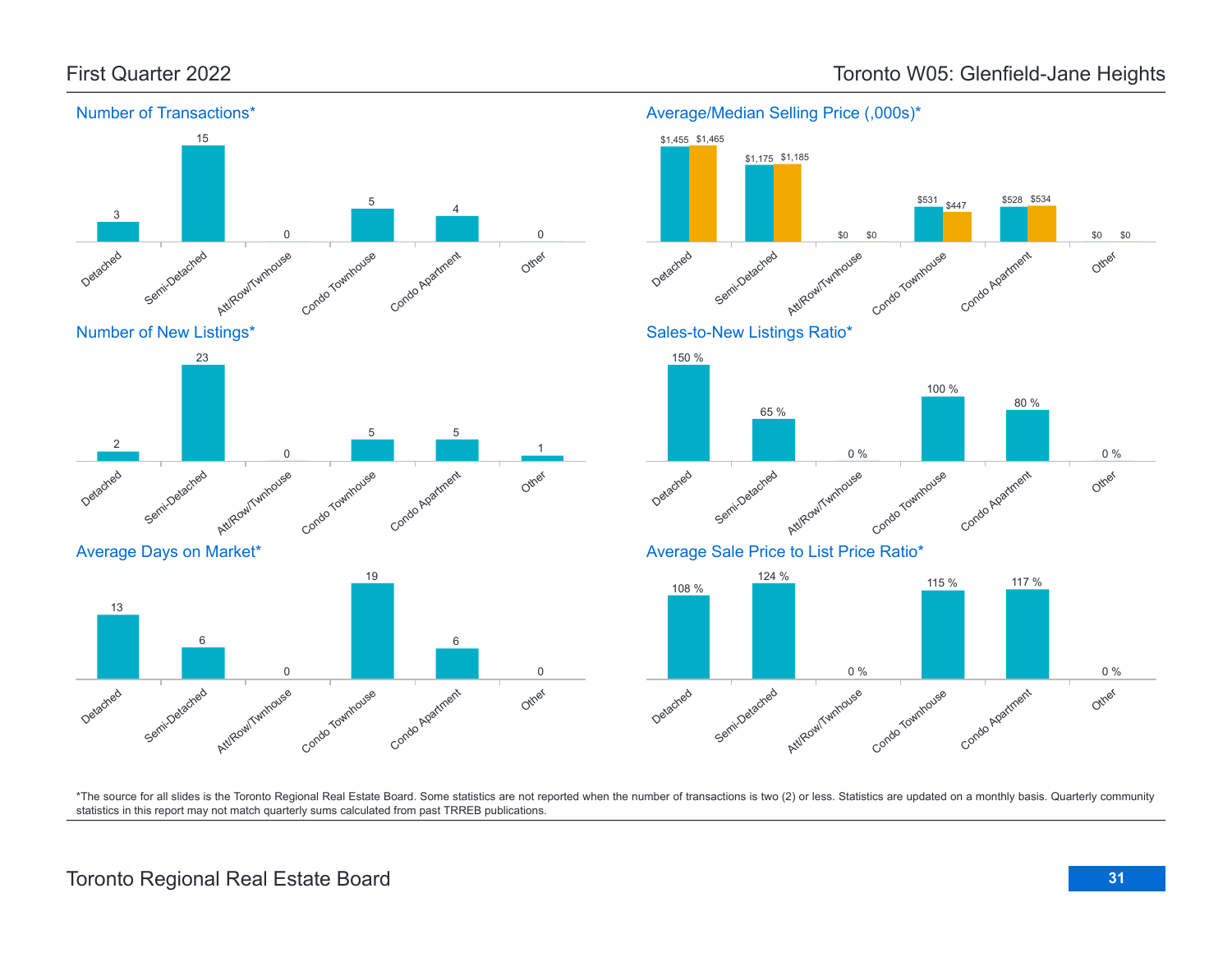## First Quarter 2022

## Toronto W05: Glenfield-Jane Heights

### Number of Transactions*

| Detached | Semi-Detached | Att/Row/Twnhouse | Condo Townhouse | Condo Apartment | Other |
|---|---|---|---|---|---|
| 3 | 15 | 0 | 5 | 4 | 0 |

### Average/Median Selling Price (,000s)*

| | Detached | Semi-Detached | Att/Row/Twnhouse | Condo Townhouse | Condo Apartment | Other |
|---|---|---|---|---|---|---|
| Average | $1,455 | $1,175 | $0 | $531 | $528 | $0 |
| Median | $1,465 | $1,185 | $0 | $447 | $534 | $0 |

### Number of New Listings*

| Detached | Semi-Detached | Att/Row/Twnhouse | Condo Townhouse | Condo Apartment | Other |
|---|---|---|---|---|---|
| 2 | 23 | 0 | 5 | 5 | 1 |

### Sales-to-New Listings Ratio*

| Detached | Semi-Detached | Att/Row/Twnhouse | Condo Townhouse | Condo Apartment | Other |
|---|---|---|---|---|---|
| 150 % | 65 % | 0 % | 100 % | 80 % | 0 % |

### Average Days on Market*

| Detached | Semi-Detached | Att/Row/Twnhouse | Condo Townhouse | Condo Apartment | Other |
|---|---|---|---|---|---|
| 13 | 6 | 0 | 19 | 6 | 0 |

### Average Sale Price to List Price Ratio*

| Detached | Semi-Detached | Att/Row/Twnhouse | Condo Townhouse | Condo Apartment | Other |
|---|---|---|---|---|---|
| 108 % | 124 % | 0 % | 115 % | 117 % | 0 % |

*The source for all slides is the Toronto Regional Real Estate Board. Some statistics are not reported when the number of transactions is two (2) or less. Statistics are updated on a monthly basis. Quarterly community statistics in this report may not match quarterly sums calculated from past TRREB publications.

Toronto Regional Real Estate Board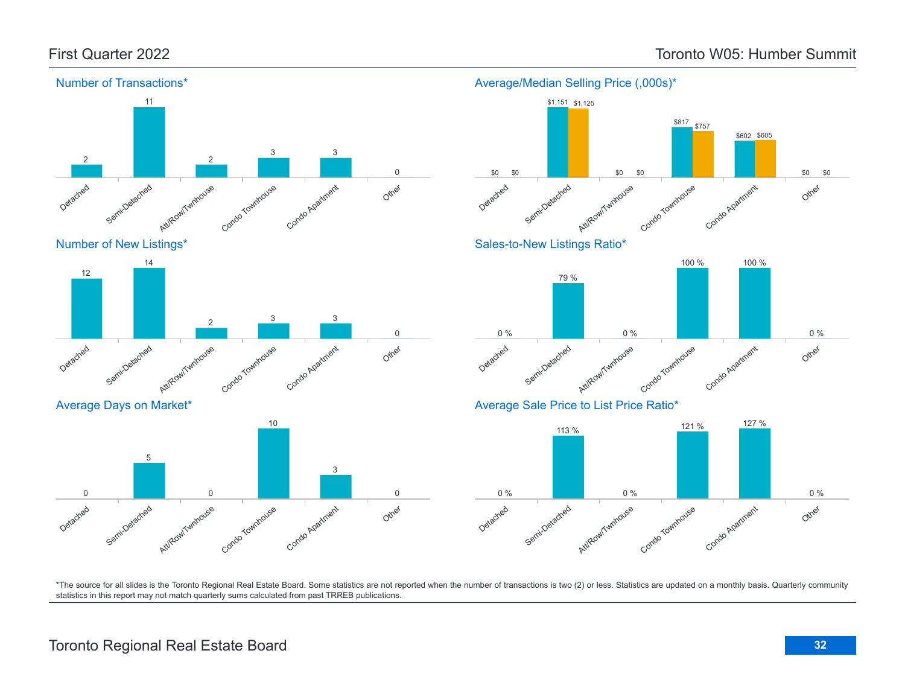## First Quarter 2022

## Toronto W05: Humber Summit

### Number of Transactions*

| Detached | Semi-Detached | Att/Row/Twnhouse | Condo Townhouse | Condo Apartment | Other |
|---|---|---|---|---|---|
| 2 | 11 | 2 | 3 | 3 | 0 |

### Average/Median Selling Price (,000s)*

| | Detached | Semi-Detached | Att/Row/Twnhouse | Condo Townhouse | Condo Apartment | Other |
|---|---|---|---|---|---|---|
| Average | $0 | $1,151 | $0 | $817 | $602 | $0 |
| Median | $0 | $1,125 | $0 | $757 | $605 | $0 |

### Number of New Listings*

| Detached | Semi-Detached | Att/Row/Twnhouse | Condo Townhouse | Condo Apartment | Other |
|---|---|---|---|---|---|
| 12 | 14 | 2 | 3 | 3 | 0 |

### Sales-to-New Listings Ratio*

| Detached | Semi-Detached | Att/Row/Twnhouse | Condo Townhouse | Condo Apartment | Other |
|---|---|---|---|---|---|
| 0 % | 79 % | 0 % | 100 % | 100 % | 0 % |

### Average Days on Market*

| Detached | Semi-Detached | Att/Row/Twnhouse | Condo Townhouse | Condo Apartment | Other |
|---|---|---|---|---|---|
| 0 | 5 | 0 | 10 | 3 | 0 |

### Average Sale Price to List Price Ratio*

| Detached | Semi-Detached | Att/Row/Twnhouse | Condo Townhouse | Condo Apartment | Other |
|---|---|---|---|---|---|
| 0 % | 113 % | 0 % | 121 % | 127 % | 0 % |

*The source for all slides is the Toronto Regional Real Estate Board. Some statistics are not reported when the number of transactions is two (2) or less. Statistics are updated on a monthly basis. Quarterly community statistics in this report may not match quarterly sums calculated from past TRREB publications.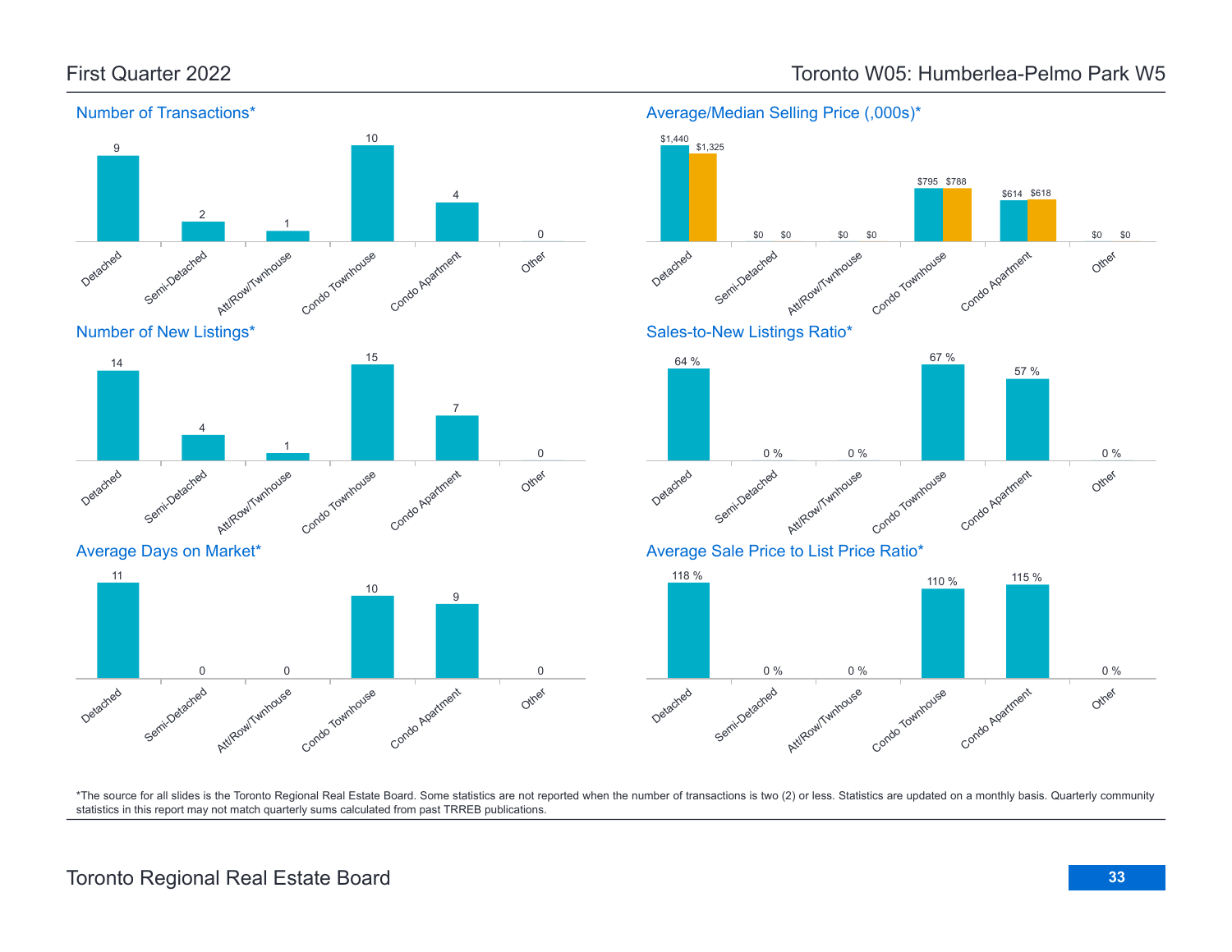## First Quarter 2022

## Toronto W05: Humberlea-Pelmo Park W5

### Number of Transactions*

| Detached | Semi-Detached | Att/Row/Twnhouse | Condo Townhouse | Condo Apartment | Other |
|---|---|---|---|---|---|
| 9 | 2 | 1 | 10 | 4 | 0 |

### Average/Median Selling Price (,000s)*

| | Detached | Semi-Detached | Att/Row/Twnhouse | Condo Townhouse | Condo Apartment | Other |
|---|---|---|---|---|---|---|
| Average | $1,440 | $0 | $0 | $795 | $614 | $0 |
| Median | $1,325 | $0 | $0 | $788 | $618 | $0 |

### Number of New Listings*

| Detached | Semi-Detached | Att/Row/Twnhouse | Condo Townhouse | Condo Apartment | Other |
|---|---|---|---|---|---|
| 14 | 4 | 1 | 15 | 7 | 0 |

### Sales-to-New Listings Ratio*

| Detached | Semi-Detached | Att/Row/Twnhouse | Condo Townhouse | Condo Apartment | Other |
|---|---|---|---|---|---|
| 64 % | 0 % | 0 % | 67 % | 57 % | 0 % |

### Average Days on Market*

| Detached | Semi-Detached | Att/Row/Twnhouse | Condo Townhouse | Condo Apartment | Other |
|---|---|---|---|---|---|
| 11 | 0 | 0 | 10 | 9 | 0 |

### Average Sale Price to List Price Ratio*

| Detached | Semi-Detached | Att/Row/Twnhouse | Condo Townhouse | Condo Apartment | Other |
|---|---|---|---|---|---|
| 118 % | 0 % | 0 % | 110 % | 115 % | 0 % |

*The source for all slides is the Toronto Regional Real Estate Board. Some statistics are not reported when the number of transactions is two (2) or less. Statistics are updated on a monthly basis. Quarterly community statistics in this report may not match quarterly sums calculated from past TRREB publications.

Toronto Regional Real Estate Board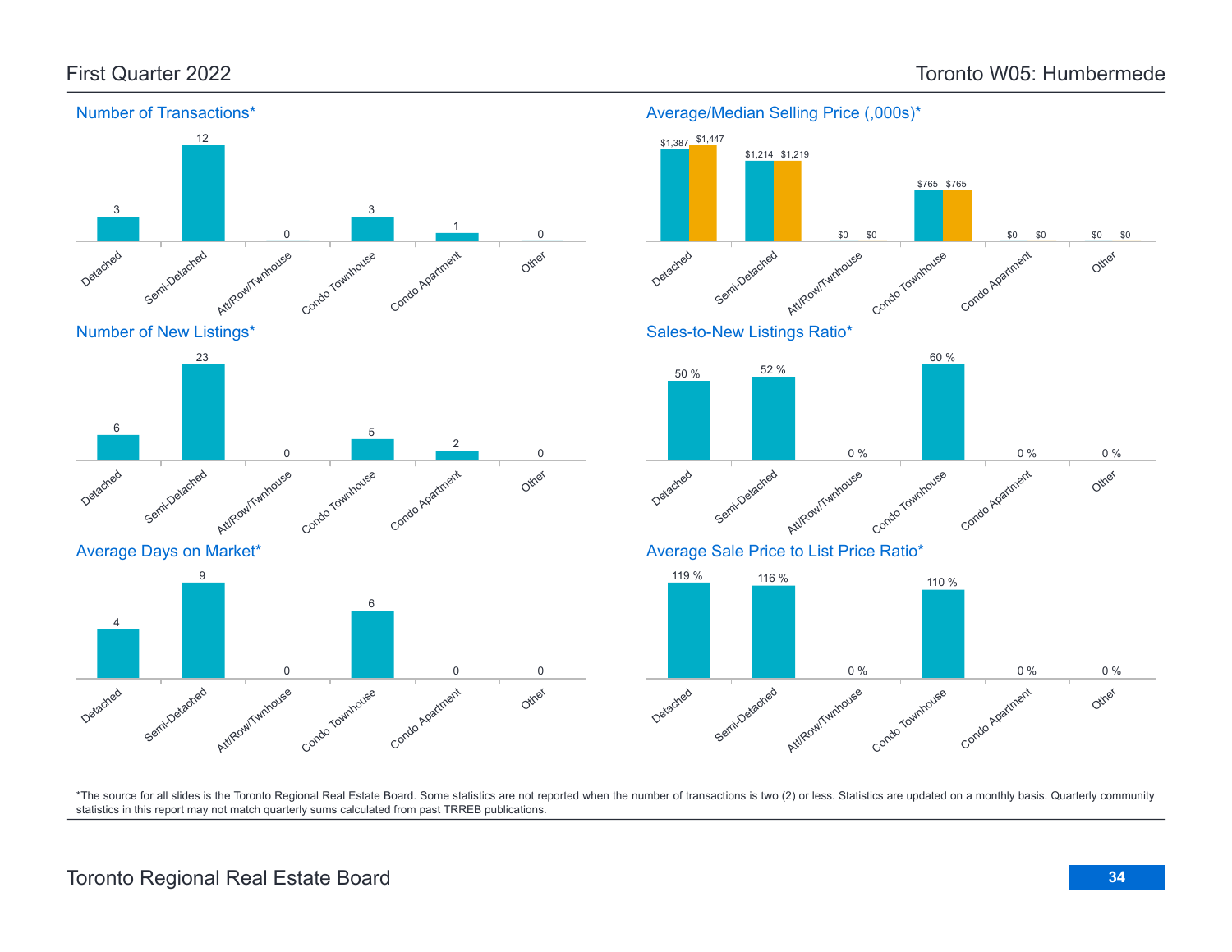# First Quarter 2022 — Toronto W05: Humbermede

## Number of Transactions*

| Detached | Semi-Detached | Att/Row/Twnhouse | Condo Townhouse | Condo Apartment | Other |
|---|---|---|---|---|---|
| 3 | 12 | 0 | 3 | 1 | 0 |

## Average/Median Selling Price (,000s)*

| | Detached | Semi-Detached | Att/Row/Twnhouse | Condo Townhouse | Condo Apartment | Other |
|---|---|---|---|---|---|---|
| Average | $1,387 | $1,214 | $0 | $765 | $0 | $0 |
| Median | $1,447 | $1,219 | $0 | $765 | $0 | $0 |

## Number of New Listings*

| Detached | Semi-Detached | Att/Row/Twnhouse | Condo Townhouse | Condo Apartment | Other |
|---|---|---|---|---|---|
| 6 | 23 | 0 | 5 | 2 | 0 |

## Sales-to-New Listings Ratio*

| Detached | Semi-Detached | Att/Row/Twnhouse | Condo Townhouse | Condo Apartment | Other |
|---|---|---|---|---|---|
| 50 % | 52 % | 0 % | 60 % | 0 % | 0 % |

## Average Days on Market*

| Detached | Semi-Detached | Att/Row/Twnhouse | Condo Townhouse | Condo Apartment | Other |
|---|---|---|---|---|---|
| 4 | 9 | 0 | 6 | 0 | 0 |

## Average Sale Price to List Price Ratio*

| Detached | Semi-Detached | Att/Row/Twnhouse | Condo Townhouse | Condo Apartment | Other |
|---|---|---|---|---|---|
| 119 % | 116 % | 0 % | 110 % | 0 % | 0 % |

*The source for all slides is the Toronto Regional Real Estate Board. Some statistics are not reported when the number of transactions is two (2) or less. Statistics are updated on a monthly basis. Quarterly community statistics in this report may not match quarterly sums calculated from past TRREB publications.

Toronto Regional Real Estate Board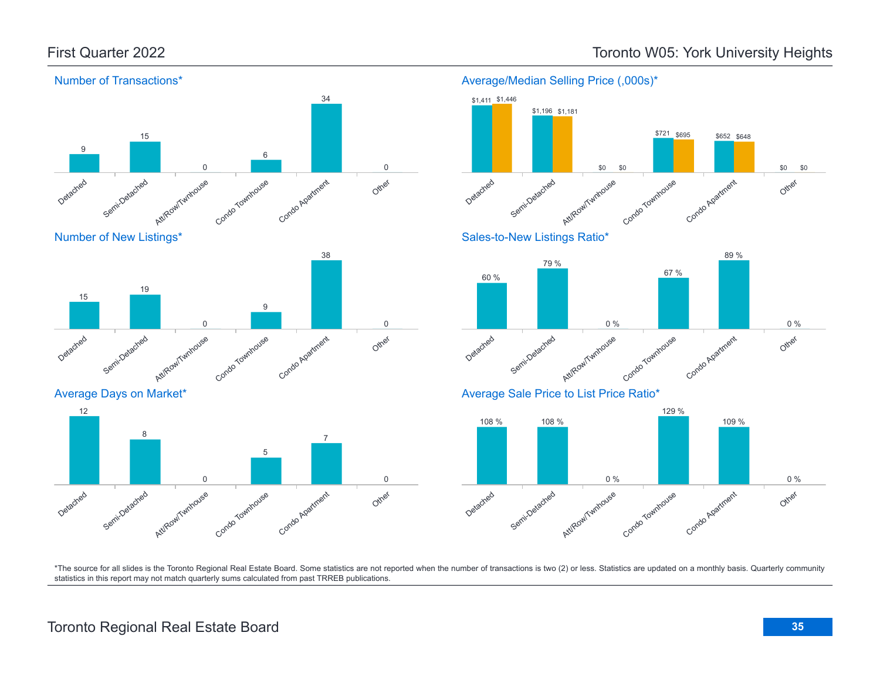## First Quarter 2022

## Toronto W05: York University Heights

### Number of Transactions*

| Detached | Semi-Detached | Att/Row/Twnhouse | Condo Townhouse | Condo Apartment | Other |
|---|---|---|---|---|---|
| 9 | 15 | 0 | 6 | 34 | 0 |

### Average/Median Selling Price (,000s)*

| | Detached | Semi-Detached | Att/Row/Twnhouse | Condo Townhouse | Condo Apartment | Other |
|---|---|---|---|---|---|---|
| Average | $1,411 | $1,196 | $0 | $721 | $652 | $0 |
| Median | $1,446 | $1,181 | $0 | $695 | $648 | $0 |

### Number of New Listings*

| Detached | Semi-Detached | Att/Row/Twnhouse | Condo Townhouse | Condo Apartment | Other |
|---|---|---|---|---|---|
| 15 | 19 | 0 | 9 | 38 | 0 |

### Sales-to-New Listings Ratio*

| Detached | Semi-Detached | Att/Row/Twnhouse | Condo Townhouse | Condo Apartment | Other |
|---|---|---|---|---|---|
| 60 % | 79 % | 0 % | 67 % | 89 % | 0 % |

### Average Days on Market*

| Detached | Semi-Detached | Att/Row/Twnhouse | Condo Townhouse | Condo Apartment | Other |
|---|---|---|---|---|---|
| 12 | 8 | 0 | 5 | 7 | 0 |

### Average Sale Price to List Price Ratio*

| Detached | Semi-Detached | Att/Row/Twnhouse | Condo Townhouse | Condo Apartment | Other |
|---|---|---|---|---|---|
| 108 % | 108 % | 0 % | 129 % | 109 % | 0 % |

*The source for all slides is the Toronto Regional Real Estate Board. Some statistics are not reported when the number of transactions is two (2) or less. Statistics are updated on a monthly basis. Quarterly community statistics in this report may not match quarterly sums calculated from past TRREB publications.

Toronto Regional Real Estate Board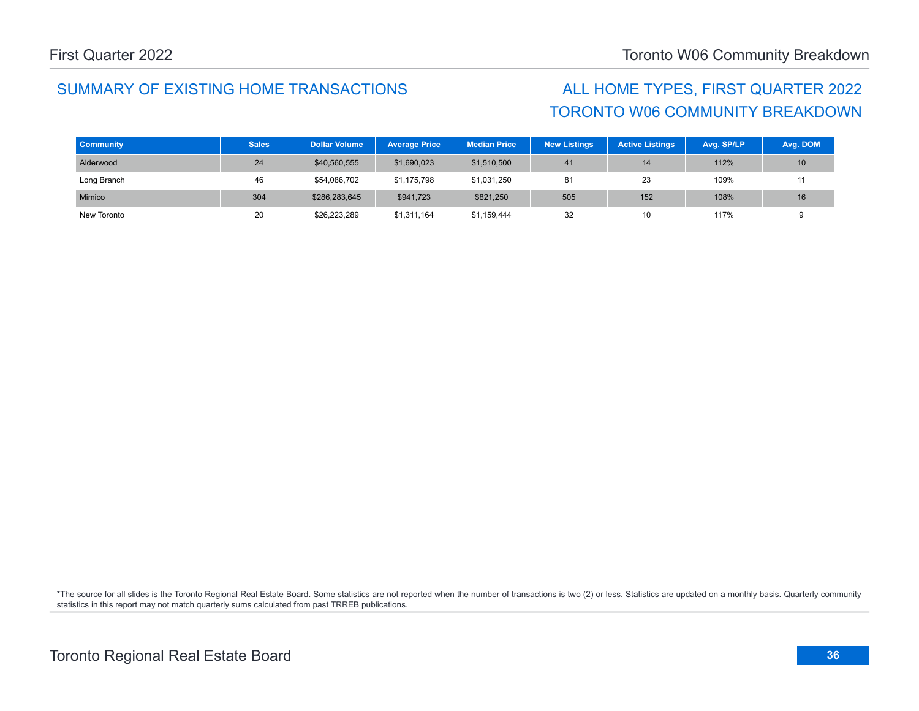## SUMMARY OF EXISTING HOME TRANSACTIONS

## ALL HOME TYPES, FIRST QUARTER 2022
## TORONTO W06 COMMUNITY BREAKDOWN

| Community | Sales | Dollar Volume | Average Price | Median Price | New Listings | Active Listings | Avg. SP/LP | Avg. DOM |
|---|---|---|---|---|---|---|---|---|
| Alderwood | 24 | $40,560,555 | $1,690,023 | $1,510,500 | 41 | 14 | 112% | 10 |
| Long Branch | 46 | $54,086,702 | $1,175,798 | $1,031,250 | 81 | 23 | 109% | 11 |
| Mimico | 304 | $286,283,645 | $941,723 | $821,250 | 505 | 152 | 108% | 16 |
| New Toronto | 20 | $26,223,289 | $1,311,164 | $1,159,444 | 32 | 10 | 117% | 9 |

*The source for all slides is the Toronto Regional Real Estate Board. Some statistics are not reported when the number of transactions is two (2) or less. Statistics are updated on a monthly basis. Quarterly community statistics in this report may not match quarterly sums calculated from past TRREB publications.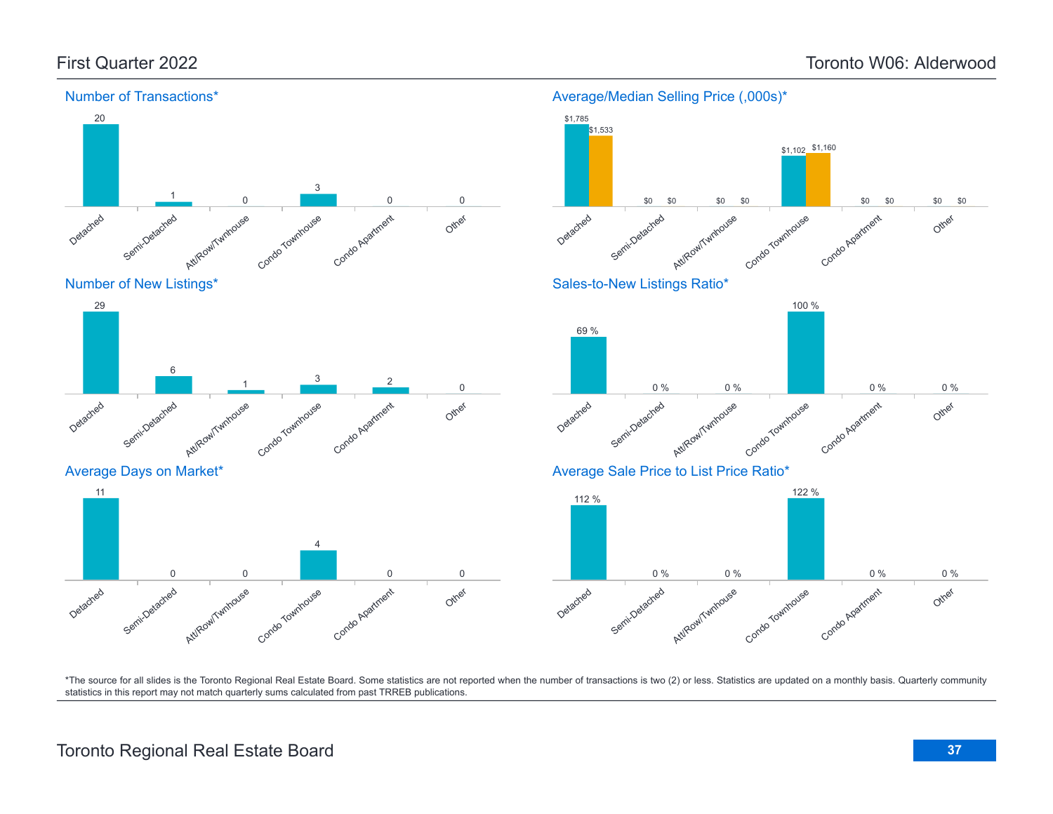# First Quarter 2022 — Toronto W06: Alderwood

## Number of Transactions*

| Detached | Semi-Detached | Att/Row/Twnhouse | Condo Townhouse | Condo Apartment | Other |
|---|---|---|---|---|---|
| 20 | 1 | 0 | 3 | 0 | 0 |

## Average/Median Selling Price (,000s)*

| | Detached | Semi-Detached | Att/Row/Twnhouse | Condo Townhouse | Condo Apartment | Other |
|---|---|---|---|---|---|---|
| Average | $1,785 | $0 | $0 | $1,102 | $0 | $0 |
| Median | $1,533 | $0 | $0 | $1,160 | $0 | $0 |

## Number of New Listings*

| Detached | Semi-Detached | Att/Row/Twnhouse | Condo Townhouse | Condo Apartment | Other |
|---|---|---|---|---|---|
| 29 | 6 | 1 | 3 | 2 | 0 |

## Sales-to-New Listings Ratio*

| Detached | Semi-Detached | Att/Row/Twnhouse | Condo Townhouse | Condo Apartment | Other |
|---|---|---|---|---|---|
| 69 % | 0 % | 0 % | 100 % | 0 % | 0 % |

## Average Days on Market*

| Detached | Semi-Detached | Att/Row/Twnhouse | Condo Townhouse | Condo Apartment | Other |
|---|---|---|---|---|---|
| 11 | 0 | 0 | 4 | 0 | 0 |

## Average Sale Price to List Price Ratio*

| Detached | Semi-Detached | Att/Row/Twnhouse | Condo Townhouse | Condo Apartment | Other |
|---|---|---|---|---|---|
| 112 % | 0 % | 0 % | 122 % | 0 % | 0 % |

*The source for all slides is the Toronto Regional Real Estate Board. Some statistics are not reported when the number of transactions is two (2) or less. Statistics are updated on a monthly basis. Quarterly community statistics in this report may not match quarterly sums calculated from past TRREB publications.

Toronto Regional Real Estate Board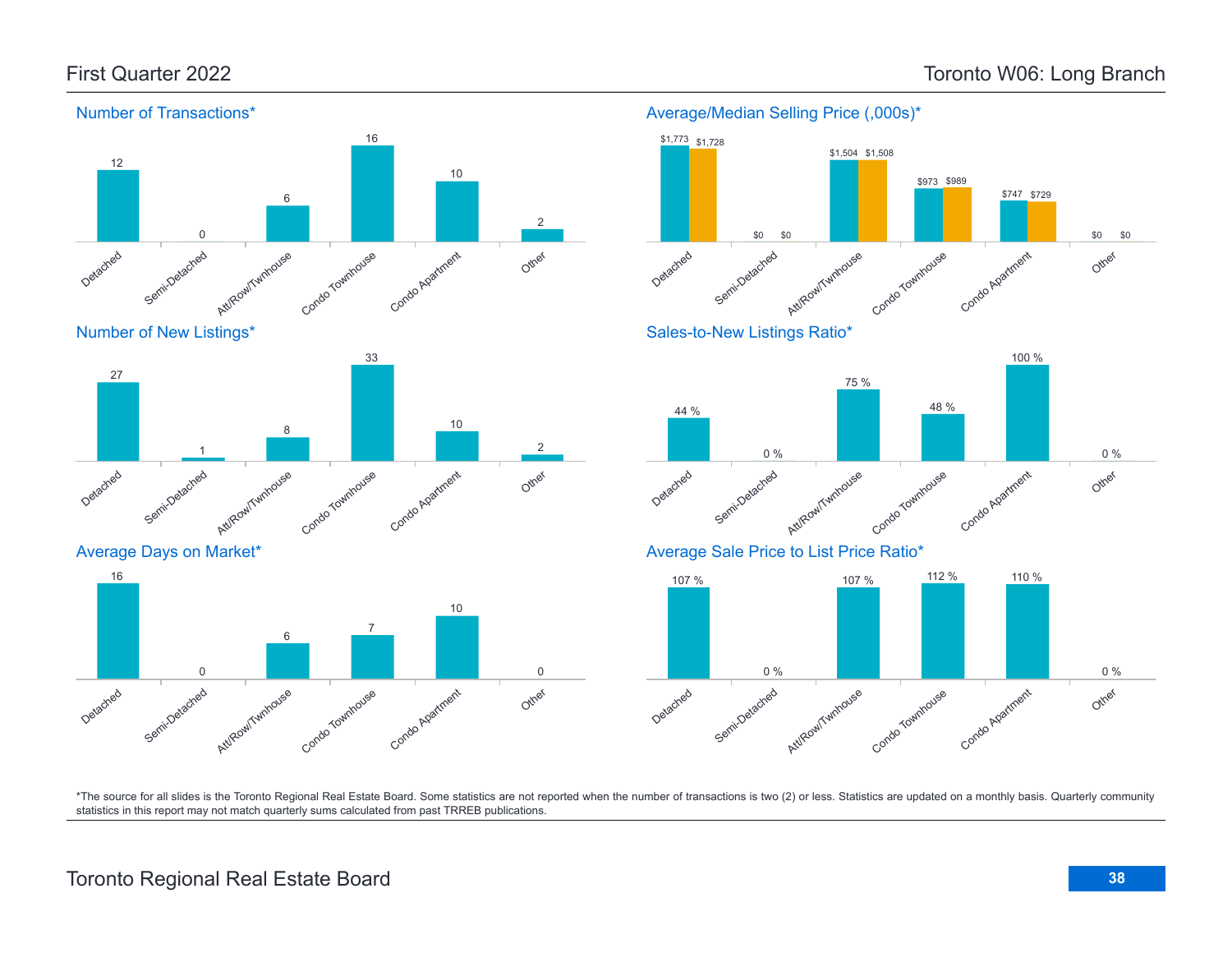# First Quarter 2022 — Toronto W06: Long Branch

## Number of Transactions*

| Detached | Semi-Detached | Att/Row/Twnhouse | Condo Townhouse | Condo Apartment | Other |
|---|---|---|---|---|---|
| 12 | 0 | 6 | 16 | 10 | 2 |

## Average/Median Selling Price (,000s)*

| | Detached | Semi-Detached | Att/Row/Twnhouse | Condo Townhouse | Condo Apartment | Other |
|---|---|---|---|---|---|---|
| Average | $1,773 | $0 | $1,504 | $973 | $747 | $0 |
| Median | $1,728 | $0 | $1,508 | $989 | $729 | $0 |

## Number of New Listings*

| Detached | Semi-Detached | Att/Row/Twnhouse | Condo Townhouse | Condo Apartment | Other |
|---|---|---|---|---|---|
| 27 | 1 | 8 | 33 | 10 | 2 |

## Sales-to-New Listings Ratio*

| Detached | Semi-Detached | Att/Row/Twnhouse | Condo Townhouse | Condo Apartment | Other |
|---|---|---|---|---|---|
| 44 % | 0 % | 75 % | 48 % | 100 % | 0 % |

## Average Days on Market*

| Detached | Semi-Detached | Att/Row/Twnhouse | Condo Townhouse | Condo Apartment | Other |
|---|---|---|---|---|---|
| 16 | 0 | 6 | 7 | 10 | 0 |

## Average Sale Price to List Price Ratio*

| Detached | Semi-Detached | Att/Row/Twnhouse | Condo Townhouse | Condo Apartment | Other |
|---|---|---|---|---|---|
| 107 % | 0 % | 107 % | 112 % | 110 % | 0 % |

*The source for all slides is the Toronto Regional Real Estate Board. Some statistics are not reported when the number of transactions is two (2) or less. Statistics are updated on a monthly basis. Quarterly community statistics in this report may not match quarterly sums calculated from past TRREB publications.

Toronto Regional Real Estate Board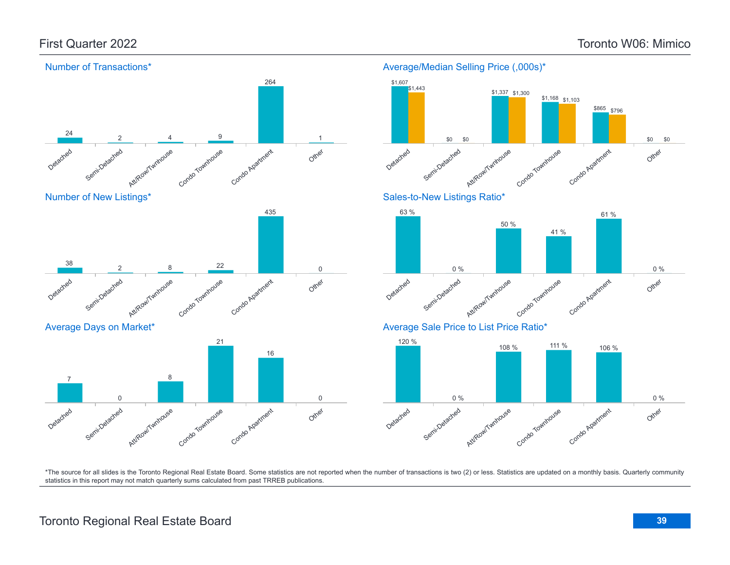# First Quarter 2022 — Toronto W06: Mimico

## Number of Transactions*

| Detached | Semi-Detached | Att/Row/Twnhouse | Condo Townhouse | Condo Apartment | Other |
|---|---|---|---|---|---|
| 24 | 2 | 4 | 9 | 264 | 1 |

## Average/Median Selling Price (,000s)*

| | Detached | Semi-Detached | Att/Row/Twnhouse | Condo Townhouse | Condo Apartment | Other |
|---|---|---|---|---|---|---|
| Average | $1,607 | $0 | $1,337 | $1,168 | $865 | $0 |
| Median | $1,443 | $0 | $1,300 | $1,103 | $796 | $0 |

## Number of New Listings*

| Detached | Semi-Detached | Att/Row/Twnhouse | Condo Townhouse | Condo Apartment | Other |
|---|---|---|---|---|---|
| 38 | 2 | 8 | 22 | 435 | 0 |

## Sales-to-New Listings Ratio*

| Detached | Semi-Detached | Att/Row/Twnhouse | Condo Townhouse | Condo Apartment | Other |
|---|---|---|---|---|---|
| 63 % | 0 % | 50 % | 41 % | 61 % | 0 % |

## Average Days on Market*

| Detached | Semi-Detached | Att/Row/Twnhouse | Condo Townhouse | Condo Apartment | Other |
|---|---|---|---|---|---|
| 7 | 0 | 8 | 21 | 16 | 0 |

## Average Sale Price to List Price Ratio*

| Detached | Semi-Detached | Att/Row/Twnhouse | Condo Townhouse | Condo Apartment | Other |
|---|---|---|---|---|---|
| 120 % | 0 % | 108 % | 111 % | 106 % | 0 % |

*The source for all slides is the Toronto Regional Real Estate Board. Some statistics are not reported when the number of transactions is two (2) or less. Statistics are updated on a monthly basis. Quarterly community statistics in this report may not match quarterly sums calculated from past TRREB publications.

Toronto Regional Real Estate Board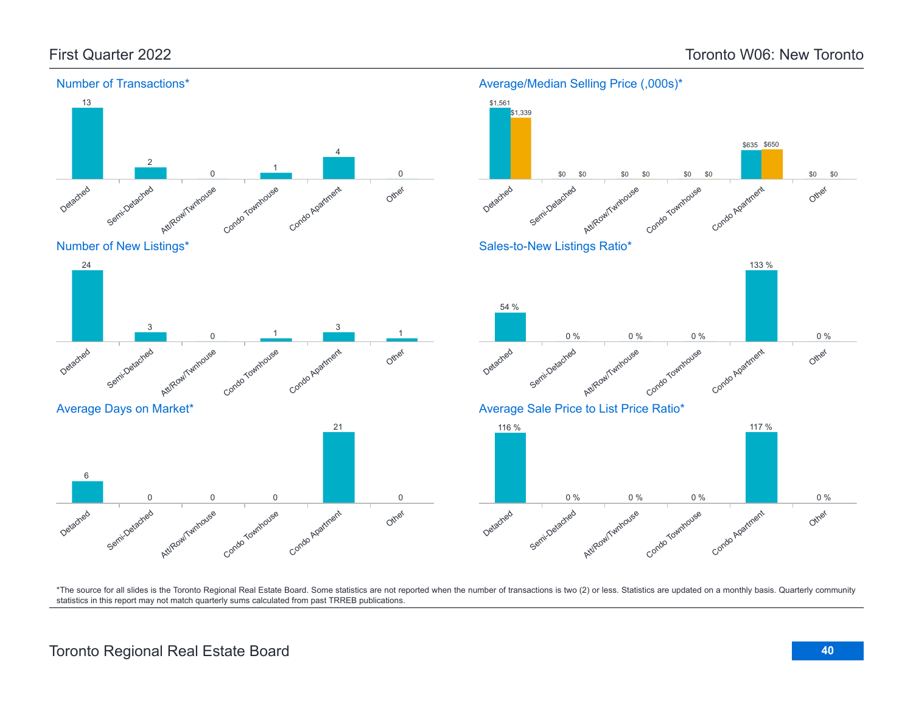# First Quarter 2022 — Toronto W06: New Toronto

## Number of Transactions*

| Detached | Semi-Detached | Att/Row/Twnhouse | Condo Townhouse | Condo Apartment | Other |
|---|---|---|---|---|---|
| 13 | 2 | 0 | 1 | 4 | 0 |

## Average/Median Selling Price (,000s)*

| | Detached | Semi-Detached | Att/Row/Twnhouse | Condo Townhouse | Condo Apartment | Other |
|---|---|---|---|---|---|---|
| Average | $1,561 | $0 | $0 | $0 | $635 | $0 |
| Median | $1,339 | $0 | $0 | $0 | $650 | $0 |

## Number of New Listings*

| Detached | Semi-Detached | Att/Row/Twnhouse | Condo Townhouse | Condo Apartment | Other |
|---|---|---|---|---|---|
| 24 | 3 | 0 | 1 | 3 | 1 |

## Sales-to-New Listings Ratio*

| Detached | Semi-Detached | Att/Row/Twnhouse | Condo Townhouse | Condo Apartment | Other |
|---|---|---|---|---|---|
| 54 % | 0 % | 0 % | 0 % | 133 % | 0 % |

## Average Days on Market*

| Detached | Semi-Detached | Att/Row/Twnhouse | Condo Townhouse | Condo Apartment | Other |
|---|---|---|---|---|---|
| 6 | 0 | 0 | 0 | 21 | 0 |

## Average Sale Price to List Price Ratio*

| Detached | Semi-Detached | Att/Row/Twnhouse | Condo Townhouse | Condo Apartment | Other |
|---|---|---|---|---|---|
| 116 % | 0 % | 0 % | 0 % | 117 % | 0 % |

*The source for all slides is the Toronto Regional Real Estate Board. Some statistics are not reported when the number of transactions is two (2) or less. Statistics are updated on a monthly basis. Quarterly community statistics in this report may not match quarterly sums calculated from past TRREB publications.

Toronto Regional Real Estate Board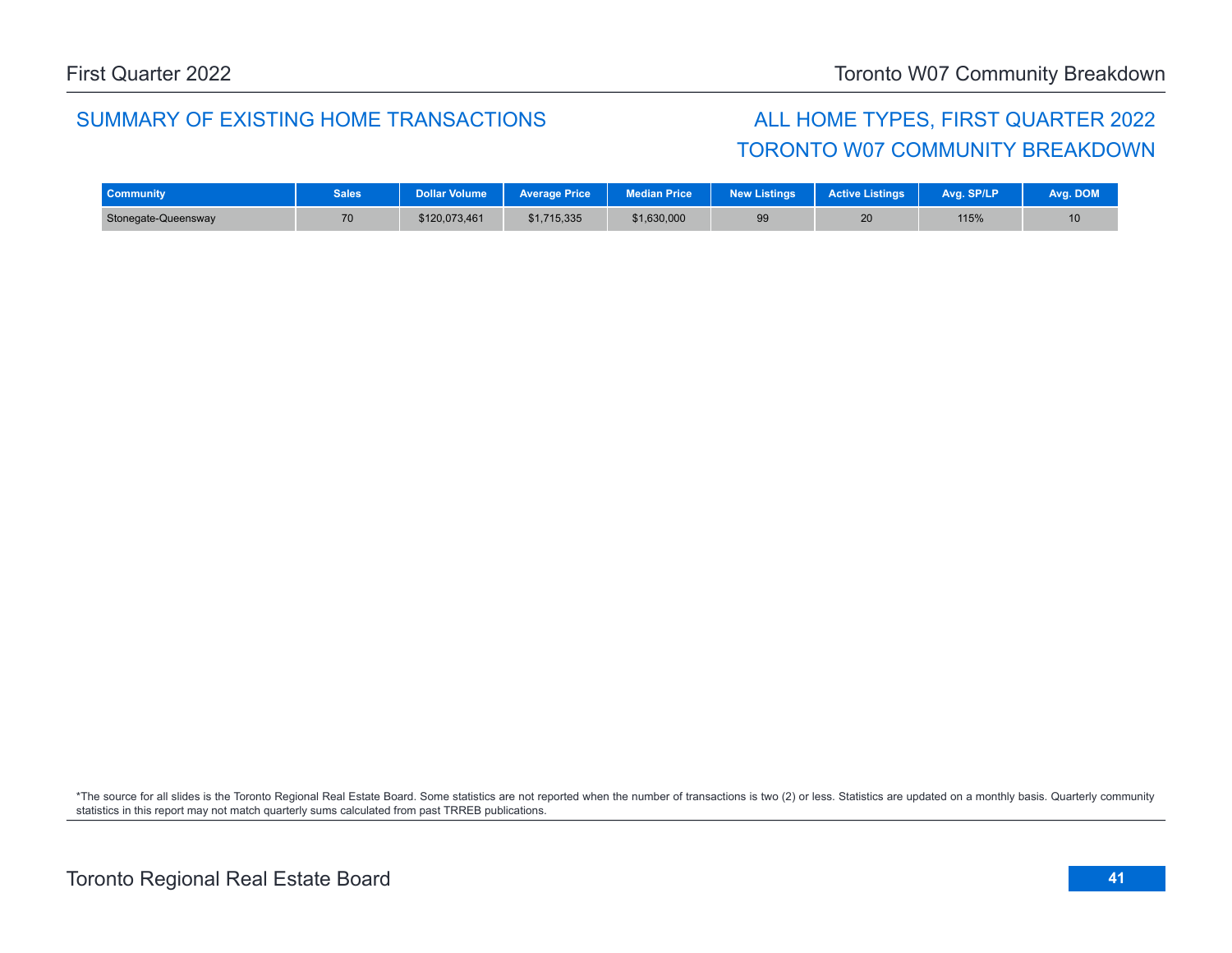## SUMMARY OF EXISTING HOME TRANSACTIONS

## ALL HOME TYPES, FIRST QUARTER 2022
## TORONTO W07 COMMUNITY BREAKDOWN

| Community | Sales | Dollar Volume | Average Price | Median Price | New Listings | Active Listings | Avg. SP/LP | Avg. DOM |
|---|---|---|---|---|---|---|---|---|
| Stonegate-Queensway | 70 | $120,073,461 | $1,715,335 | $1,630,000 | 99 | 20 | 115% | 10 |

*The source for all slides is the Toronto Regional Real Estate Board. Some statistics are not reported when the number of transactions is two (2) or less. Statistics are updated on a monthly basis. Quarterly community statistics in this report may not match quarterly sums calculated from past TRREB publications.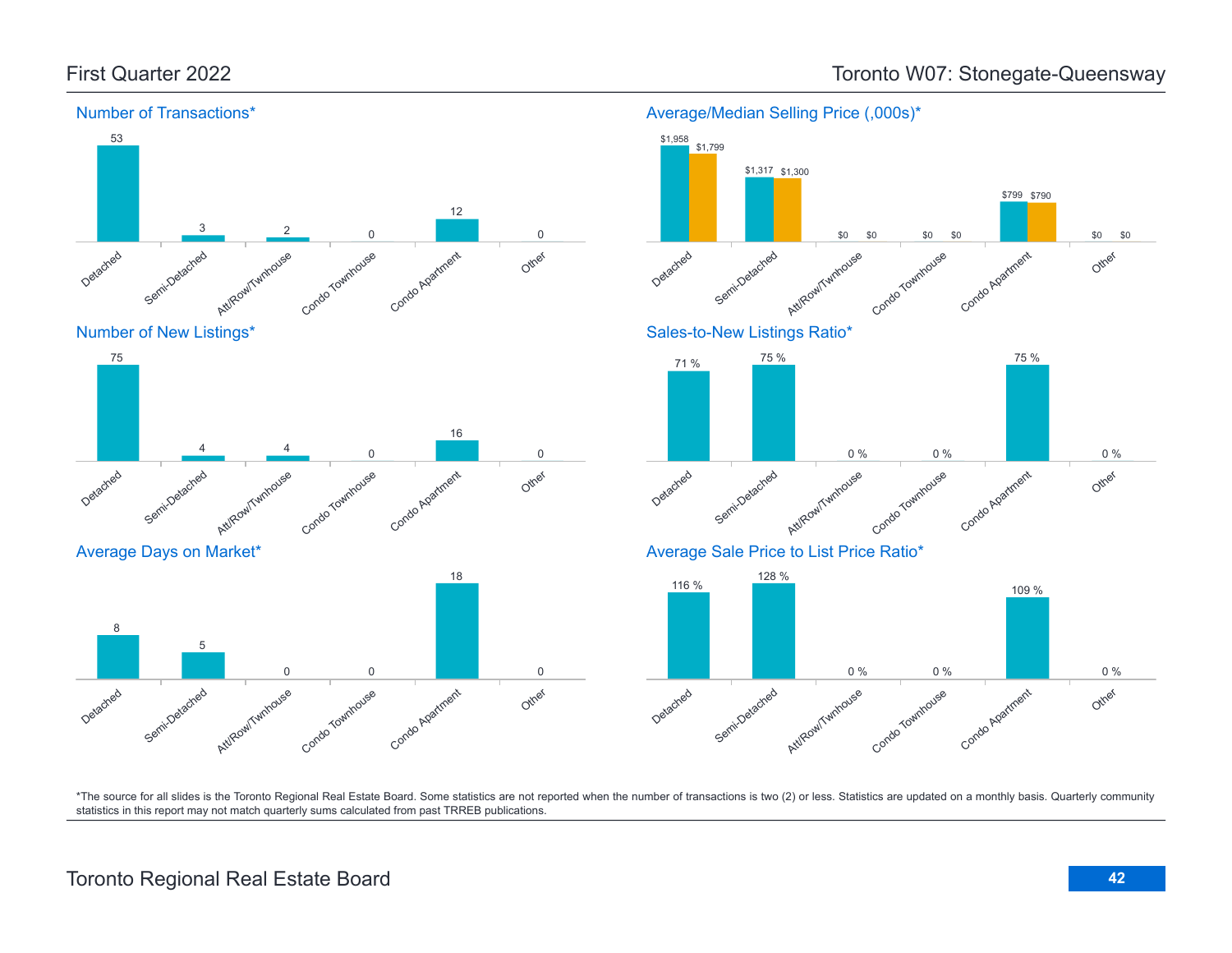# First Quarter 2022

# Toronto W07: Stonegate-Queensway

## Number of Transactions*

| Detached | Semi-Detached | Att/Row/Twnhouse | Condo Townhouse | Condo Apartment | Other |
|---|---|---|---|---|---|
| 53 | 3 | 2 | 0 | 12 | 0 |

## Average/Median Selling Price (,000s)*

| | Detached | Semi-Detached | Att/Row/Twnhouse | Condo Townhouse | Condo Apartment | Other |
|---|---|---|---|---|---|---|
| Average | $1,958 | $1,317 | $0 | $0 | $799 | $0 |
| Median | $1,799 | $1,300 | $0 | $0 | $790 | $0 |

## Number of New Listings*

| Detached | Semi-Detached | Att/Row/Twnhouse | Condo Townhouse | Condo Apartment | Other |
|---|---|---|---|---|---|
| 75 | 4 | 4 | 0 | 16 | 0 |

## Sales-to-New Listings Ratio*

| Detached | Semi-Detached | Att/Row/Twnhouse | Condo Townhouse | Condo Apartment | Other |
|---|---|---|---|---|---|
| 71 % | 75 % | 0 % | 0 % | 75 % | 0 % |

## Average Days on Market*

| Detached | Semi-Detached | Att/Row/Twnhouse | Condo Townhouse | Condo Apartment | Other |
|---|---|---|---|---|---|
| 8 | 5 | 0 | 0 | 18 | 0 |

## Average Sale Price to List Price Ratio*

| Detached | Semi-Detached | Att/Row/Twnhouse | Condo Townhouse | Condo Apartment | Other |
|---|---|---|---|---|---|
| 116 % | 128 % | 0 % | 0 % | 109 % | 0 % |

*The source for all slides is the Toronto Regional Real Estate Board. Some statistics are not reported when the number of transactions is two (2) or less. Statistics are updated on a monthly basis. Quarterly community statistics in this report may not match quarterly sums calculated from past TRREB publications.

Toronto Regional Real Estate Board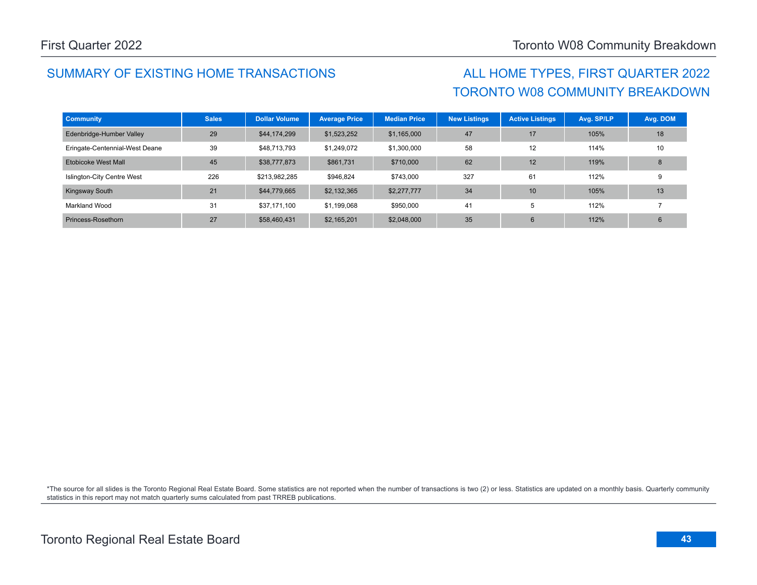## SUMMARY OF EXISTING HOME TRANSACTIONS

## ALL HOME TYPES, FIRST QUARTER 2022
## TORONTO W08 COMMUNITY BREAKDOWN

| Community | Sales | Dollar Volume | Average Price | Median Price | New Listings | Active Listings | Avg. SP/LP | Avg. DOM |
|---|---|---|---|---|---|---|---|---|
| Edenbridge-Humber Valley | 29 | $44,174,299 | $1,523,252 | $1,165,000 | 47 | 17 | 105% | 18 |
| Eringate-Centennial-West Deane | 39 | $48,713,793 | $1,249,072 | $1,300,000 | 58 | 12 | 114% | 10 |
| Etobicoke West Mall | 45 | $38,777,873 | $861,731 | $710,000 | 62 | 12 | 119% | 8 |
| Islington-City Centre West | 226 | $213,982,285 | $946,824 | $743,000 | 327 | 61 | 112% | 9 |
| Kingsway South | 21 | $44,779,665 | $2,132,365 | $2,277,777 | 34 | 10 | 105% | 13 |
| Markland Wood | 31 | $37,171,100 | $1,199,068 | $950,000 | 41 | 5 | 112% | 7 |
| Princess-Rosethorn | 27 | $58,460,431 | $2,165,201 | $2,048,000 | 35 | 6 | 112% | 6 |

*The source for all slides is the Toronto Regional Real Estate Board. Some statistics are not reported when the number of transactions is two (2) or less. Statistics are updated on a monthly basis. Quarterly community statistics in this report may not match quarterly sums calculated from past TRREB publications.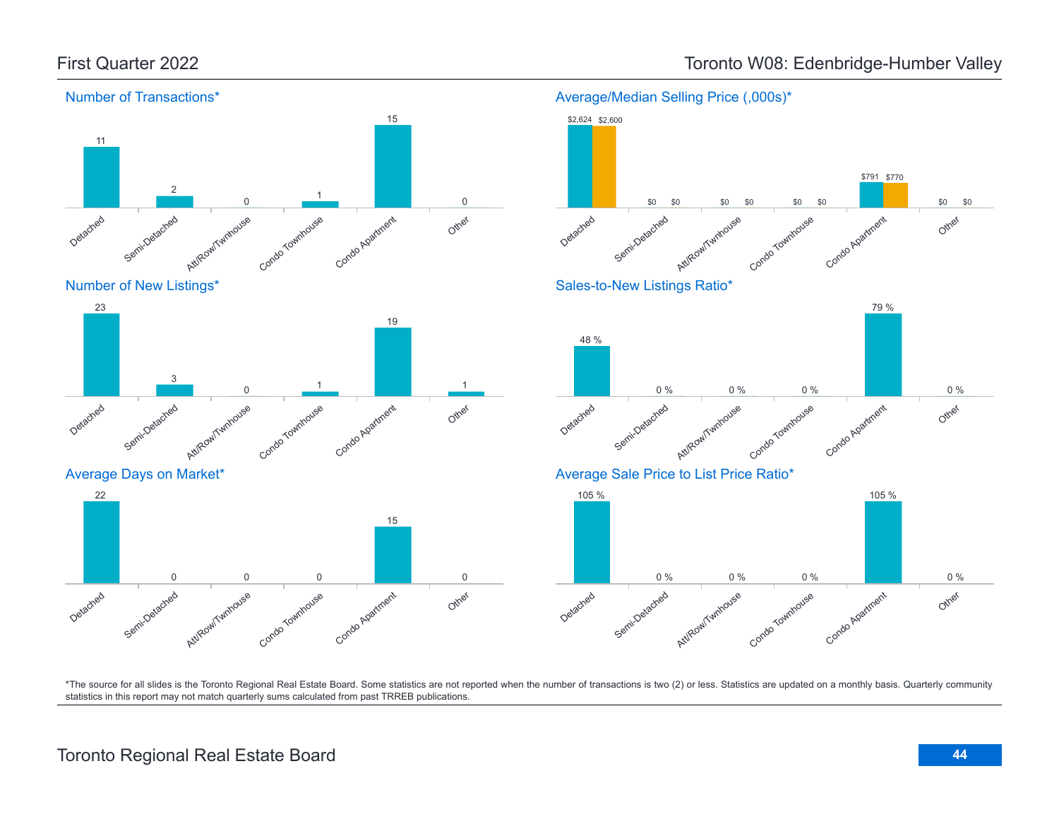# First Quarter 2022

# Toronto W08: Edenbridge-Humber Valley

## Number of Transactions*

| Detached | Semi-Detached | Att/Row/Twnhouse | Condo Townhouse | Condo Apartment | Other |
|---|---|---|---|---|---|
| 11 | 2 | 0 | 1 | 15 | 0 |

## Average/Median Selling Price (,000s)*

| | Detached | Semi-Detached | Att/Row/Twnhouse | Condo Townhouse | Condo Apartment | Other |
|---|---|---|---|---|---|---|
| Average | $2,624 | $0 | $0 | $0 | $791 | $0 |
| Median | $2,600 | $0 | $0 | $0 | $770 | $0 |

## Number of New Listings*

| Detached | Semi-Detached | Att/Row/Twnhouse | Condo Townhouse | Condo Apartment | Other |
|---|---|---|---|---|---|
| 23 | 3 | 0 | 1 | 19 | 1 |

## Sales-to-New Listings Ratio*

| Detached | Semi-Detached | Att/Row/Twnhouse | Condo Townhouse | Condo Apartment | Other |
|---|---|---|---|---|---|
| 48 % | 0 % | 0 % | 0 % | 79 % | 0 % |

## Average Days on Market*

| Detached | Semi-Detached | Att/Row/Twnhouse | Condo Townhouse | Condo Apartment | Other |
|---|---|---|---|---|---|
| 22 | 0 | 0 | 0 | 15 | 0 |

## Average Sale Price to List Price Ratio*

| Detached | Semi-Detached | Att/Row/Twnhouse | Condo Townhouse | Condo Apartment | Other |
|---|---|---|---|---|---|
| 105 % | 0 % | 0 % | 0 % | 105 % | 0 % |

*The source for all slides is the Toronto Regional Real Estate Board. Some statistics are not reported when the number of transactions is two (2) or less. Statistics are updated on a monthly basis. Quarterly community statistics in this report may not match quarterly sums calculated from past TRREB publications.

Toronto Regional Real Estate Board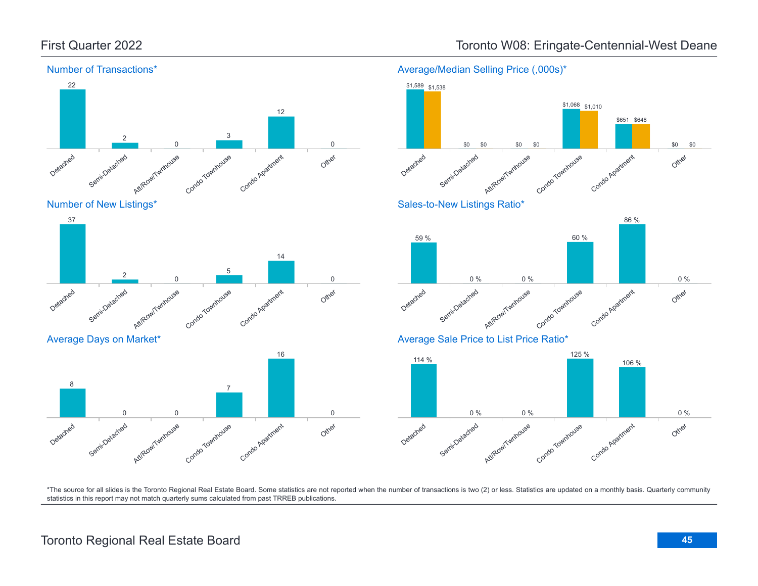# First Quarter 2022

# Toronto W08: Eringate-Centennial-West Deane

## Number of Transactions*

| Detached | Semi-Detached | Att/Row/Twnhouse | Condo Townhouse | Condo Apartment | Other |
|---|---|---|---|---|---|
| 22 | 2 | 0 | 3 | 12 | 0 |

## Average/Median Selling Price (,000s)*

| | Detached | Semi-Detached | Att/Row/Twnhouse | Condo Townhouse | Condo Apartment | Other |
|---|---|---|---|---|---|---|
| Average | $1,589 | $0 | $0 | $1,068 | $651 | $0 |
| Median | $1,538 | $0 | $0 | $1,010 | $648 | $0 |

## Number of New Listings*

| Detached | Semi-Detached | Att/Row/Twnhouse | Condo Townhouse | Condo Apartment | Other |
|---|---|---|---|---|---|
| 37 | 2 | 0 | 5 | 14 | 0 |

## Sales-to-New Listings Ratio*

| Detached | Semi-Detached | Att/Row/Twnhouse | Condo Townhouse | Condo Apartment | Other |
|---|---|---|---|---|---|
| 59 % | 0 % | 0 % | 60 % | 86 % | 0 % |

## Average Days on Market*

| Detached | Semi-Detached | Att/Row/Twnhouse | Condo Townhouse | Condo Apartment | Other |
|---|---|---|---|---|---|
| 8 | 0 | 0 | 7 | 16 | 0 |

## Average Sale Price to List Price Ratio*

| Detached | Semi-Detached | Att/Row/Twnhouse | Condo Townhouse | Condo Apartment | Other |
|---|---|---|---|---|---|
| 114 % | 0 % | 0 % | 125 % | 106 % | 0 % |

*The source for all slides is the Toronto Regional Real Estate Board. Some statistics are not reported when the number of transactions is two (2) or less. Statistics are updated on a monthly basis. Quarterly community statistics in this report may not match quarterly sums calculated from past TRREB publications.

Toronto Regional Real Estate Board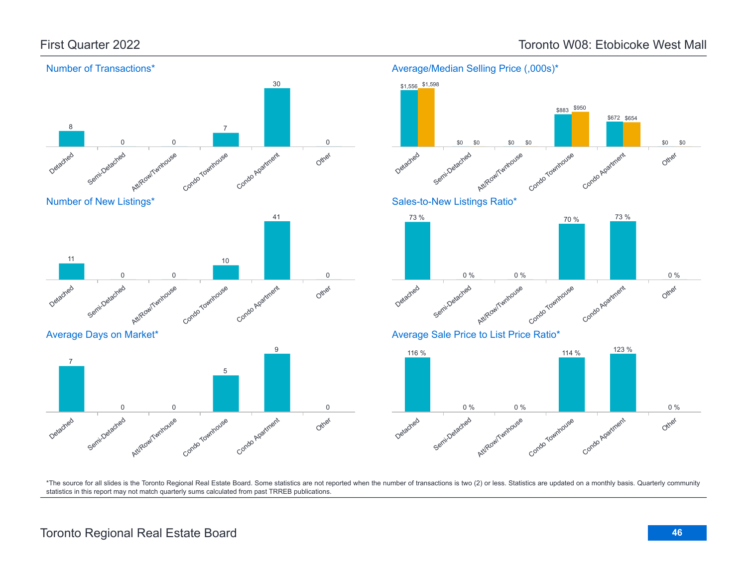# First Quarter 2022

# Toronto W08: Etobicoke West Mall

## Number of Transactions*

| Detached | Semi-Detached | Att/Row/Twnhouse | Condo Townhouse | Condo Apartment | Other |
|---|---|---|---|---|---|
| 8 | 0 | 0 | 7 | 30 | 0 |

## Average/Median Selling Price (,000s)*

| | Detached | Semi-Detached | Att/Row/Twnhouse | Condo Townhouse | Condo Apartment | Other |
|---|---|---|---|---|---|---|
| Average | $1,556 | $0 | $0 | $883 | $672 | $0 |
| Median | $1,598 | $0 | $0 | $950 | $654 | $0 |

## Number of New Listings*

| Detached | Semi-Detached | Att/Row/Twnhouse | Condo Townhouse | Condo Apartment | Other |
|---|---|---|---|---|---|
| 11 | 0 | 0 | 10 | 41 | 0 |

## Sales-to-New Listings Ratio*

| Detached | Semi-Detached | Att/Row/Twnhouse | Condo Townhouse | Condo Apartment | Other |
|---|---|---|---|---|---|
| 73 % | 0 % | 0 % | 70 % | 73 % | 0 % |

## Average Days on Market*

| Detached | Semi-Detached | Att/Row/Twnhouse | Condo Townhouse | Condo Apartment | Other |
|---|---|---|---|---|---|
| 7 | 0 | 0 | 5 | 9 | 0 |

## Average Sale Price to List Price Ratio*

| Detached | Semi-Detached | Att/Row/Twnhouse | Condo Townhouse | Condo Apartment | Other |
|---|---|---|---|---|---|
| 116 % | 0 % | 0 % | 114 % | 123 % | 0 % |

*The source for all slides is the Toronto Regional Real Estate Board. Some statistics are not reported when the number of transactions is two (2) or less. Statistics are updated on a monthly basis. Quarterly community statistics in this report may not match quarterly sums calculated from past TRREB publications.

Toronto Regional Real Estate Board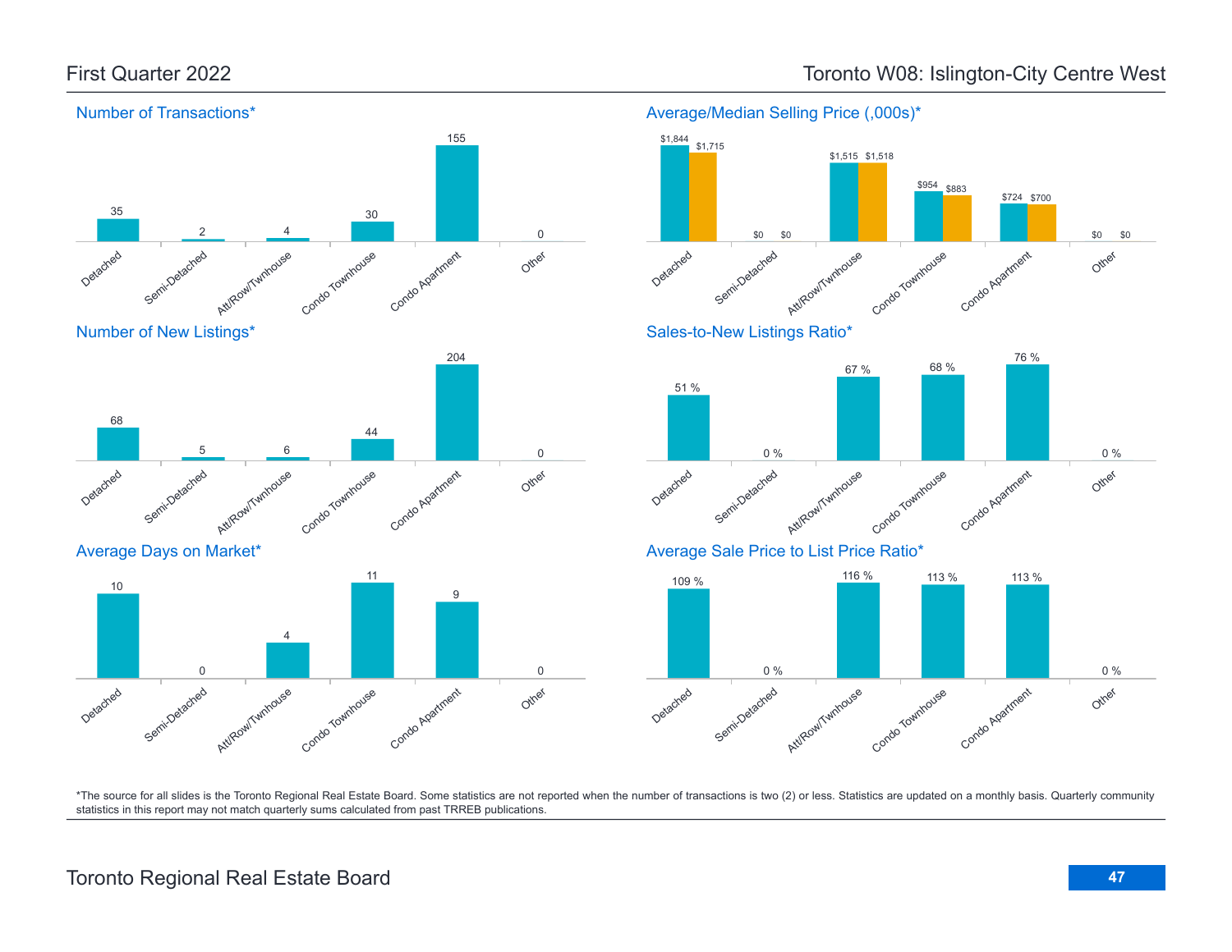First Quarter 2022

# Toronto W08: Islington-City Centre West

## Number of Transactions*

| Detached | Semi-Detached | Att/Row/Twnhouse | Condo Townhouse | Condo Apartment | Other |
|---|---|---|---|---|---|
| 35 | 2 | 4 | 30 | 155 | 0 |

## Average/Median Selling Price (,000s)*

| | Detached | Semi-Detached | Att/Row/Twnhouse | Condo Townhouse | Condo Apartment | Other |
|---|---|---|---|---|---|---|
| Average | $1,844 | $0 | $1,515 | $954 | $724 | $0 |
| Median | $1,715 | $0 | $1,518 | $883 | $700 | $0 |

## Number of New Listings*

| Detached | Semi-Detached | Att/Row/Twnhouse | Condo Townhouse | Condo Apartment | Other |
|---|---|---|---|---|---|
| 68 | 5 | 6 | 44 | 204 | 0 |

## Sales-to-New Listings Ratio*

| Detached | Semi-Detached | Att/Row/Twnhouse | Condo Townhouse | Condo Apartment | Other |
|---|---|---|---|---|---|
| 51 % | 0 % | 67 % | 68 % | 76 % | 0 % |

## Average Days on Market*

| Detached | Semi-Detached | Att/Row/Twnhouse | Condo Townhouse | Condo Apartment | Other |
|---|---|---|---|---|---|
| 10 | 0 | 4 | 11 | 9 | 0 |

## Average Sale Price to List Price Ratio*

| Detached | Semi-Detached | Att/Row/Twnhouse | Condo Townhouse | Condo Apartment | Other |
|---|---|---|---|---|---|
| 109 % | 0 % | 116 % | 113 % | 113 % | 0 % |

*The source for all slides is the Toronto Regional Real Estate Board. Some statistics are not reported when the number of transactions is two (2) or less. Statistics are updated on a monthly basis. Quarterly community statistics in this report may not match quarterly sums calculated from past TRREB publications.

Toronto Regional Real Estate Board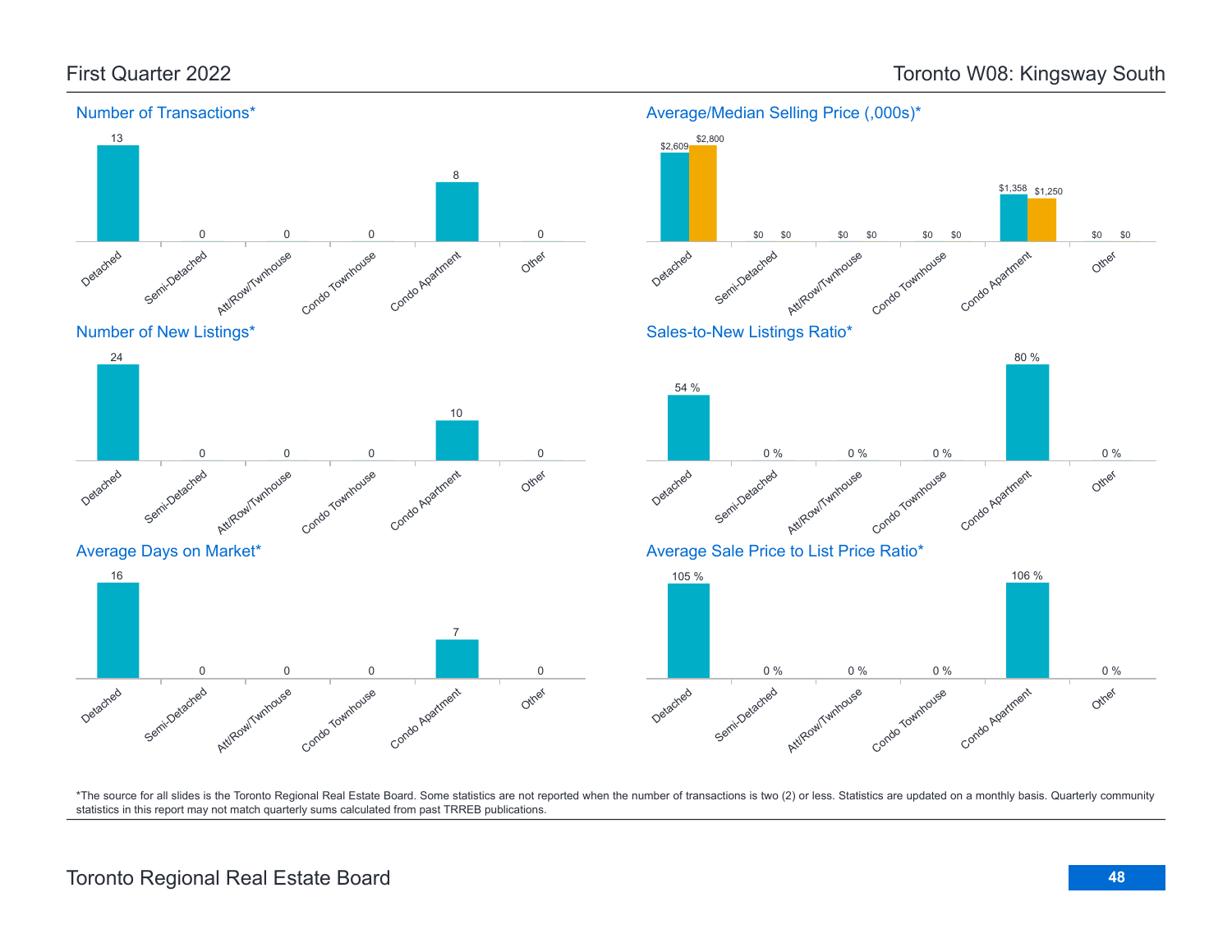# First Quarter 2022

# Toronto W08: Kingsway South

## Number of Transactions*

| Detached | Semi-Detached | Att/Row/Twnhouse | Condo Townhouse | Condo Apartment | Other |
|---|---|---|---|---|---|
| 13 | 0 | 0 | 0 | 8 | 0 |

## Average/Median Selling Price (,000s)*

| | Detached | Semi-Detached | Att/Row/Twnhouse | Condo Townhouse | Condo Apartment | Other |
|---|---|---|---|---|---|---|
| Average | $2,609 | $0 | $0 | $0 | $1,358 | $0 |
| Median | $2,800 | $0 | $0 | $0 | $1,250 | $0 |

## Number of New Listings*

| Detached | Semi-Detached | Att/Row/Twnhouse | Condo Townhouse | Condo Apartment | Other |
|---|---|---|---|---|---|
| 24 | 0 | 0 | 0 | 10 | 0 |

## Sales-to-New Listings Ratio*

| Detached | Semi-Detached | Att/Row/Twnhouse | Condo Townhouse | Condo Apartment | Other |
|---|---|---|---|---|---|
| 54 % | 0 % | 0 % | 0 % | 80 % | 0 % |

## Average Days on Market*

| Detached | Semi-Detached | Att/Row/Twnhouse | Condo Townhouse | Condo Apartment | Other |
|---|---|---|---|---|---|
| 16 | 0 | 0 | 0 | 7 | 0 |

## Average Sale Price to List Price Ratio*

| Detached | Semi-Detached | Att/Row/Twnhouse | Condo Townhouse | Condo Apartment | Other |
|---|---|---|---|---|---|
| 105 % | 0 % | 0 % | 0 % | 106 % | 0 % |

*The source for all slides is the Toronto Regional Real Estate Board. Some statistics are not reported when the number of transactions is two (2) or less. Statistics are updated on a monthly basis. Quarterly community statistics in this report may not match quarterly sums calculated from past TRREB publications.

Toronto Regional Real Estate Board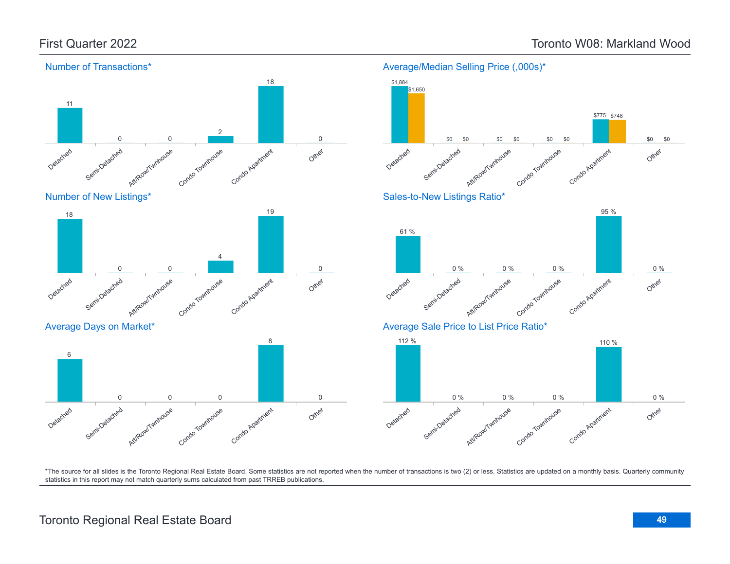# First Quarter 2022

# Toronto W08: Markland Wood

## Number of Transactions*

| Detached | Semi-Detached | Att/Row/Twnhouse | Condo Townhouse | Condo Apartment | Other |
|---|---|---|---|---|---|
| 11 | 0 | 0 | 2 | 18 | 0 |

## Average/Median Selling Price (,000s)*

| | Detached | Semi-Detached | Att/Row/Twnhouse | Condo Townhouse | Condo Apartment | Other |
|---|---|---|---|---|---|---|
| Average | $1,884 | $0 | $0 | $0 | $775 | $0 |
| Median | $1,650 | $0 | $0 | $0 | $748 | $0 |

## Number of New Listings*

| Detached | Semi-Detached | Att/Row/Twnhouse | Condo Townhouse | Condo Apartment | Other |
|---|---|---|---|---|---|
| 18 | 0 | 0 | 4 | 19 | 0 |

## Sales-to-New Listings Ratio*

| Detached | Semi-Detached | Att/Row/Twnhouse | Condo Townhouse | Condo Apartment | Other |
|---|---|---|---|---|---|
| 61 % | 0 % | 0 % | 0 % | 95 % | 0 % |

## Average Days on Market*

| Detached | Semi-Detached | Att/Row/Twnhouse | Condo Townhouse | Condo Apartment | Other |
|---|---|---|---|---|---|
| 6 | 0 | 0 | 0 | 8 | 0 |

## Average Sale Price to List Price Ratio*

| Detached | Semi-Detached | Att/Row/Twnhouse | Condo Townhouse | Condo Apartment | Other |
|---|---|---|---|---|---|
| 112 % | 0 % | 0 % | 0 % | 110 % | 0 % |

*The source for all slides is the Toronto Regional Real Estate Board. Some statistics are not reported when the number of transactions is two (2) or less. Statistics are updated on a monthly basis. Quarterly community statistics in this report may not match quarterly sums calculated from past TRREB publications.

Toronto Regional Real Estate Board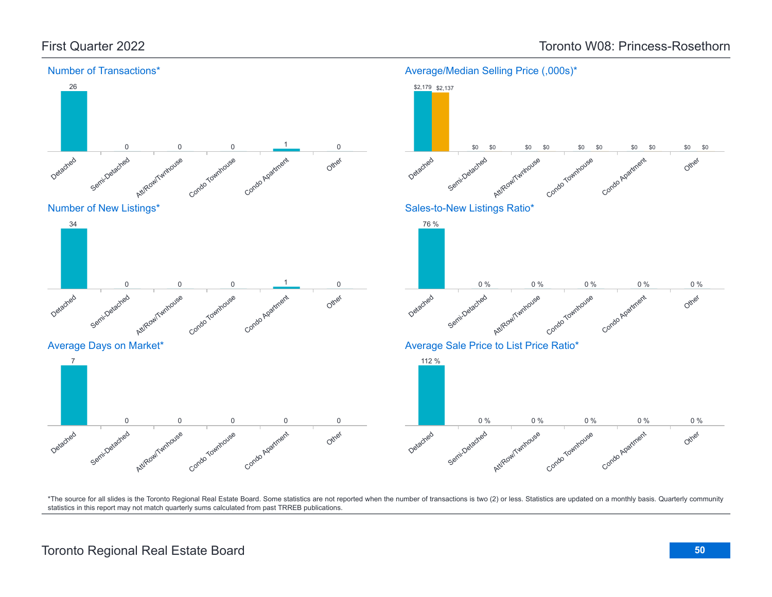# First Quarter 2022

# Toronto W08: Princess-Rosethorn

## Number of Transactions*

| Detached | Semi-Detached | Att/Row/Twnhouse | Condo Townhouse | Condo Apartment | Other |
|---|---|---|---|---|---|
| 26 | 0 | 0 | 0 | 1 | 0 |

## Average/Median Selling Price (,000s)*

| | Detached | Semi-Detached | Att/Row/Twnhouse | Condo Townhouse | Condo Apartment | Other |
|---|---|---|---|---|---|---|
| Average | $2,179 | $0 | $0 | $0 | $0 | $0 |
| Median | $2,137 | $0 | $0 | $0 | $0 | $0 |

## Number of New Listings*

| Detached | Semi-Detached | Att/Row/Twnhouse | Condo Townhouse | Condo Apartment | Other |
|---|---|---|---|---|---|
| 34 | 0 | 0 | 0 | 1 | 0 |

## Sales-to-New Listings Ratio*

| Detached | Semi-Detached | Att/Row/Twnhouse | Condo Townhouse | Condo Apartment | Other |
|---|---|---|---|---|---|
| 76 % | 0 % | 0 % | 0 % | 0 % | 0 % |

## Average Days on Market*

| Detached | Semi-Detached | Att/Row/Twnhouse | Condo Townhouse | Condo Apartment | Other |
|---|---|---|---|---|---|
| 7 | 0 | 0 | 0 | 0 | 0 |

## Average Sale Price to List Price Ratio*

| Detached | Semi-Detached | Att/Row/Twnhouse | Condo Townhouse | Condo Apartment | Other |
|---|---|---|---|---|---|
| 112 % | 0 % | 0 % | 0 % | 0 % | 0 % |

*The source for all slides is the Toronto Regional Real Estate Board. Some statistics are not reported when the number of transactions is two (2) or less. Statistics are updated on a monthly basis. Quarterly community statistics in this report may not match quarterly sums calculated from past TRREB publications.

Toronto Regional Real Estate Board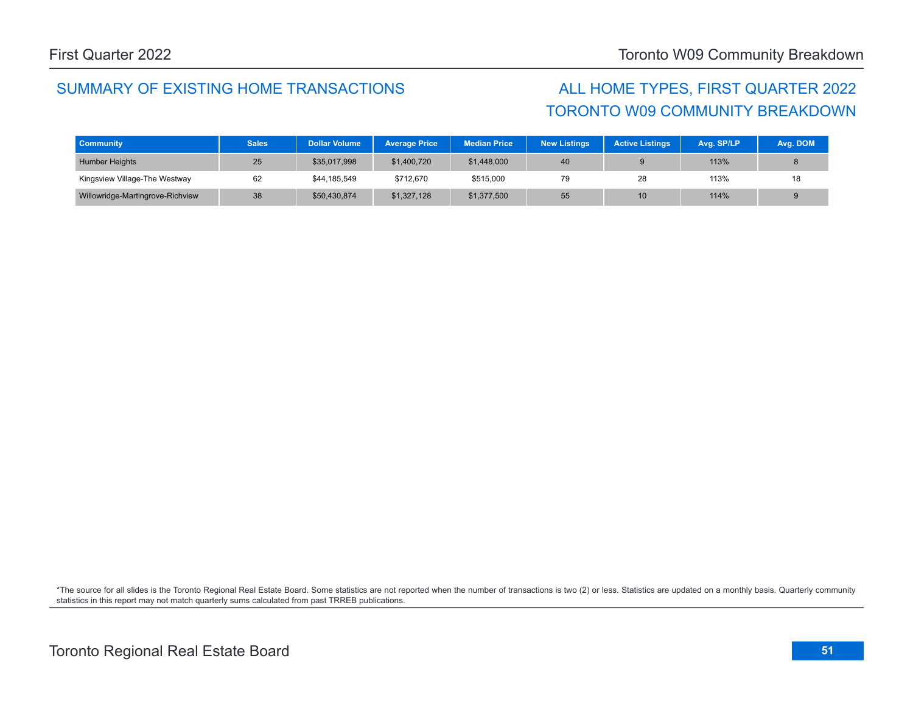## SUMMARY OF EXISTING HOME TRANSACTIONS

## ALL HOME TYPES, FIRST QUARTER 2022
## TORONTO W09 COMMUNITY BREAKDOWN

| Community | Sales | Dollar Volume | Average Price | Median Price | New Listings | Active Listings | Avg. SP/LP | Avg. DOM |
|---|---|---|---|---|---|---|---|---|
| Humber Heights | 25 | $35,017,998 | $1,400,720 | $1,448,000 | 40 | 9 | 113% | 8 |
| Kingsview Village-The Westway | 62 | $44,185,549 | $712,670 | $515,000 | 79 | 28 | 113% | 18 |
| Willowridge-Martingrove-Richview | 38 | $50,430,874 | $1,327,128 | $1,377,500 | 55 | 10 | 114% | 9 |

*The source for all slides is the Toronto Regional Real Estate Board. Some statistics are not reported when the number of transactions is two (2) or less. Statistics are updated on a monthly basis. Quarterly community statistics in this report may not match quarterly sums calculated from past TRREB publications.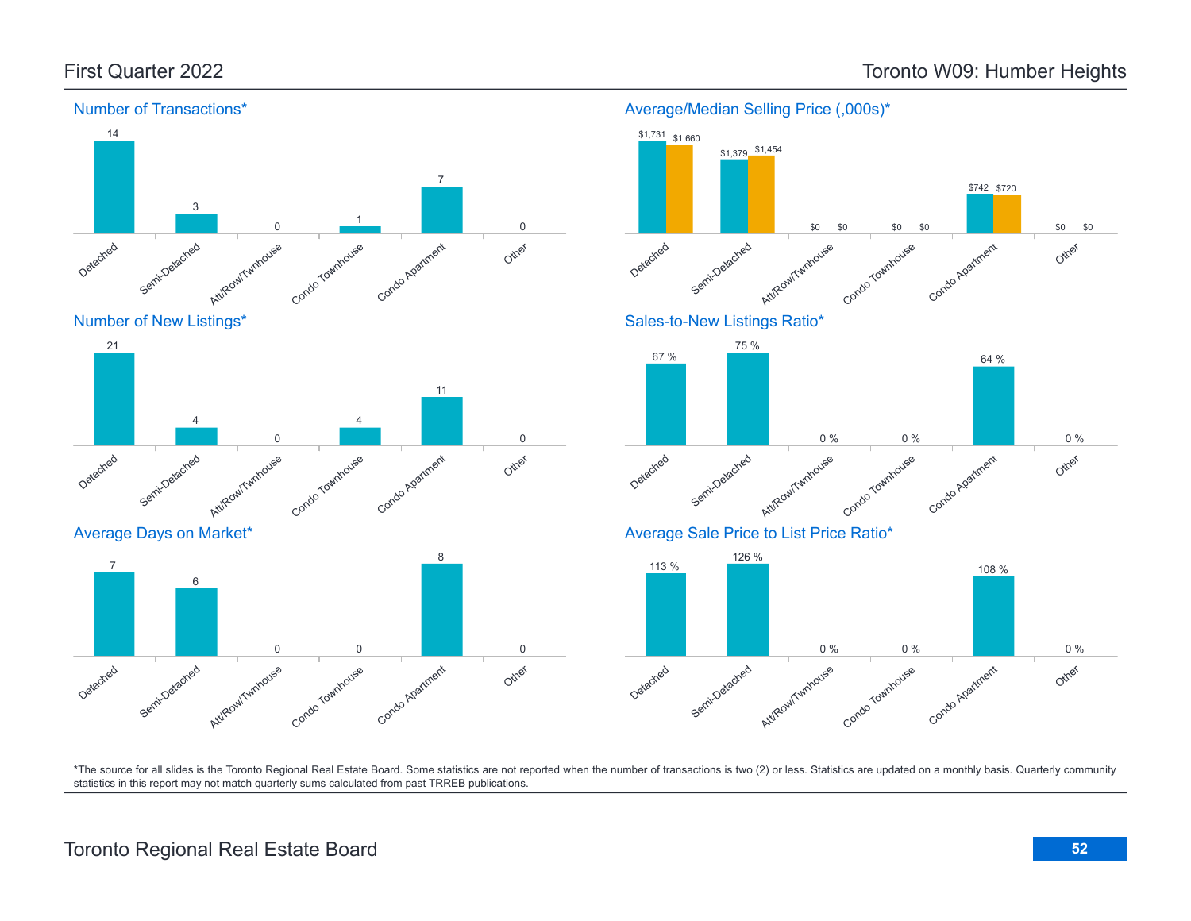# First Quarter 2022 — Toronto W09: Humber Heights

## Number of Transactions*

| Detached | Semi-Detached | Att/Row/Twnhouse | Condo Townhouse | Condo Apartment | Other |
|---|---|---|---|---|---|
| 14 | 3 | 0 | 1 | 7 | 0 |

## Average/Median Selling Price (,000s)*

| | Detached | Semi-Detached | Att/Row/Twnhouse | Condo Townhouse | Condo Apartment | Other |
|---|---|---|---|---|---|---|
| Average | $1,731 | $1,379 | $0 | $0 | $742 | $0 |
| Median | $1,660 | $1,454 | $0 | $0 | $720 | $0 |

## Number of New Listings*

| Detached | Semi-Detached | Att/Row/Twnhouse | Condo Townhouse | Condo Apartment | Other |
|---|---|---|---|---|---|
| 21 | 4 | 0 | 4 | 11 | 0 |

## Sales-to-New Listings Ratio*

| Detached | Semi-Detached | Att/Row/Twnhouse | Condo Townhouse | Condo Apartment | Other |
|---|---|---|---|---|---|
| 67 % | 75 % | 0 % | 0 % | 64 % | 0 % |

## Average Days on Market*

| Detached | Semi-Detached | Att/Row/Twnhouse | Condo Townhouse | Condo Apartment | Other |
|---|---|---|---|---|---|
| 7 | 6 | 0 | 0 | 8 | 0 |

## Average Sale Price to List Price Ratio*

| Detached | Semi-Detached | Att/Row/Twnhouse | Condo Townhouse | Condo Apartment | Other |
|---|---|---|---|---|---|
| 113 % | 126 % | 0 % | 0 % | 108 % | 0 % |

*The source for all slides is the Toronto Regional Real Estate Board. Some statistics are not reported when the number of transactions is two (2) or less. Statistics are updated on a monthly basis. Quarterly community statistics in this report may not match quarterly sums calculated from past TRREB publications.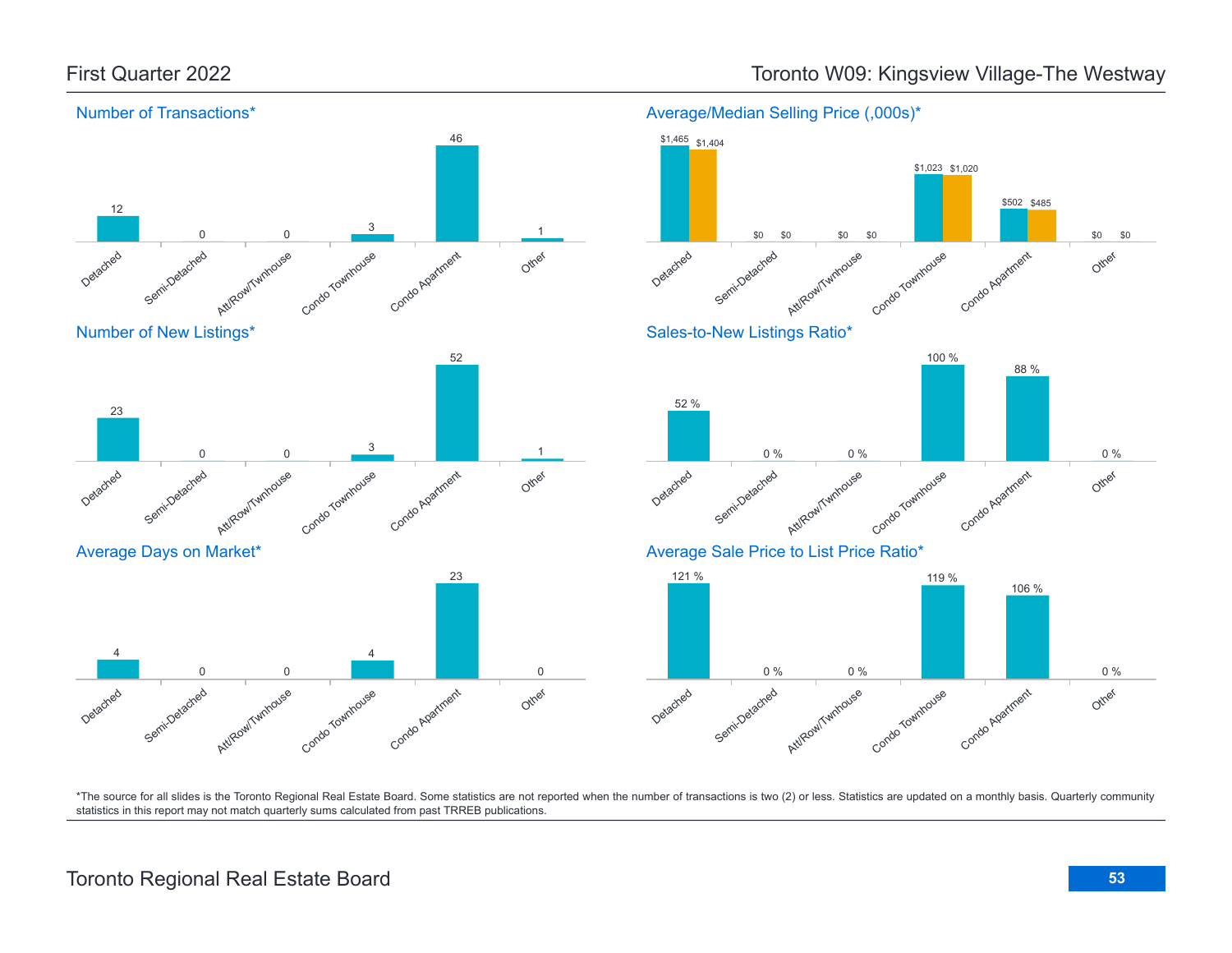# First Quarter 2022

# Toronto W09: Kingsview Village-The Westway

## Number of Transactions*

| Detached | Semi-Detached | Att/Row/Twnhouse | Condo Townhouse | Condo Apartment | Other |
|---|---|---|---|---|---|
| 12 | 0 | 0 | 3 | 46 | 1 |

## Average/Median Selling Price (,000s)*

| | Detached | Semi-Detached | Att/Row/Twnhouse | Condo Townhouse | Condo Apartment | Other |
|---|---|---|---|---|---|---|
| Average | $1,465 | $0 | $0 | $1,023 | $502 | $0 |
| Median | $1,404 | $0 | $0 | $1,020 | $485 | $0 |

## Number of New Listings*

| Detached | Semi-Detached | Att/Row/Twnhouse | Condo Townhouse | Condo Apartment | Other |
|---|---|---|---|---|---|
| 23 | 0 | 0 | 3 | 52 | 1 |

## Sales-to-New Listings Ratio*

| Detached | Semi-Detached | Att/Row/Twnhouse | Condo Townhouse | Condo Apartment | Other |
|---|---|---|---|---|---|
| 52 % | 0 % | 0 % | 100 % | 88 % | 0 % |

## Average Days on Market*

| Detached | Semi-Detached | Att/Row/Twnhouse | Condo Townhouse | Condo Apartment | Other |
|---|---|---|---|---|---|
| 4 | 0 | 0 | 4 | 23 | 0 |

## Average Sale Price to List Price Ratio*

| Detached | Semi-Detached | Att/Row/Twnhouse | Condo Townhouse | Condo Apartment | Other |
|---|---|---|---|---|---|
| 121 % | 0 % | 0 % | 119 % | 106 % | 0 % |

*The source for all slides is the Toronto Regional Real Estate Board. Some statistics are not reported when the number of transactions is two (2) or less. Statistics are updated on a monthly basis. Quarterly community statistics in this report may not match quarterly sums calculated from past TRREB publications.

Toronto Regional Real Estate Board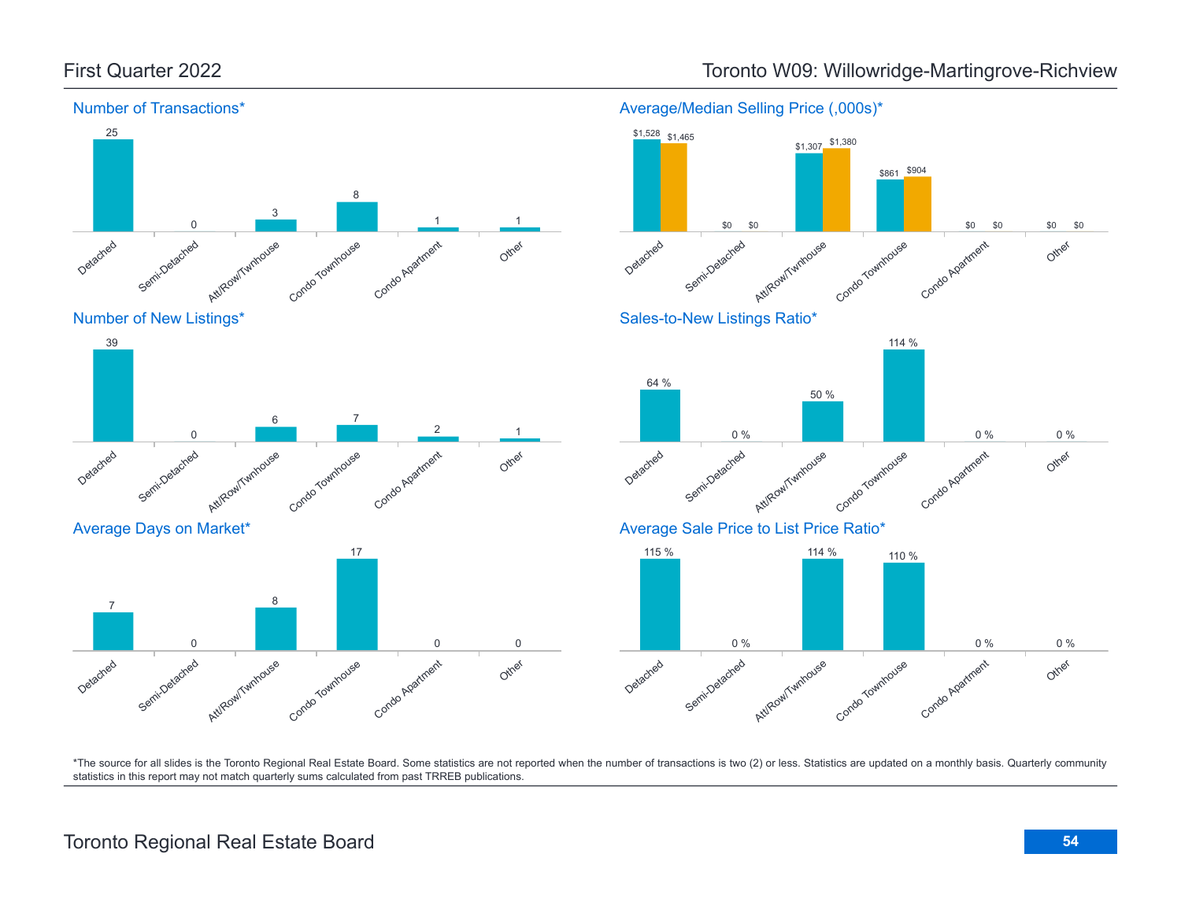## First Quarter 2022

## Toronto W09: Willowridge-Martingrove-Richview

### Number of Transactions*

| Detached | Semi-Detached | Att/Row/Twnhouse | Condo Townhouse | Condo Apartment | Other |
|---|---|---|---|---|---|
| 25 | 0 | 3 | 8 | 1 | 1 |

### Average/Median Selling Price (,000s)*

| | Detached | Semi-Detached | Att/Row/Twnhouse | Condo Townhouse | Condo Apartment | Other |
|---|---|---|---|---|---|---|
| Average | $1,528 | $0 | $1,307 | $861 | $0 | $0 |
| Median | $1,465 | $0 | $1,380 | $904 | $0 | $0 |

### Number of New Listings*

| Detached | Semi-Detached | Att/Row/Twnhouse | Condo Townhouse | Condo Apartment | Other |
|---|---|---|---|---|---|
| 39 | 0 | 6 | 7 | 2 | 1 |

### Sales-to-New Listings Ratio*

| Detached | Semi-Detached | Att/Row/Twnhouse | Condo Townhouse | Condo Apartment | Other |
|---|---|---|---|---|---|
| 64 % | 0 % | 50 % | 114 % | 0 % | 0 % |

### Average Days on Market*

| Detached | Semi-Detached | Att/Row/Twnhouse | Condo Townhouse | Condo Apartment | Other |
|---|---|---|---|---|---|
| 7 | 0 | 8 | 17 | 0 | 0 |

### Average Sale Price to List Price Ratio*

| Detached | Semi-Detached | Att/Row/Twnhouse | Condo Townhouse | Condo Apartment | Other |
|---|---|---|---|---|---|
| 115 % | 0 % | 114 % | 110 % | 0 % | 0 % |

*The source for all slides is the Toronto Regional Real Estate Board. Some statistics are not reported when the number of transactions is two (2) or less. Statistics are updated on a monthly basis. Quarterly community statistics in this report may not match quarterly sums calculated from past TRREB publications.

Toronto Regional Real Estate Board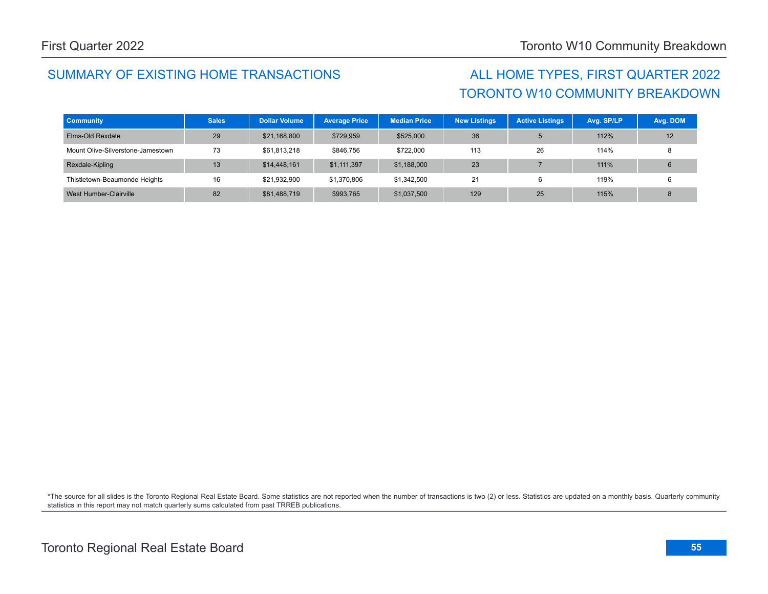## SUMMARY OF EXISTING HOME TRANSACTIONS

## ALL HOME TYPES, FIRST QUARTER 2022
## TORONTO W10 COMMUNITY BREAKDOWN

| Community | Sales | Dollar Volume | Average Price | Median Price | New Listings | Active Listings | Avg. SP/LP | Avg. DOM |
|---|---|---|---|---|---|---|---|---|
| Elms-Old Rexdale | 29 | $21,168,800 | $729,959 | $525,000 | 36 | 5 | 112% | 12 |
| Mount Olive-Silverstone-Jamestown | 73 | $61,813,218 | $846,756 | $722,000 | 113 | 26 | 114% | 8 |
| Rexdale-Kipling | 13 | $14,448,161 | $1,111,397 | $1,188,000 | 23 | 7 | 111% | 6 |
| Thistletown-Beaumonde Heights | 16 | $21,932,900 | $1,370,806 | $1,342,500 | 21 | 6 | 119% | 6 |
| West Humber-Clairville | 82 | $81,488,719 | $993,765 | $1,037,500 | 129 | 25 | 115% | 8 |

*The source for all slides is the Toronto Regional Real Estate Board. Some statistics are not reported when the number of transactions is two (2) or less. Statistics are updated on a monthly basis. Quarterly community statistics in this report may not match quarterly sums calculated from past TRREB publications.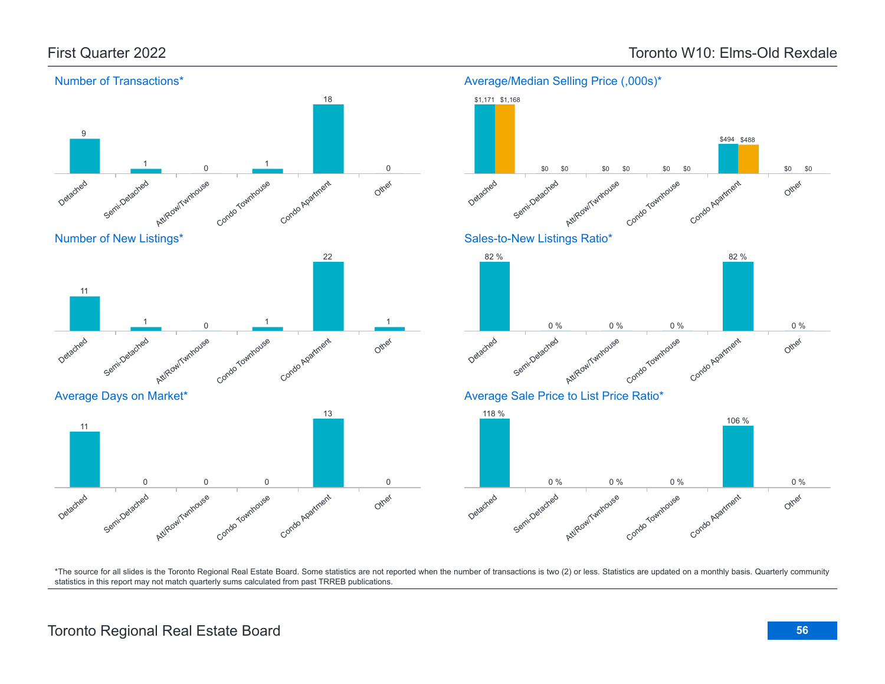# First Quarter 2022

# Toronto W10: Elms-Old Rexdale

## Number of Transactions*

| Detached | Semi-Detached | Att/Row/Twnhouse | Condo Townhouse | Condo Apartment | Other |
|---|---|---|---|---|---|
| 9 | 1 | 0 | 1 | 18 | 0 |

## Average/Median Selling Price (,000s)*

| | Detached | Semi-Detached | Att/Row/Twnhouse | Condo Townhouse | Condo Apartment | Other |
|---|---|---|---|---|---|---|
| Average | $1,171 | $0 | $0 | $0 | $494 | $0 |
| Median | $1,168 | $0 | $0 | $0 | $488 | $0 |

## Number of New Listings*

| Detached | Semi-Detached | Att/Row/Twnhouse | Condo Townhouse | Condo Apartment | Other |
|---|---|---|---|---|---|
| 11 | 1 | 0 | 1 | 22 | 1 |

## Sales-to-New Listings Ratio*

| Detached | Semi-Detached | Att/Row/Twnhouse | Condo Townhouse | Condo Apartment | Other |
|---|---|---|---|---|---|
| 82 % | 0 % | 0 % | 0 % | 82 % | 0 % |

## Average Days on Market*

| Detached | Semi-Detached | Att/Row/Twnhouse | Condo Townhouse | Condo Apartment | Other |
|---|---|---|---|---|---|
| 11 | 0 | 0 | 0 | 13 | 0 |

## Average Sale Price to List Price Ratio*

| Detached | Semi-Detached | Att/Row/Twnhouse | Condo Townhouse | Condo Apartment | Other |
|---|---|---|---|---|---|
| 118 % | 0 % | 0 % | 0 % | 106 % | 0 % |

*The source for all slides is the Toronto Regional Real Estate Board. Some statistics are not reported when the number of transactions is two (2) or less. Statistics are updated on a monthly basis. Quarterly community statistics in this report may not match quarterly sums calculated from past TRREB publications.

Toronto Regional Real Estate Board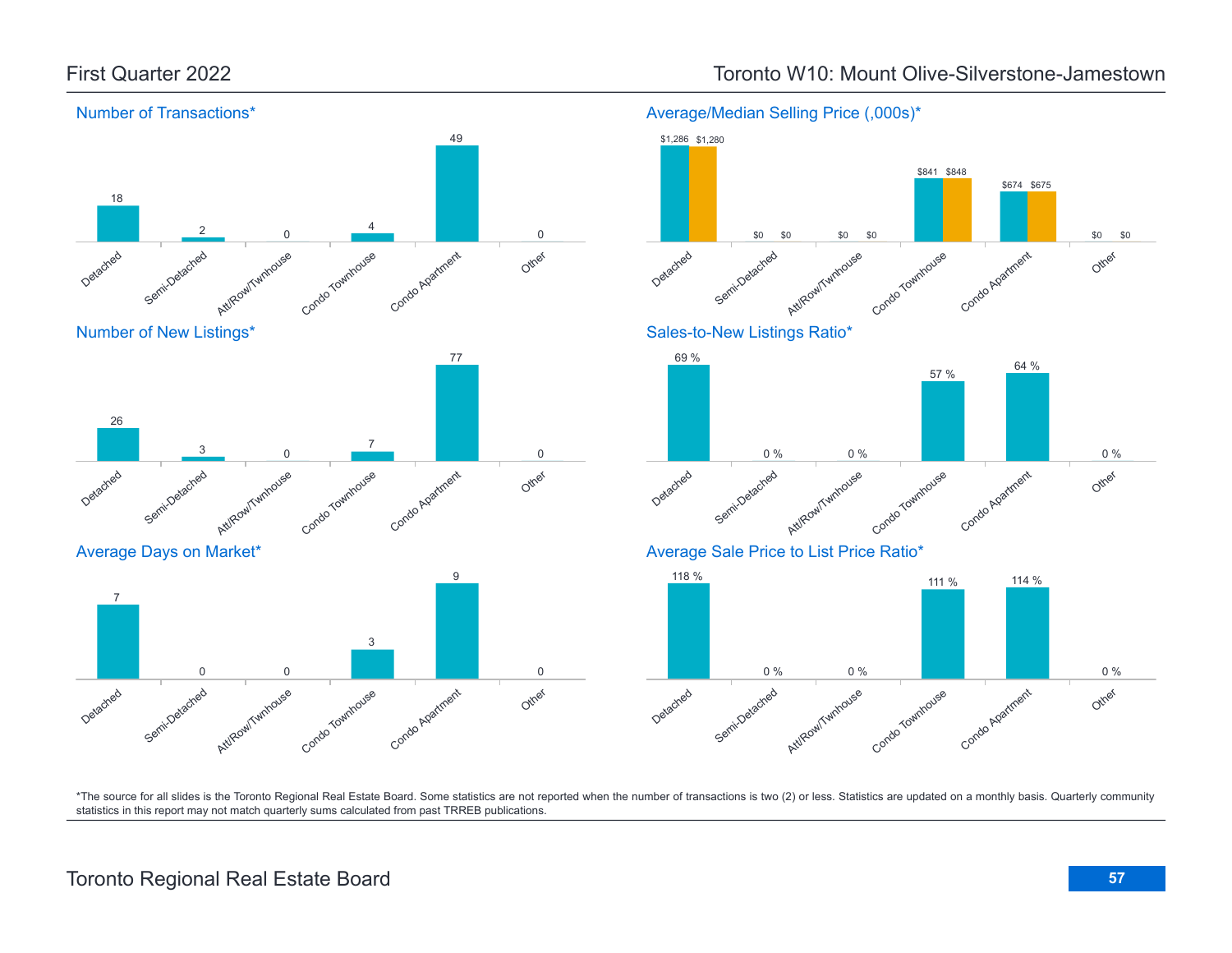# First Quarter 2022

# Toronto W10: Mount Olive-Silverstone-Jamestown

## Number of Transactions*

| Detached | Semi-Detached | Att/Row/Twnhouse | Condo Townhouse | Condo Apartment | Other |
|---|---|---|---|---|---|
| 18 | 2 | 0 | 4 | 49 | 0 |

## Average/Median Selling Price (,000s)*

| | Detached | Semi-Detached | Att/Row/Twnhouse | Condo Townhouse | Condo Apartment | Other |
|---|---|---|---|---|---|---|
| Average | $1,286 | $0 | $0 | $841 | $674 | $0 |
| Median | $1,280 | $0 | $0 | $848 | $675 | $0 |

## Number of New Listings*

| Detached | Semi-Detached | Att/Row/Twnhouse | Condo Townhouse | Condo Apartment | Other |
|---|---|---|---|---|---|
| 26 | 3 | 0 | 7 | 77 | 0 |

## Sales-to-New Listings Ratio*

| Detached | Semi-Detached | Att/Row/Twnhouse | Condo Townhouse | Condo Apartment | Other |
|---|---|---|---|---|---|
| 69 % | 0 % | 0 % | 57 % | 64 % | 0 % |

## Average Days on Market*

| Detached | Semi-Detached | Att/Row/Twnhouse | Condo Townhouse | Condo Apartment | Other |
|---|---|---|---|---|---|
| 7 | 0 | 0 | 3 | 9 | 0 |

## Average Sale Price to List Price Ratio*

| Detached | Semi-Detached | Att/Row/Twnhouse | Condo Townhouse | Condo Apartment | Other |
|---|---|---|---|---|---|
| 118 % | 0 % | 0 % | 111 % | 114 % | 0 % |

*The source for all slides is the Toronto Regional Real Estate Board. Some statistics are not reported when the number of transactions is two (2) or less. Statistics are updated on a monthly basis. Quarterly community statistics in this report may not match quarterly sums calculated from past TRREB publications.

Toronto Regional Real Estate Board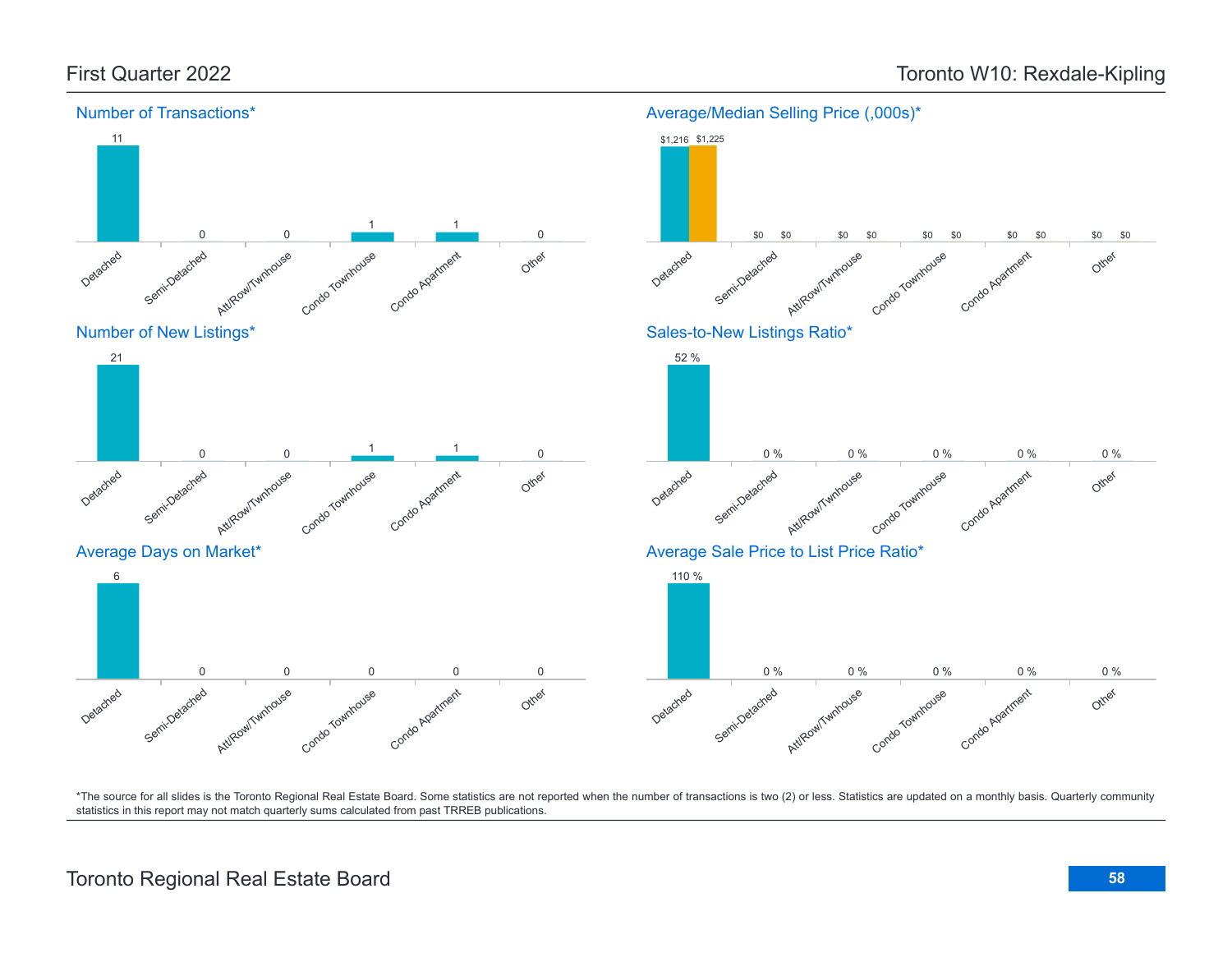# First Quarter 2022 — Toronto W10: Rexdale-Kipling

## Number of Transactions*

| Detached | Semi-Detached | Att/Row/Twnhouse | Condo Townhouse | Condo Apartment | Other |
|---|---|---|---|---|---|
| 11 | 0 | 0 | 1 | 1 | 0 |

## Average/Median Selling Price (,000s)*

| | Detached | Semi-Detached | Att/Row/Twnhouse | Condo Townhouse | Condo Apartment | Other |
|---|---|---|---|---|---|---|
| Average | $1,216 | $0 | $0 | $0 | $0 | $0 |
| Median | $1,225 | $0 | $0 | $0 | $0 | $0 |

## Number of New Listings*

| Detached | Semi-Detached | Att/Row/Twnhouse | Condo Townhouse | Condo Apartment | Other |
|---|---|---|---|---|---|
| 21 | 0 | 0 | 1 | 1 | 0 |

## Sales-to-New Listings Ratio*

| Detached | Semi-Detached | Att/Row/Twnhouse | Condo Townhouse | Condo Apartment | Other |
|---|---|---|---|---|---|
| 52 % | 0 % | 0 % | 0 % | 0 % | 0 % |

## Average Days on Market*

| Detached | Semi-Detached | Att/Row/Twnhouse | Condo Townhouse | Condo Apartment | Other |
|---|---|---|---|---|---|
| 6 | 0 | 0 | 0 | 0 | 0 |

## Average Sale Price to List Price Ratio*

| Detached | Semi-Detached | Att/Row/Twnhouse | Condo Townhouse | Condo Apartment | Other |
|---|---|---|---|---|---|
| 110 % | 0 % | 0 % | 0 % | 0 % | 0 % |

*The source for all slides is the Toronto Regional Real Estate Board. Some statistics are not reported when the number of transactions is two (2) or less. Statistics are updated on a monthly basis. Quarterly community statistics in this report may not match quarterly sums calculated from past TRREB publications.

Toronto Regional Real Estate Board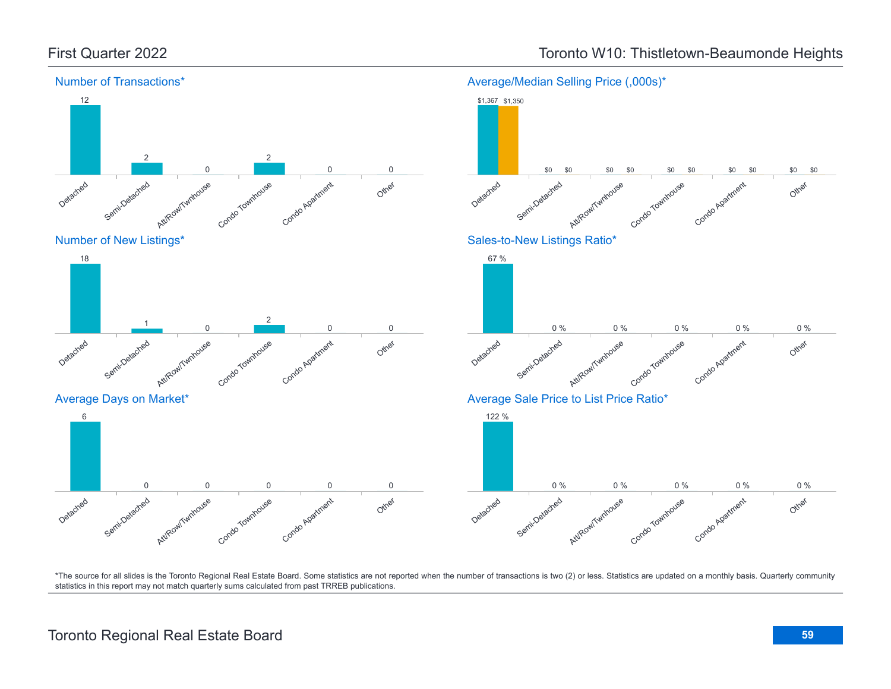First Quarter 2022

Toronto W10: Thistletown-Beaumonde Heights

## Number of Transactions*

| Detached | Semi-Detached | Att/Row/Twnhouse | Condo Townhouse | Condo Apartment | Other |
|---|---|---|---|---|---|
| 12 | 2 | 0 | 2 | 0 | 0 |

## Average/Median Selling Price (,000s)*

| | Detached | Semi-Detached | Att/Row/Twnhouse | Condo Townhouse | Condo Apartment | Other |
|---|---|---|---|---|---|---|
| Average | $1,367 | $0 | $0 | $0 | $0 | $0 |
| Median | $1,350 | $0 | $0 | $0 | $0 | $0 |

## Number of New Listings*

| Detached | Semi-Detached | Att/Row/Twnhouse | Condo Townhouse | Condo Apartment | Other |
|---|---|---|---|---|---|
| 18 | 1 | 0 | 2 | 0 | 0 |

## Sales-to-New Listings Ratio*

| Detached | Semi-Detached | Att/Row/Twnhouse | Condo Townhouse | Condo Apartment | Other |
|---|---|---|---|---|---|
| 67 % | 0 % | 0 % | 0 % | 0 % | 0 % |

## Average Days on Market*

| Detached | Semi-Detached | Att/Row/Twnhouse | Condo Townhouse | Condo Apartment | Other |
|---|---|---|---|---|---|
| 6 | 0 | 0 | 0 | 0 | 0 |

## Average Sale Price to List Price Ratio*

| Detached | Semi-Detached | Att/Row/Twnhouse | Condo Townhouse | Condo Apartment | Other |
|---|---|---|---|---|---|
| 122 % | 0 % | 0 % | 0 % | 0 % | 0 % |

*The source for all slides is the Toronto Regional Real Estate Board. Some statistics are not reported when the number of transactions is two (2) or less. Statistics are updated on a monthly basis. Quarterly community statistics in this report may not match quarterly sums calculated from past TRREB publications.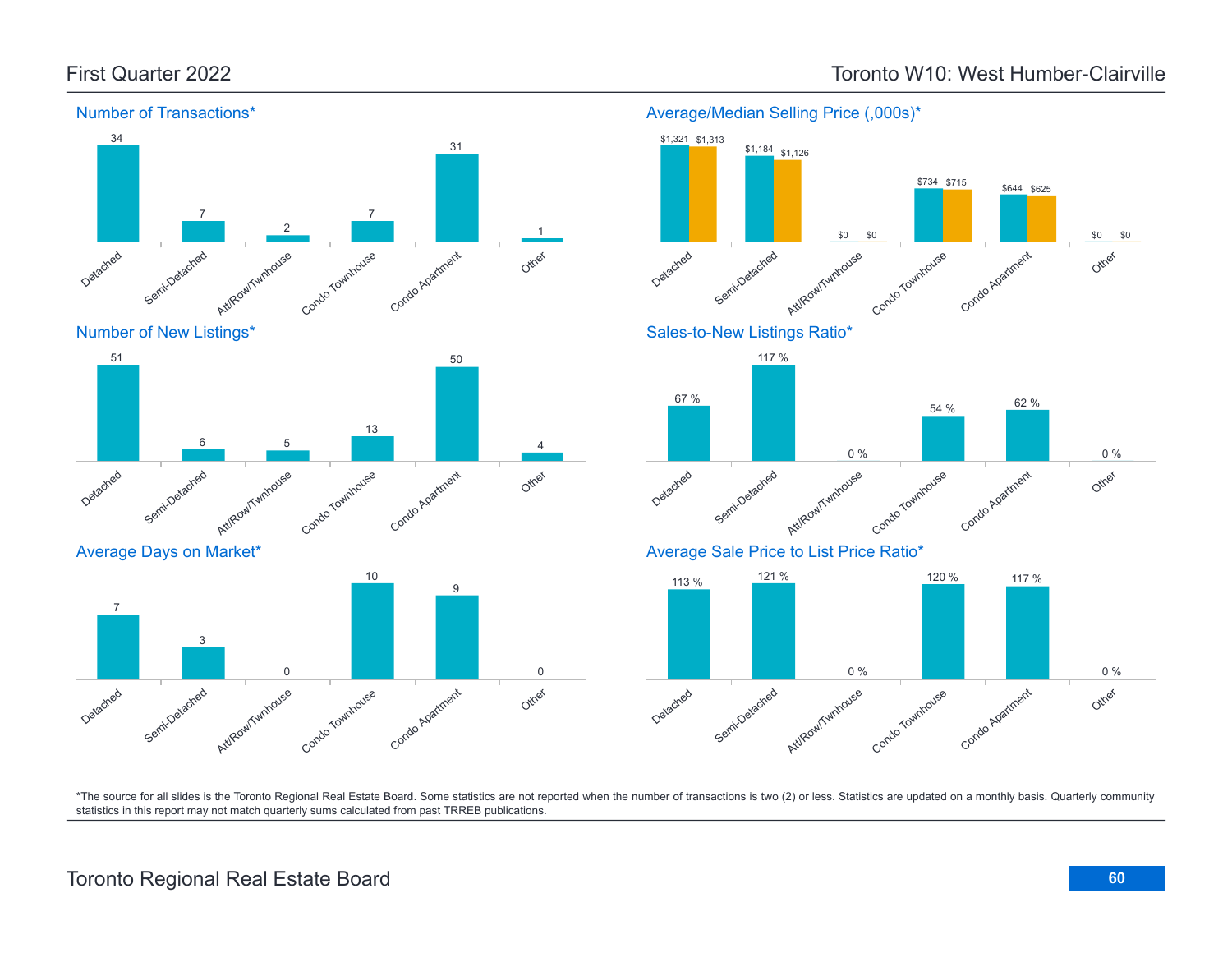First Quarter 2022

Toronto W10: West Humber-Clairville

## Number of Transactions*

34
7
2
7
31
1

Detached
Semi-Detached
Att/Row/Twnhouse
Condo Townhouse
Condo Apartment
Other

## Average/Median Selling Price (,000s)*

$1,321 $1,313
$1,184 $1,126
$0 $0
$734 $715
$644 $625
$0 $0

Detached
Semi-Detached
Att/Row/Twnhouse
Condo Townhouse
Condo Apartment
Other

## Number of New Listings*

51
6
5
13
50
4

Detached
Semi-Detached
Att/Row/Twnhouse
Condo Townhouse
Condo Apartment
Other

## Sales-to-New Listings Ratio*

67 %
117 %
0 %
54 %
62 %
0 %

Detached
Semi-Detached
Att/Row/Twnhouse
Condo Townhouse
Condo Apartment
Other

## Average Days on Market*

7
3
0
10
9
0

Detached
Semi-Detached
Att/Row/Twnhouse
Condo Townhouse
Condo Apartment
Other

## Average Sale Price to List Price Ratio*

113 %
121 %
0 %
120 %
117 %
0 %

Detached
Semi-Detached
Att/Row/Twnhouse
Condo Townhouse
Condo Apartment
Other

*The source for all slides is the Toronto Regional Real Estate Board. Some statistics are not reported when the number of transactions is two (2) or less. Statistics are updated on a monthly basis. Quarterly community statistics in this report may not match quarterly sums calculated from past TRREB publications.

Toronto Regional Real Estate Board